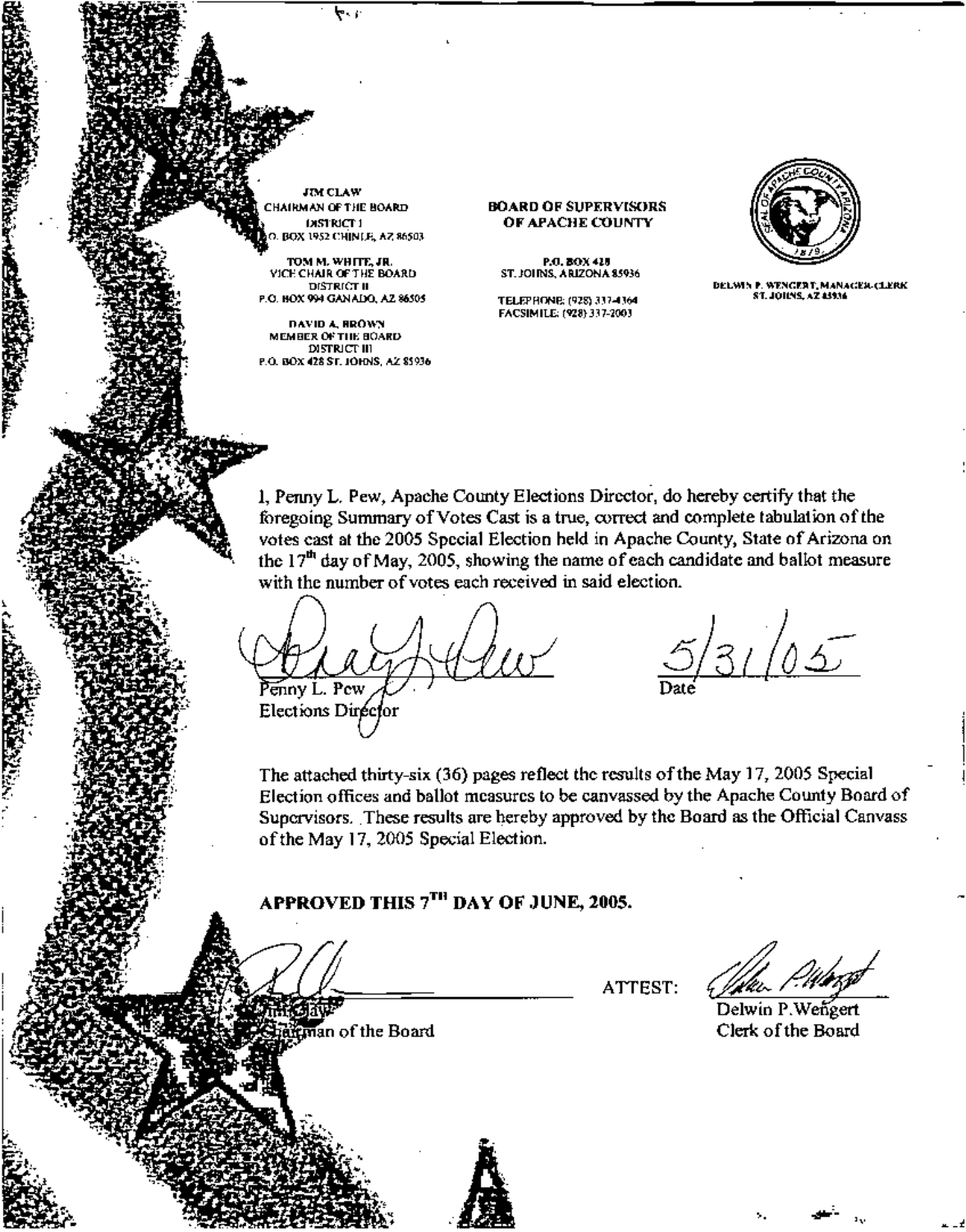JIM CLAW
CHAIRMAN OF THE BOARD
DISTRICT I
P.O. BOX 1952 CHINLE, AZ 86503

TOM M. WHITE, JR.
VICE CHAIR OF THE BOARD
DISTRICT II
P.O. BOX 994 GANADO, AZ 86505

DAVID A. BROWN
MEMBER OF THE BOARD
DISTRICT III
P.O. BOX 428 ST. JOHNS, AZ 85936

**BOARD OF SUPERVISORS OF APACHE COUNTY**

P.O. BOX 428
ST. JOHNS, ARIZONA 85936

TELEPHONE: (928) 337-4364
FACSIMILE: (928) 337-2003

SEAL OF APACHE COUNTY ARIZONA 1879

DELWIN P. WENGERT, MANAGER-CLERK
ST. JOHNS, AZ 85936

I, Penny L. Pew, Apache County Elections Director, do hereby certify that the foregoing Summary of Votes Cast is a true, correct and complete tabulation of the votes cast at the 2005 Special Election held in Apache County, State of Arizona on the 17th day of May, 2005, showing the name of each candidate and ballot measure with the number of votes each received in said election.

Penny L. Pew
Elections Director

5/31/05
Date

The attached thirty-six (36) pages reflect the results of the May 17, 2005 Special Election offices and ballot measures to be canvassed by the Apache County Board of Supervisors. These results are hereby approved by the Board as the Official Canvass of the May 17, 2005 Special Election.

**APPROVED THIS 7TH DAY OF JUNE, 2005.**

Jim Claw
Chairman of the Board

ATTEST:

Delwin P. Wengert
Clerk of the Board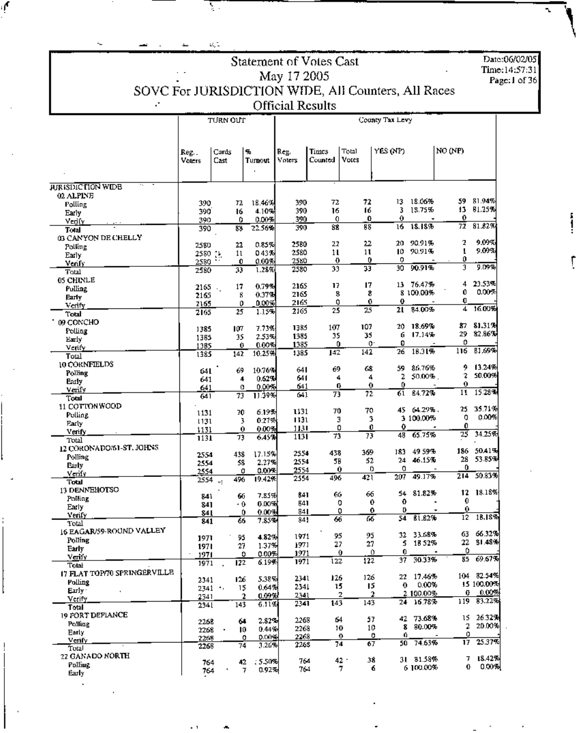# Statement of Votes Cast

## May 17 2005

## SOVC For JURISDICTION WIDE, All Counters, All Races

## Official Results

Date:06/02/05
Time:14:57:31

| | TURN OUT | | | County Tax Levy | | | | | | |
|---|---|---|---|---|---|---|---|---|---|---|
| | Reg. Voters | Cards Cast | % Turnout | Reg. Voters | Times Counted | Total Votes | YES (NP) | | NO (NP) | |
| **JURISDICTION WIDE** | | | | | | | | | | |
| 02 ALPINE | | | | | | | | | | |
| Polling | 390 | 72 | 18.46% | 390 | 72 | 72 | 13 | 18.06% | 59 | 81.94% |
| Early | 390 | 16 | 4.10% | 390 | 16 | 16 | 3 | 18.75% | 13 | 81.25% |
| Verify | 390 | 0 | 0.00% | 390 | 0 | 0 | 0 | - | 0 | - |
| **Total** | 390 | 88 | 22.56% | 390 | 88 | 88 | 16 | 18.18% | 72 | 81.82% |
| 03 CANYON DE CHELLY | | | | | | | | | | |
| Polling | 2580 | 22 | 0.85% | 2580 | 22 | 22 | 20 | 90.91% | 2 | 9.09% |
| Early | 2580 | 11 | 0.43% | 2580 | 11 | 11 | 10 | 90.91% | 1 | 9.09% |
| Verify | 2580 | 0 | 0.00% | 2580 | 0 | 0 | 0 | - | 0 | - |
| Total | 2580 | 33 | 1.28% | 2580 | 33 | 33 | 30 | 90.91% | 3 | 9.09% |
| 05 CHINLE | | | | | | | | | | |
| Polling | 2165 | 17 | 0.79% | 2165 | 17 | 17 | 13 | 76.47% | 4 | 23.53% |
| Early | 2165 | 8 | 0.37% | 2165 | 8 | 8 | 8 | 100.00% | 0 | 0.00% |
| Verify | 2165 | 0 | 0.00% | 2165 | 0 | 0 | 0 | - | 0 | - |
| Total | 2165 | 25 | 1.15% | 2165 | 25 | 25 | 21 | 84.00% | 4 | 16.00% |
| 09 CONCHO | | | | | | | | | | |
| Polling | 1385 | 107 | 7.73% | 1385 | 107 | 107 | 20 | 18.69% | 87 | 81.31% |
| Early | 1385 | 35 | 2.53% | 1385 | 35 | 35 | 6 | 17.14% | 29 | 82.86% |
| Verify | 1385 | 0 | 0.00% | 1385 | 0 | 0 | 0 | - | 0 | - |
| Total | 1385 | 142 | 10.25% | 1385 | 142 | 142 | 26 | 18.31% | 116 | 81.69% |
| 10 CORNFIELDS | | | | | | | | | | |
| Polling | 641 | 69 | 10.76% | 641 | 69 | 68 | 59 | 86.76% | 9 | 13.24% |
| Early | 641 | 4 | 0.62% | 641 | 4 | 4 | 2 | 50.00% | 2 | 50.00% |
| Verify | 641 | 0 | 0.00% | 641 | 0 | 0 | 0 | - | 0 | - |
| Total | 641 | 73 | 11.39% | 641 | 73 | 72 | 61 | 84.72% | 11 | 15.28% |
| 11 COTTONWOOD | | | | | | | | | | |
| Polling | 1131 | 70 | 6.19% | 1131 | 70 | 70 | 45 | 64.29% | 25 | 35.71% |
| Early | 1131 | 3 | 0.27% | 1131 | 3 | 3 | 3 | 100.00% | 0 | 0.00% |
| Verify | 1131 | 0 | 0.00% | 1131 | 0 | 0 | 0 | - | 0 | - |
| Total | 1131 | 73 | 6.45% | 1131 | 73 | 73 | 48 | 65.75% | 25 | 34.25% |
| 12 CORONADO/61-ST. JOHNS | | | | | | | | | | |
| Polling | 2554 | 438 | 17.15% | 2554 | 438 | 369 | 183 | 49.59% | 186 | 50.41% |
| Early | 2554 | 58 | 2.27% | 2554 | 58 | 52 | 24 | 46.15% | 28 | 53.85% |
| Verify | 2554 | 0 | 0.00% | 2554 | 0 | 0 | 0 | - | 0 | - |
| Total | 2554 | 496 | 19.42% | 2554 | 496 | 421 | 207 | 49.17% | 214 | 50.83% |
| 13 DENNEHOTSO | | | | | | | | | | |
| Polling | 841 | 66 | 7.85% | 841 | 66 | 66 | 54 | 81.82% | 12 | 18.18% |
| Early | 841 | 0 | 0.00% | 841 | 0 | 0 | 0 | - | 0 | - |
| Verify | 841 | 0 | 0.00% | 841 | 0 | 0 | 0 | - | 0 | - |
| Total | 841 | 66 | 7.85% | 841 | 66 | 66 | 54 | 81.82% | 12 | 18.18% |
| 16 EAGAR/59-ROUND VALLEY | | | | | | | | | | |
| Polling | 1971 | 95 | 4.82% | 1971 | 95 | 95 | 32 | 33.68% | 63 | 66.32% |
| Early | 1971 | 27 | 1.37% | 1971 | 27 | 27 | 5 | 18.52% | 22 | 81.48% |
| Verify | 1971 | 0 | 0.00% | 1971 | 0 | 0 | 0 | - | 0 | - |
| Total | 1971 | 122 | 6.19% | 1971 | 122 | 122 | 37 | 30.33% | 85 | 69.67% |
| 17 FLAT TOP/70 SPRINGERVILLE | | | | | | | | | | |
| Polling | 2341 | 126 | 5.38% | 2341 | 126 | 126 | 22 | 17.46% | 104 | 82.54% |
| Early | 2341 | 15 | 0.64% | 2341 | 15 | 15 | 0 | 0.00% | 15 | 100.00% |
| Verify | 2341 | 2 | 0.09% | 2341 | 2 | 2 | 2 | 100.00% | 0 | 0.00% |
| Total | 2341 | 143 | 6.11% | 2341 | 143 | 143 | 24 | 16.78% | 119 | 83.22% |
| 19 FORT DEFIANCE | | | | | | | | | | |
| Polling | 2268 | 64 | 2.82% | 2268 | 64 | 57 | 42 | 73.68% | 15 | 26.32% |
| Early | 2268 | 10 | 0.44% | 2268 | 10 | 10 | 8 | 80.00% | 2 | 20.00% |
| Verify | 2268 | 0 | 0.00% | 2268 | 0 | 0 | 0 | - | 0 | - |
| Total | 2268 | 74 | 3.26% | 2268 | 74 | 67 | 50 | 74.63% | 17 | 25.37% |
| 22 GANADO NORTH | | | | | | | | | | |
| Polling | 764 | 42 | 5.50% | 764 | 42 | 38 | 31 | 81.58% | 7 | 18.42% |
| Early | 764 | 7 | 0.92% | 764 | 7 | 6 | 6 | 100.00% | 0 | 0.00% |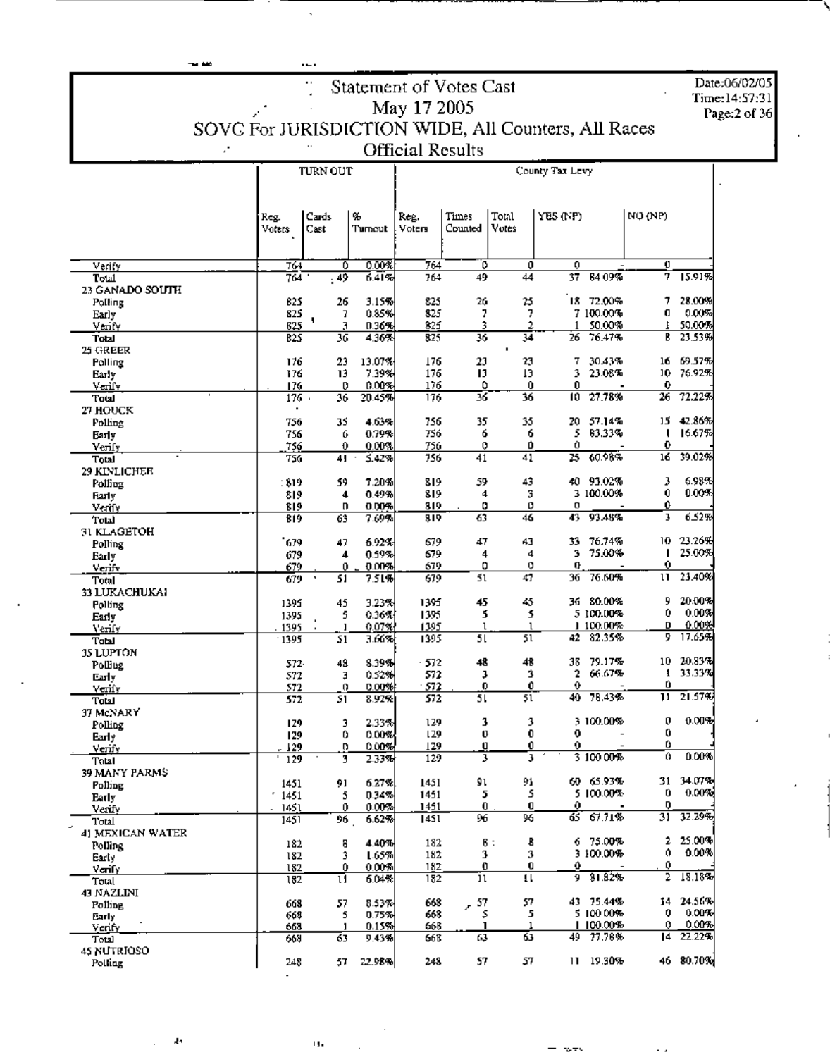# Statement of Votes Cast

## May 17 2005

## SOVC For JURISDICTION WIDE, All Counters, All Races

## Official Results

Date:06/02/05
Time:14:57:31

| | TURN OUT | | | County Tax Levy | | | | | | |
|---|---|---|---|---|---|---|---|---|---|---|
| | Reg. Voters | Cards Cast | % Turnout | Reg. Voters | Times Counted | Total Votes | YES (NP) | | NO (NP) | |
| Verify | 764 | 0 | 0.00% | 764 | 0 | 0 | 0 | - | 0 | |
| Total | 764 | 49 | 6.41% | 764 | 49 | 44 | 37 | 84.09% | 7 | 15.91% |
| **23 GANADO SOUTH** | | | | | | | | | | |
| Polling | 825 | 26 | 3.15% | 825 | 26 | 25 | 18 | 72.00% | 7 | 28.00% |
| Early | 825 | 7 | 0.85% | 825 | 7 | 7 | 7 | 100.00% | 0 | 0.00% |
| Verify | 825 | 3 | 0.36% | 825 | 3 | 2 | 1 | 50.00% | 1 | 50.00% |
| Total | 825 | 36 | 4.36% | 825 | 36 | 34 | 26 | 76.47% | 8 | 23.53% |
| **25 GREER** | | | | | | | | | | |
| Polling | 176 | 23 | 13.07% | 176 | 23 | 23 | 7 | 30.43% | 16 | 69.57% |
| Early | 176 | 13 | 7.39% | 176 | 13 | 13 | 3 | 23.08% | 10 | 76.92% |
| Verify | 176 | 0 | 0.00% | 176 | 0 | 0 | 0 | - | 0 | |
| Total | 176 | 36 | 20.45% | 176 | 36 | 36 | 10 | 27.78% | 26 | 72.22% |
| **27 HOUCK** | | | | | | | | | | |
| Polling | 756 | 35 | 4.63% | 756 | 35 | 35 | 20 | 57.14% | 15 | 42.86% |
| Early | 756 | 6 | 0.79% | 756 | 6 | 6 | 5 | 83.33% | 1 | 16.67% |
| Verify | 756 | 0 | 0.00% | 756 | 0 | 0 | 0 | - | 0 | |
| Total | 756 | 41 | 5.42% | 756 | 41 | 41 | 25 | 60.98% | 16 | 39.02% |
| **29 KINLICHEE** | | | | | | | | | | |
| Polling | 819 | 59 | 7.20% | 819 | 59 | 43 | 40 | 93.02% | 3 | 6.98% |
| Early | 819 | 4 | 0.49% | 819 | 4 | 3 | 3 | 100.00% | 0 | 0.00% |
| Verify | 819 | 0 | 0.00% | 819 | 0 | 0 | 0 | - | 0 | |
| Total | 819 | 63 | 7.69% | 819 | 63 | 46 | 43 | 93.48% | 3 | 6.52% |
| **31 KLAGETOH** | | | | | | | | | | |
| Polling | 679 | 47 | 6.92% | 679 | 47 | 43 | 33 | 76.74% | 10 | 23.26% |
| Early | 679 | 4 | 0.59% | 679 | 4 | 4 | 3 | 75.00% | 1 | 25.00% |
| Verify | 679 | 0 | 0.00% | 679 | 0 | 0 | 0 | - | 0 | |
| Total | 679 | 51 | 7.51% | 679 | 51 | 47 | 36 | 76.60% | 11 | 23.40% |
| **33 LUKACHUKAI** | | | | | | | | | | |
| Polling | 1395 | 45 | 3.23% | 1395 | 45 | 45 | 36 | 80.00% | 9 | 20.00% |
| Early | 1395 | 5 | 0.36% | 1395 | 5 | 5 | 5 | 100.00% | 0 | 0.00% |
| Verify | 1395 | 1 | 0.07% | 1395 | 1 | 1 | 1 | 100.00% | 0 | 0.00% |
| Total | 1395 | 51 | 3.66% | 1395 | 51 | 51 | 42 | 82.35% | 9 | 17.65% |
| **35 LUPTON** | | | | | | | | | | |
| Polling | 572 | 48 | 8.39% | 572 | 48 | 48 | 38 | 79.17% | 10 | 20.83% |
| Early | 572 | 3 | 0.52% | 572 | 3 | 3 | 2 | 66.67% | 1 | 33.33% |
| Verify | 572 | 0 | 0.00% | 572 | 0 | 0 | 0 | - | 0 | |
| Total | 572 | 51 | 8.92% | 572 | 51 | 51 | 40 | 78.43% | 11 | 21.57% |
| **37 McNARY** | | | | | | | | | | |
| Polling | 129 | 3 | 2.33% | 129 | 3 | 3 | 3 | 100.00% | 0 | 0.00% |
| Early | 129 | 0 | 0.00% | 129 | 0 | 0 | 0 | - | 0 | |
| Verify | 129 | 0 | 0.00% | 129 | 0 | 0 | 0 | - | 0 | |
| Total | 129 | 3 | 2.33% | 129 | 3 | 3 | 3 | 100.00% | 0 | 0.00% |
| **39 MANY FARMS** | | | | | | | | | | |
| Polling | 1451 | 91 | 6.27% | 1451 | 91 | 91 | 60 | 65.93% | 31 | 34.07% |
| Early | 1451 | 5 | 0.34% | 1451 | 5 | 5 | 5 | 100.00% | 0 | 0.00% |
| Verify | 1451 | 0 | 0.00% | 1451 | 0 | 0 | 0 | - | 0 | |
| Total | 1451 | 96 | 6.62% | 1451 | 96 | 96 | 65 | 67.71% | 31 | 32.29% |
| **41 MEXICAN WATER** | | | | | | | | | | |
| Polling | 182 | 8 | 4.40% | 182 | 8 | 8 | 6 | 75.00% | 2 | 25.00% |
| Early | 182 | 3 | 1.65% | 182 | 3 | 3 | 3 | 100.00% | 0 | 0.00% |
| Verify | 182 | 0 | 0.00% | 182 | 0 | 0 | 0 | - | 0 | |
| Total | 182 | 11 | 6.04% | 182 | 11 | 11 | 9 | 81.82% | 2 | 18.18% |
| **43 NAZLINI** | | | | | | | | | | |
| Polling | 668 | 57 | 8.53% | 668 | 57 | 57 | 43 | 75.44% | 14 | 24.56% |
| Early | 668 | 5 | 0.75% | 668 | 5 | 5 | 5 | 100.00% | 0 | 0.00% |
| Verify | 668 | 1 | 0.15% | 668 | 1 | 1 | 1 | 100.00% | 0 | 0.00% |
| Total | 668 | 63 | 9.43% | 668 | 63 | 63 | 49 | 77.78% | 14 | 22.22% |
| **45 NUTRIOSO** | | | | | | | | | | |
| Polling | 248 | 57 | 22.98% | 248 | 57 | 57 | 11 | 19.30% | 46 | 80.70% |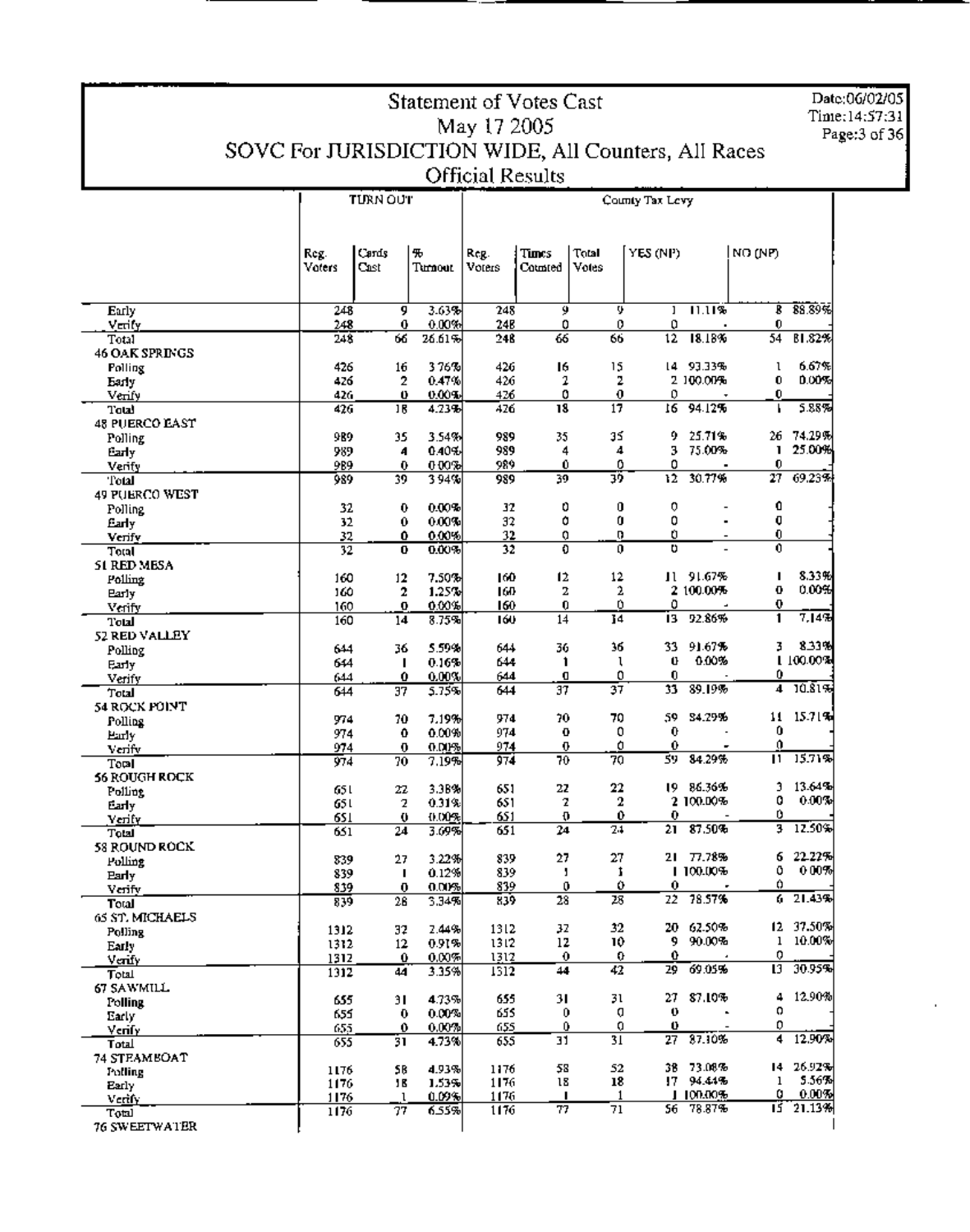# Statement of Votes Cast
## May 17 2005
## SOVC For JURISDICTION WIDE, All Counters, All Races
### Official Results

Date:06/02/05
Time:14:57:31

| | TURN OUT | | | County Tax Levy | | | | | | |
|---|---|---|---|---|---|---|---|---|---|---|
| | Reg. Voters | Cards Cast | % Turnout | Reg. Voters | Times Counted | Total Votes | YES (NP) | | NO (NP) | |
| Early | 248 | 9 | 3.63% | 248 | 9 | 9 | 1 | 11.11% | 8 | 88.89% |
| Verify | 248 | 0 | 0.00% | 248 | 0 | 0 | 0 | - | 0 | |
| Total | 248 | 66 | 26.61% | 248 | 66 | 66 | 12 | 18.18% | 54 | 81.82% |
| **46 OAK SPRINGS** | | | | | | | | | | |
| Polling | 426 | 16 | 3.76% | 426 | 16 | 15 | 14 | 93.33% | 1 | 6.67% |
| Early | 426 | 2 | 0.47% | 426 | 2 | 2 | 2 | 100.00% | 0 | 0.00% |
| Verify | 426 | 0 | 0.00% | 426 | 0 | 0 | 0 | - | 0 | |
| Total | 426 | 18 | 4.23% | 426 | 18 | 17 | 16 | 94.12% | 1 | 5.88% |
| **48 PUERCO EAST** | | | | | | | | | | |
| Polling | 989 | 35 | 3.54% | 989 | 35 | 35 | 9 | 25.71% | 26 | 74.29% |
| Early | 989 | 4 | 0.40% | 989 | 4 | 4 | 3 | 75.00% | 1 | 25.00% |
| Verify | 989 | 0 | 0.00% | 989 | 0 | 0 | 0 | - | 0 | |
| Total | 989 | 39 | 3.94% | 989 | 39 | 39 | 12 | 30.77% | 27 | 69.23% |
| **49 PUERCO WEST** | | | | | | | | | | |
| Polling | 32 | 0 | 0.00% | 32 | 0 | 0 | 0 | - | 0 | |
| Early | 32 | 0 | 0.00% | 32 | 0 | 0 | 0 | - | 0 | |
| Verify | 32 | 0 | 0.00% | 32 | 0 | 0 | 0 | - | 0 | |
| Total | 32 | 0 | 0.00% | 32 | 0 | 0 | 0 | - | 0 | |
| **51 RED MESA** | | | | | | | | | | |
| Polling | 160 | 12 | 7.50% | 160 | 12 | 12 | 11 | 91.67% | 1 | 8.33% |
| Early | 160 | 2 | 1.25% | 160 | 2 | 2 | 2 | 100.00% | 0 | 0.00% |
| Verify | 160 | 0 | 0.00% | 160 | 0 | 0 | 0 | - | 0 | |
| Total | 160 | 14 | 8.75% | 160 | 14 | 14 | 13 | 92.86% | 1 | 7.14% |
| **52 RED VALLEY** | | | | | | | | | | |
| Polling | 644 | 36 | 5.59% | 644 | 36 | 36 | 33 | 91.67% | 3 | 8.33% |
| Early | 644 | 1 | 0.16% | 644 | 1 | 1 | 0 | 0.00% | 1 | 100.00% |
| Verify | 644 | 0 | 0.00% | 644 | 0 | 0 | 0 | - | 0 | |
| Total | 644 | 37 | 5.75% | 644 | 37 | 37 | 33 | 89.19% | 4 | 10.81% |
| **54 ROCK POINT** | | | | | | | | | | |
| Polling | 974 | 70 | 7.19% | 974 | 70 | 70 | 59 | 84.29% | 11 | 15.71% |
| Early | 974 | 0 | 0.00% | 974 | 0 | 0 | 0 | - | 0 | |
| Verify | 974 | 0 | 0.00% | 974 | 0 | 0 | 0 | - | 0 | |
| Total | 974 | 70 | 7.19% | 974 | 70 | 70 | 59 | 84.29% | 11 | 15.71% |
| **56 ROUGH ROCK** | | | | | | | | | | |
| Polling | 651 | 22 | 3.38% | 651 | 22 | 22 | 19 | 86.36% | 3 | 13.64% |
| Early | 651 | 2 | 0.31% | 651 | 2 | 2 | 2 | 100.00% | 0 | 0.00% |
| Verify | 651 | 0 | 0.00% | 651 | 0 | 0 | 0 | - | 0 | |
| Total | 651 | 24 | 3.69% | 651 | 24 | 24 | 21 | 87.50% | 3 | 12.50% |
| **58 ROUND ROCK** | | | | | | | | | | |
| Polling | 839 | 27 | 3.22% | 839 | 27 | 27 | 21 | 77.78% | 6 | 22.22% |
| Early | 839 | 1 | 0.12% | 839 | 1 | 1 | 1 | 100.00% | 0 | 0.00% |
| Verify | 839 | 0 | 0.00% | 839 | 0 | 0 | 0 | - | 0 | |
| Total | 839 | 28 | 3.34% | 839 | 28 | 28 | 22 | 78.57% | 6 | 21.43% |
| **65 ST. MICHAELS** | | | | | | | | | | |
| Polling | 1312 | 32 | 2.44% | 1312 | 32 | 32 | 20 | 62.50% | 12 | 37.50% |
| Early | 1312 | 12 | 0.91% | 1312 | 12 | 10 | 9 | 90.00% | 1 | 10.00% |
| Verify | 1312 | 0 | 0.00% | 1312 | 0 | 0 | 0 | - | 0 | |
| Total | 1312 | 44 | 3.35% | 1312 | 44 | 42 | 29 | 69.05% | 13 | 30.95% |
| **67 SAWMILL** | | | | | | | | | | |
| Polling | 655 | 31 | 4.73% | 655 | 31 | 31 | 27 | 87.10% | 4 | 12.90% |
| Early | 655 | 0 | 0.00% | 655 | 0 | 0 | 0 | - | 0 | |
| Verify | 655 | 0 | 0.00% | 655 | 0 | 0 | 0 | - | 0 | |
| Total | 655 | 31 | 4.73% | 655 | 31 | 31 | 27 | 87.10% | 4 | 12.90% |
| **74 STEAMBOAT** | | | | | | | | | | |
| Polling | 1176 | 58 | 4.93% | 1176 | 58 | 52 | 38 | 73.08% | 14 | 26.92% |
| Early | 1176 | 18 | 1.53% | 1176 | 18 | 18 | 17 | 94.44% | 1 | 5.56% |
| Verify | 1176 | 1 | 0.09% | 1176 | 1 | 1 | 1 | 100.00% | 0 | 0.00% |
| Total | 1176 | 77 | 6.55% | 1176 | 77 | 71 | 56 | 78.87% | 15 | 21.13% |
| **76 SWEETWATER** | | | | | | | | | | |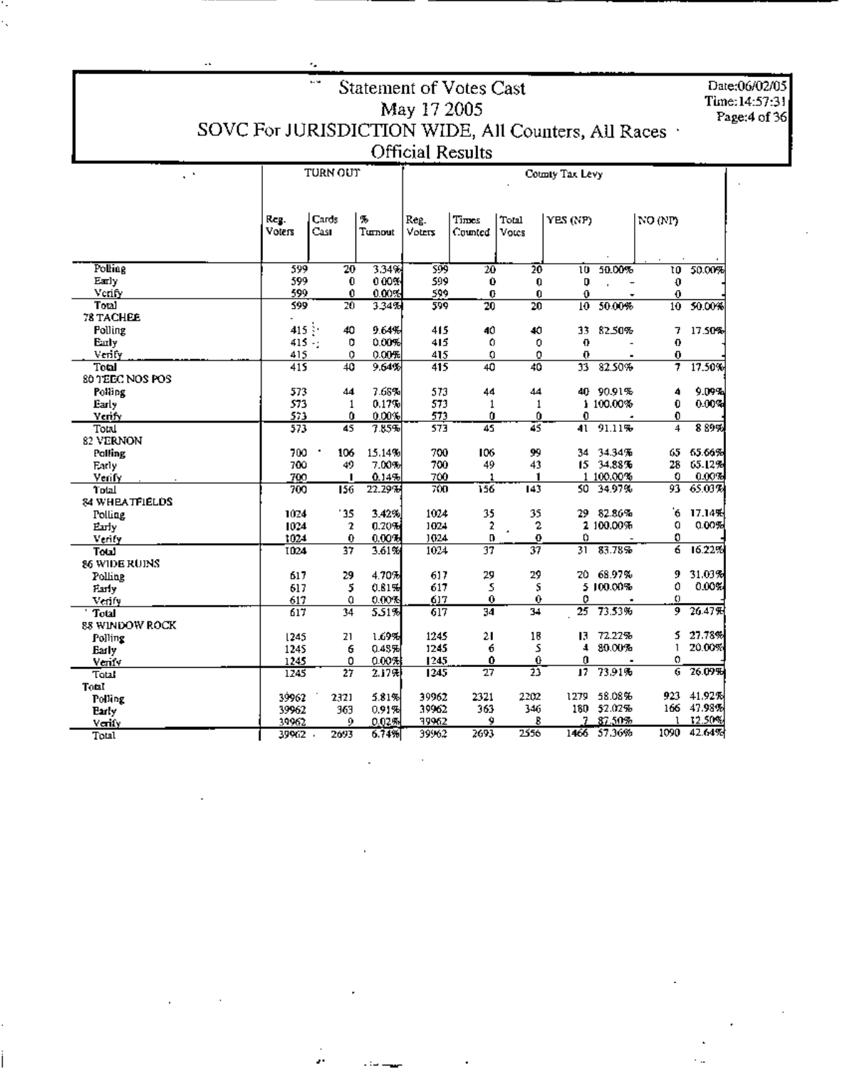# Statement of Votes Cast

## May 17 2005

## SOVC For JURISDICTION WIDE, All Counters, All Races

## Official Results

Date:06/02/05
Time:14:57:31

| | TURN OUT | | | County Tax Levy | | | | | | |
|---|---|---|---|---|---|---|---|---|---|---|
| | Reg. Voters | Cards Cast | % Turnout | Reg. Voters | Times Counted | Total Votes | YES (NP) | | NO (NP) | |
| Polling | 599 | 20 | 3.34% | 599 | 20 | 20 | 10 | 50.00% | 10 | 50.00% |
| Early | 599 | 0 | 0.00% | 599 | 0 | 0 | 0 | - | 0 | |
| Verify | 599 | 0 | 0.00% | 599 | 0 | 0 | 0 | - | 0 | |
| Total | 599 | 20 | 3.34% | 599 | 20 | 20 | 10 | 50.00% | 10 | 50.00% |
| **78 TACHEE** | | | | | | | | | | |
| Polling | 415 | 40 | 9.64% | 415 | 40 | 40 | 33 | 82.50% | 7 | 17.50% |
| Early | 415 | 0 | 0.00% | 415 | 0 | 0 | 0 | - | 0 | |
| Verify | 415 | 0 | 0.00% | 415 | 0 | 0 | 0 | - | 0 | |
| Total | 415 | 40 | 9.64% | 415 | 40 | 40 | 33 | 82.50% | 7 | 17.50% |
| **80 TEEC NOS POS** | | | | | | | | | | |
| Polling | 573 | 44 | 7.68% | 573 | 44 | 44 | 40 | 90.91% | 4 | 9.09% |
| Early | 573 | 1 | 0.17% | 573 | 1 | 1 | 1 | 100.00% | 0 | 0.00% |
| Verify | 573 | 0 | 0.00% | 573 | 0 | 0 | 0 | - | 0 | |
| Total | 573 | 45 | 7.85% | 573 | 45 | 45 | 41 | 91.11% | 4 | 8.89% |
| **82 VERNON** | | | | | | | | | | |
| Polling | 700 | 106 | 15.14% | 700 | 106 | 99 | 34 | 34.34% | 65 | 65.66% |
| Early | 700 | 49 | 7.00% | 700 | 49 | 43 | 15 | 34.88% | 28 | 65.12% |
| Verify | 700 | 1 | 0.14% | 700 | 1 | 1 | 1 | 100.00% | 0 | 0.00% |
| Total | 700 | 156 | 22.29% | 700 | 156 | 143 | 50 | 34.97% | 93 | 65.03% |
| **84 WHEATFIELDS** | | | | | | | | | | |
| Polling | 1024 | 35 | 3.42% | 1024 | 35 | 35 | 29 | 82.86% | 6 | 17.14% |
| Early | 1024 | 2 | 0.20% | 1024 | 2 | 2 | 2 | 100.00% | 0 | 0.00% |
| Verify | 1024 | 0 | 0.00% | 1024 | 0 | 0 | 0 | - | 0 | |
| Total | 1024 | 37 | 3.61% | 1024 | 37 | 37 | 31 | 83.78% | 6 | 16.22% |
| **86 WIDE RUINS** | | | | | | | | | | |
| Polling | 617 | 29 | 4.70% | 617 | 29 | 29 | 20 | 68.97% | 9 | 31.03% |
| Early | 617 | 5 | 0.81% | 617 | 5 | 5 | 5 | 100.00% | 0 | 0.00% |
| Verify | 617 | 0 | 0.00% | 617 | 0 | 0 | 0 | - | 0 | |
| Total | 617 | 34 | 5.51% | 617 | 34 | 34 | 25 | 73.53% | 9 | 26.47% |
| **88 WINDOW ROCK** | | | | | | | | | | |
| Polling | 1245 | 21 | 1.69% | 1245 | 21 | 18 | 13 | 72.22% | 5 | 27.78% |
| Early | 1245 | 6 | 0.48% | 1245 | 6 | 5 | 4 | 80.00% | 1 | 20.00% |
| Verify | 1245 | 0 | 0.00% | 1245 | 0 | 0 | 0 | - | 0 | |
| Total | 1245 | 27 | 2.17% | 1245 | 27 | 23 | 17 | 73.91% | 6 | 26.09% |
| **Total** | | | | | | | | | | |
| Polling | 39962 | 2321 | 5.81% | 39962 | 2321 | 2202 | 1279 | 58.08% | 923 | 41.92% |
| Early | 39962 | 363 | 0.91% | 39962 | 363 | 346 | 180 | 52.02% | 166 | 47.98% |
| Verify | 39962 | 9 | 0.02% | 39962 | 9 | 8 | 7 | 87.50% | 1 | 12.50% |
| Total | 39962 | 2693 | 6.74% | 39962 | 2693 | 2556 | 1466 | 57.36% | 1090 | 42.64% |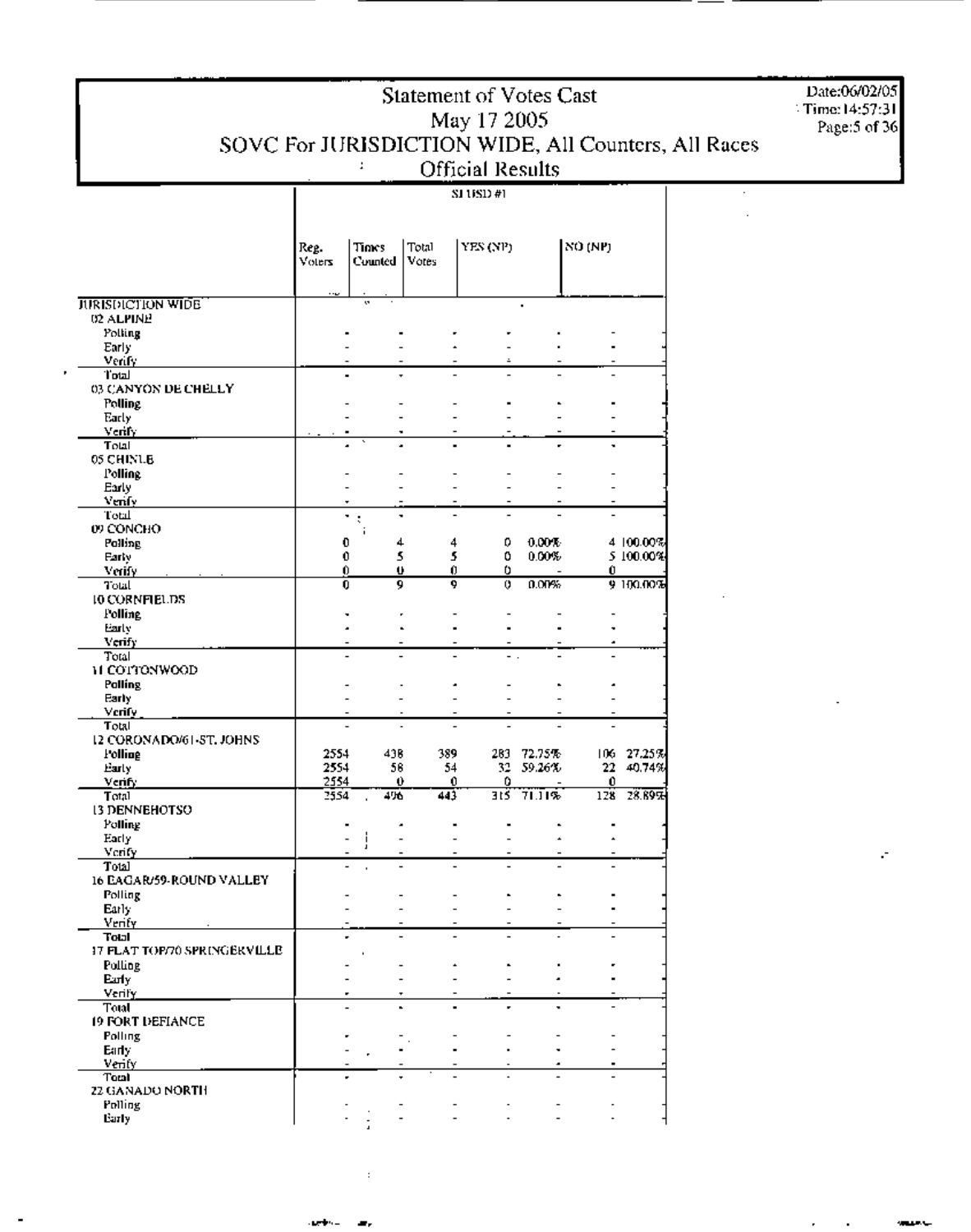# Statement of Votes Cast
## May 17 2005
## SOVC For JURISDICTION WIDE, All Counters, All Races
## Official Results

Date:06/02/05
Time:14:57:31

SJ USD #1

| | Reg. Voters | Times Counted | Total Votes | YES (NP) | | NO (NP) | |
|---|---|---|---|---|---|---|---|
| JURISDICTION WIDE | | | | | | | |
| 02 ALPINE | | | | | | | |
| Polling | - | - | - | - | - | - | |
| Early | - | - | - | - | - | - | |
| Verify | - | - | - | - | - | - | |
| Total | - | - | - | - | - | - | |
| 03 CANYON DE CHELLY | | | | | | | |
| Polling | - | - | - | - | - | - | |
| Early | - | - | - | - | - | - | |
| Verify | - | - | - | - | - | - | |
| Total | - | - | - | - | - | - | |
| 05 CHINLE | | | | | | | |
| Polling | - | - | - | - | - | - | |
| Early | - | - | - | - | - | - | |
| Verify | - | - | - | - | - | - | |
| Total | - | - | - | - | - | - | |
| 09 CONCHO | | | | | | | |
| Polling | 0 | 4 | 4 | 0 | 0.00% | 4 | 100.00% |
| Early | 0 | 5 | 5 | 0 | 0.00% | 5 | 100.00% |
| Verify | 0 | 0 | 0 | 0 | - | 0 | |
| Total | 0 | 9 | 9 | 0 | 0.00% | 9 | 100.00% |
| 10 CORNFIELDS | | | | | | | |
| Polling | - | - | - | - | - | - | |
| Early | - | - | - | - | - | - | |
| Verify | - | - | - | - | - | - | |
| Total | - | - | - | - | - | - | |
| 11 COTTONWOOD | | | | | | | |
| Polling | - | - | - | - | - | - | |
| Early | - | - | - | - | - | - | |
| Verify | - | - | - | - | - | - | |
| Total | - | - | - | - | - | - | |
| 12 CORONADO/61-ST. JOHNS | | | | | | | |
| Polling | 2554 | 438 | 389 | 283 | 72.75% | 106 | 27.25% |
| Early | 2554 | 58 | 54 | 32 | 59.26% | 22 | 40.74% |
| Verify | 2554 | 0 | 0 | 0 | - | 0 | |
| Total | 2554 | 496 | 443 | 315 | 71.11% | 128 | 28.89% |
| 13 DENNEHOTSO | | | | | | | |
| Polling | - | - | - | - | - | - | |
| Early | - | - | - | - | - | - | |
| Verify | - | - | - | - | - | - | |
| Total | - | - | - | - | - | - | |
| 16 EAGAR/59-ROUND VALLEY | | | | | | | |
| Polling | - | - | - | - | - | - | |
| Early | - | - | - | - | - | - | |
| Verify | - | - | - | - | - | - | |
| Total | - | - | - | - | - | - | |
| 17 FLAT TOP/70 SPRINGERVILLE | | | | | | | |
| Polling | - | - | - | - | - | - | |
| Early | - | - | - | - | - | - | |
| Verify | - | - | - | - | - | - | |
| Total | - | - | - | - | - | - | |
| 19 FORT DEFIANCE | | | | | | | |
| Polling | - | - | - | - | - | - | |
| Early | - | - | - | - | - | - | |
| Verify | - | - | - | - | - | - | |
| Total | - | - | - | - | - | - | |
| 22 GANADO NORTH | | | | | | | |
| Polling | - | - | - | - | - | - | |
| Early | - | - | - | - | - | - | |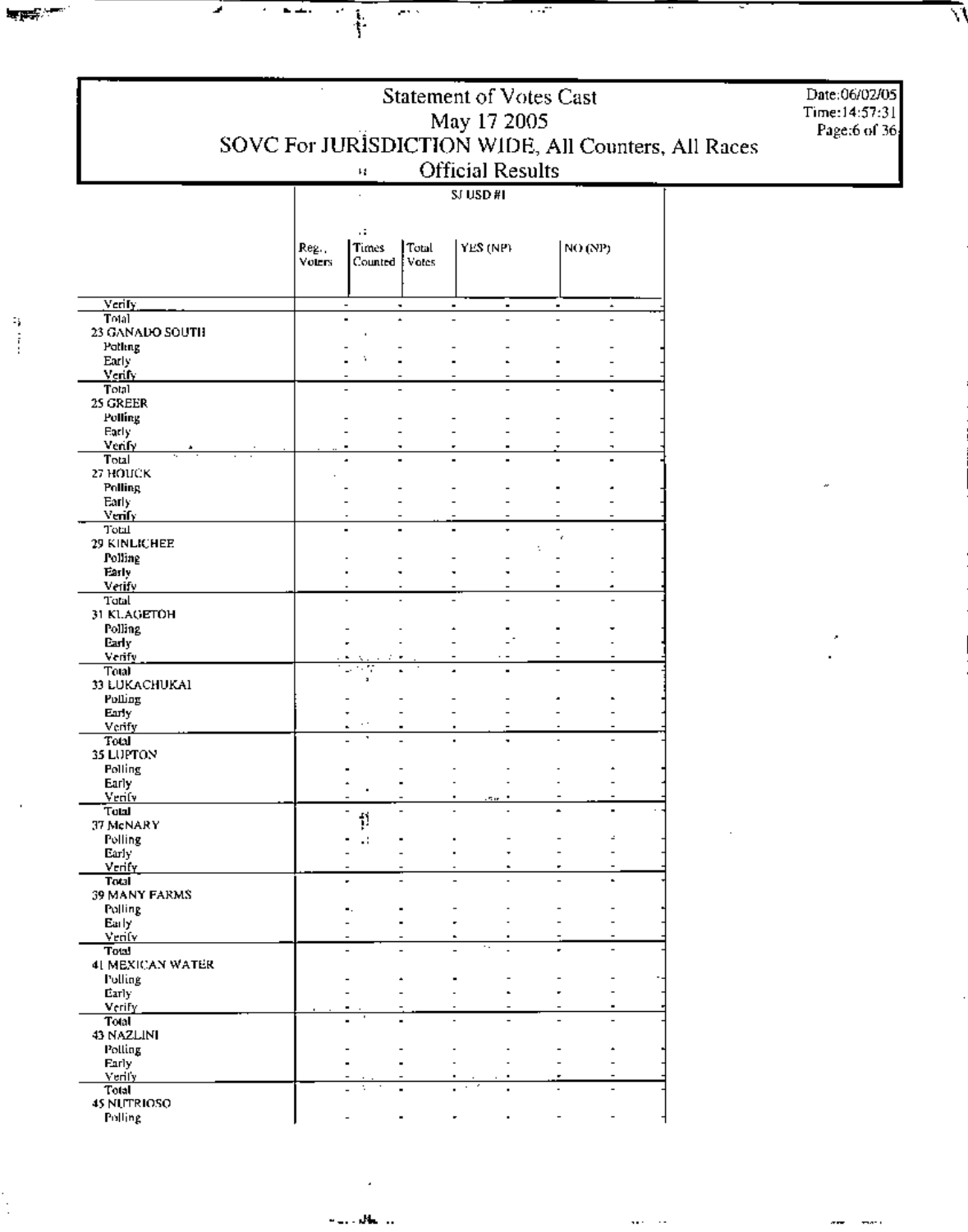# Statement of Votes Cast
## May 17 2005
## SOVC For JURISDICTION WIDE, All Counters, All Races
## Official Results

Date:06/02/05
Time:14:57:31

| | SJ USD #1 | | | | |
|---|---|---|---|---|---|
| | Reg. Voters | Times Counted | Total Votes | YES (NP) | NO (NP) |
| Verify | | - | - | - | - |
| Total | | - | - | - | - |
| **23 GANADO SOUTH** | | | | | |
| Polling | | - | - | - | - |
| Early | | - | - | - | - |
| Verify | | - | - | - | - |
| Total | | - | - | - | - |
| **25 GREER** | | | | | |
| Polling | | - | - | - | - |
| Early | | - | - | - | - |
| Verify | | - | - | - | - |
| Total | | - | - | - | - |
| **27 HOUCK** | | | | | |
| Polling | | - | - | - | - |
| Early | | - | - | - | - |
| Verify | | - | - | - | - |
| Total | | - | - | - | - |
| **29 KINLICHEE** | | | | | |
| Polling | | - | - | - | - |
| Early | | - | - | - | - |
| Verify | | - | - | - | - |
| Total | | - | - | - | - |
| **31 KLAGETOH** | | | | | |
| Polling | | - | - | - | - |
| Early | | - | - | - | - |
| Verify | | - | - | - | - |
| Total | | - | - | - | - |
| **33 LUKACHUKAI** | | | | | |
| Polling | | - | - | - | - |
| Early | | - | - | - | - |
| Verify | | - | - | - | - |
| Total | | - | - | - | - |
| **35 LUPTON** | | | | | |
| Polling | | - | - | - | - |
| Early | | - | - | - | - |
| Verify | | - | - | - | - |
| Total | | - | - | - | - |
| **37 McNARY** | | | | | |
| Polling | | - | - | - | - |
| Early | | - | - | - | - |
| Verify | | - | - | - | - |
| Total | | - | - | - | - |
| **39 MANY FARMS** | | | | | |
| Polling | | - | - | - | - |
| Early | | - | - | - | - |
| Verify | | - | - | - | - |
| Total | | - | - | - | - |
| **41 MEXICAN WATER** | | | | | |
| Polling | | - | - | - | - |
| Early | | - | - | - | - |
| Verify | | - | - | - | - |
| Total | | - | - | - | - |
| **43 NAZLINI** | | | | | |
| Polling | | - | - | - | - |
| Early | | - | - | - | - |
| Verify | | - | - | - | - |
| Total | | - | - | - | - |
| **45 NUTRIOSO** | | | | | |
| Polling | | - | - | - | - |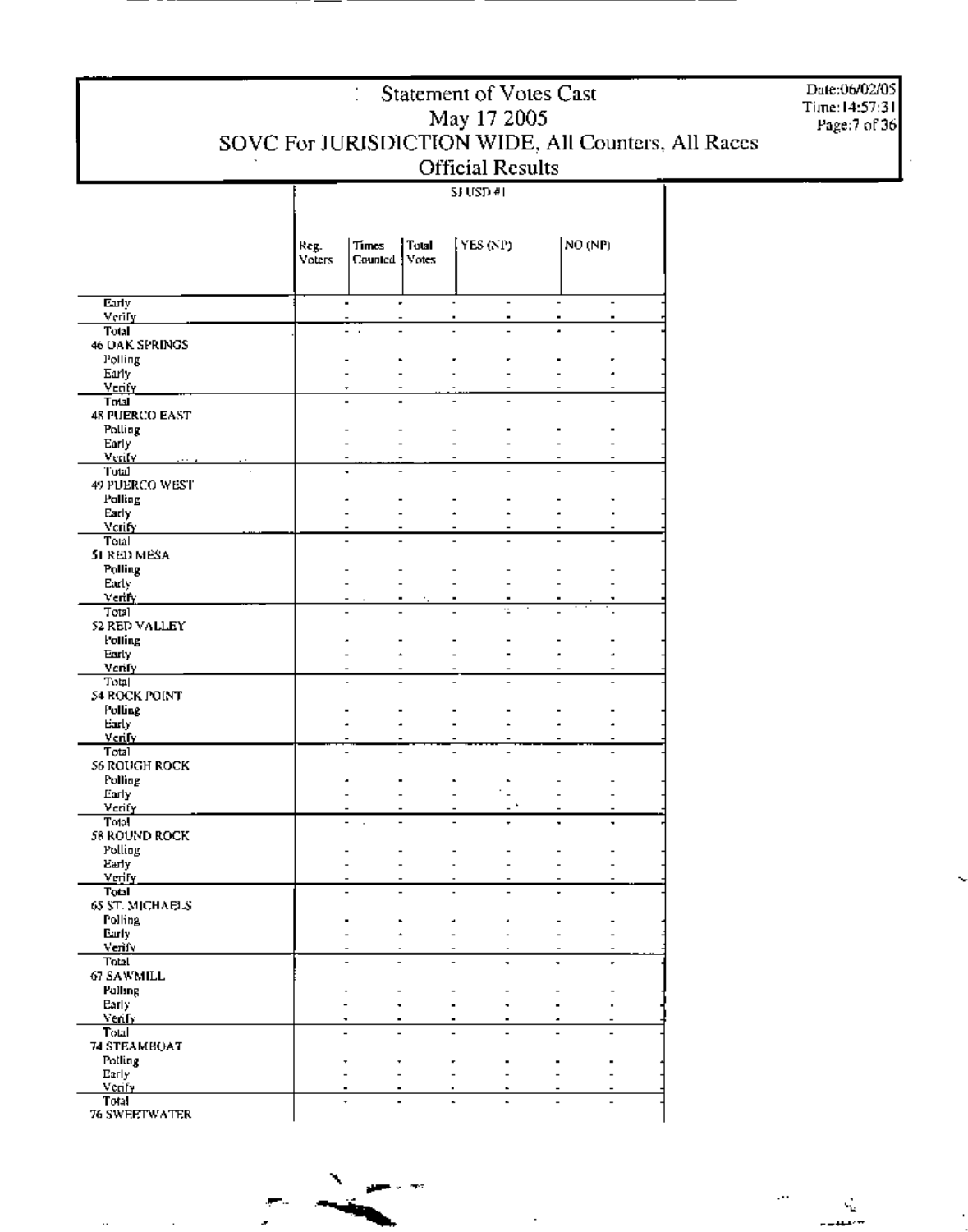Statement of Votes Cast
May 17 2005
SOVC For JURISDICTION WIDE, All Counters, All Races
Official Results

| | SJ USD #1 | | | | | | |
|---|---|---|---|---|---|---|---|
| | Reg. Voters | Times Counted | Total Votes | YES (NP) | | NO (NP) | |
| Early | | - | - | - | - | - | - |
| Verify | | - | - | - | - | - | - |
| **Total** | | - | - | - | - | - | - |
| **46 OAK SPRINGS** | | | | | | | |
| Polling | | - | - | - | - | - | - |
| Early | | - | - | - | - | - | - |
| Verify | | - | - | - | - | - | - |
| **Total** | | - | - | - | - | - | - |
| **48 PUERCO EAST** | | | | | | | |
| Polling | | - | - | - | - | - | - |
| Early | | - | - | - | - | - | - |
| Verify | | - | - | - | - | - | - |
| **Total** | | - | - | - | - | - | - |
| **49 PUERCO WEST** | | | | | | | |
| Polling | | - | - | - | - | - | - |
| Early | | - | - | - | - | - | - |
| Verify | | - | - | - | - | - | - |
| **Total** | | - | - | - | - | - | - |
| **51 RED MESA** | | | | | | | |
| Polling | | - | - | - | - | - | - |
| Early | | - | - | - | - | - | - |
| Verify | | - | - | - | - | - | - |
| **Total** | | - | - | - | - | - | - |
| **52 RED VALLEY** | | | | | | | |
| Polling | | - | - | - | - | - | - |
| Early | | - | - | - | - | - | - |
| Verify | | - | - | - | - | - | - |
| **Total** | | - | - | - | - | - | - |
| **54 ROCK POINT** | | | | | | | |
| Polling | | - | - | - | - | - | - |
| Early | | - | - | - | - | - | - |
| Verify | | - | - | - | - | - | - |
| **Total** | | - | - | - | - | - | - |
| **56 ROUGH ROCK** | | | | | | | |
| Polling | | - | - | - | - | - | - |
| Early | | - | - | - | - | - | - |
| Verify | | - | - | - | - | - | - |
| **Total** | | - | - | - | - | - | - |
| **58 ROUND ROCK** | | | | | | | |
| Polling | | - | - | - | - | - | - |
| Early | | - | - | - | - | - | - |
| Verify | | - | - | - | - | - | - |
| **Total** | | - | - | - | - | - | - |
| **65 ST. MICHAELS** | | | | | | | |
| Polling | | - | - | - | - | - | - |
| Early | | - | - | - | - | - | - |
| Verify | | - | - | - | - | - | - |
| **Total** | | - | - | - | - | - | - |
| **67 SAWMILL** | | | | | | | |
| Polling | | - | - | - | - | - | - |
| Early | | - | - | - | - | - | - |
| Verify | | - | - | - | - | - | - |
| **Total** | | - | - | - | - | - | - |
| **74 STEAMBOAT** | | | | | | | |
| Polling | | - | - | - | - | - | - |
| Early | | - | - | - | - | - | - |
| Verify | | - | - | - | - | - | - |
| **Total** | | - | - | - | - | - | - |
| **76 SWEETWATER** | | | | | | | |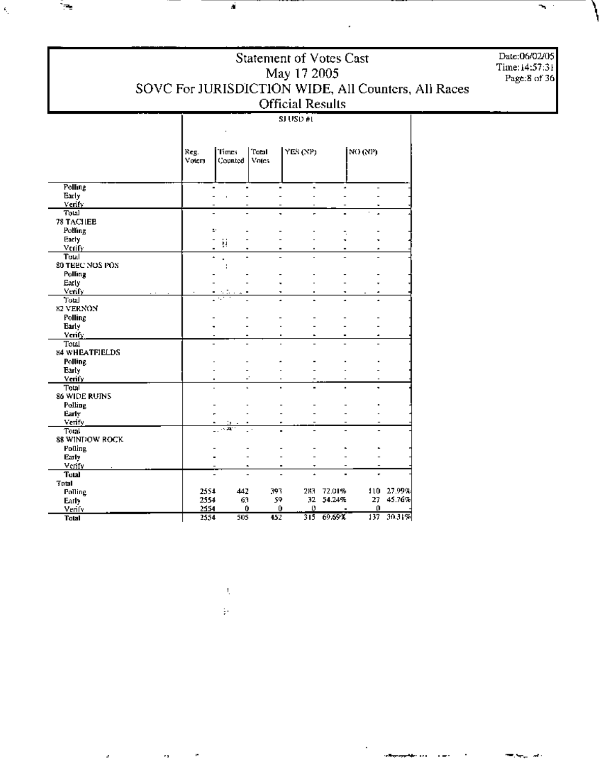# Statement of Votes Cast
## May 17 2005
## SOVC For JURISDICTION WIDE, All Counters, All Races
## Official Results

Date:06/02/05
Time:14:57:31

| | SJ USD #1 | | | | | | |
|---|---|---|---|---|---|---|---|
| | Reg. Voters | Times Counted | Total Votes | YES (NP) | | NO (NP) | |
| Polling | | - | - | - | - | - | - |
| Early | | - | - | - | - | - | - |
| Verify | | - | - | - | - | - | - |
| Total | | - | - | - | - | - | - |
| **78 TACHEE** | | | | | | | |
| Polling | | - | - | - | - | - | - |
| Early | | - | - | - | - | - | - |
| Verify | | - | - | - | - | - | - |
| Total | | - | - | - | - | - | - |
| **80 TEEC NOS POS** | | | | | | | |
| Polling | | - | - | - | - | - | - |
| Early | | - | - | - | - | - | - |
| Verify | | - | - | - | - | - | - |
| Total | | - | - | - | - | - | - |
| **82 VERNON** | | | | | | | |
| Polling | | - | - | - | - | - | - |
| Early | | - | - | - | - | - | - |
| Verify | | - | - | - | - | - | - |
| Total | | - | - | - | - | - | - |
| **84 WHEATFIELDS** | | | | | | | |
| Polling | | - | - | - | - | - | - |
| Early | | - | - | - | - | - | - |
| Verify | | - | - | - | - | - | - |
| Total | | - | - | - | - | - | - |
| **86 WIDE RUINS** | | | | | | | |
| Polling | | - | - | - | - | - | - |
| Early | | - | - | - | - | - | - |
| Verify | | - | - | - | - | - | - |
| Total | | - | - | - | - | - | - |
| **88 WINDOW ROCK** | | | | | | | |
| Polling | | - | - | - | - | - | - |
| Early | | - | - | - | - | - | - |
| Verify | | - | - | - | - | - | - |
| **Total** | | - | - | - | - | - | - |
| **Total** | | | | | | | |
| Polling | 2554 | 442 | 393 | 283 | 72.01% | 110 | 27.99% |
| Early | 2554 | 63 | 59 | 32 | 54.24% | 27 | 45.76% |
| Verify | 2554 | 0 | 0 | 0 | - | 0 | - |
| **Total** | 2554 | 505 | 452 | 315 | 69.69% | 137 | 30.31% |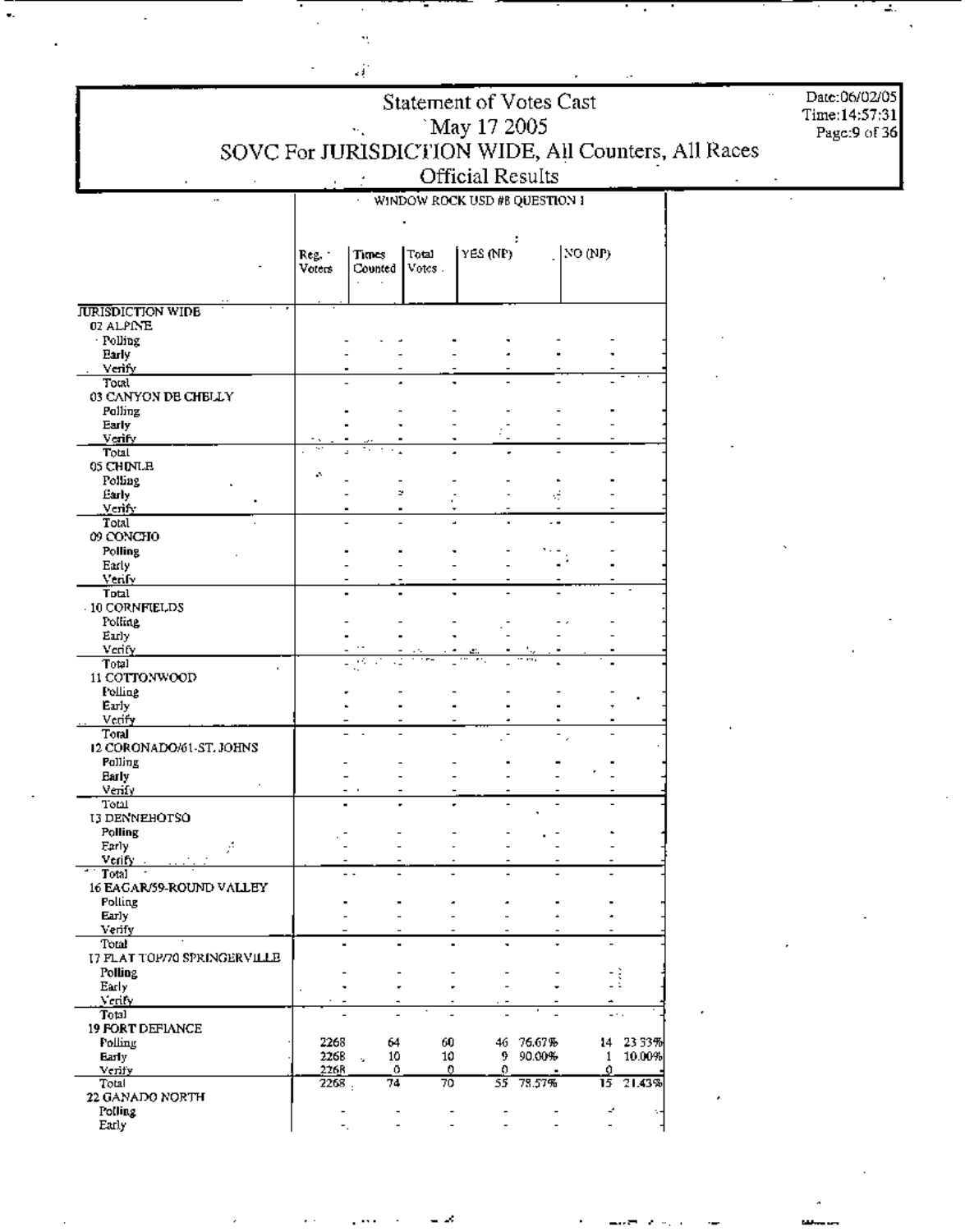# Statement of Votes Cast
## May 17 2005
## SOVC For JURISDICTION WIDE, All Counters, All Races
## Official Results

Date:06/02/05
Time:14:57:31

| | WINDOW ROCK USD #8 QUESTION 1 | | | | | | |
|---|---|---|---|---|---|---|---|
| | Reg. Voters | Times Counted | Total Votes | YES (NP) | | NO (NP) | |
| **JURISDICTION WIDE** | | | | | | | |
| 02 ALPINE | | | | | | | |
| Polling | - | - | - | - | - | - | |
| Early | - | - | - | - | - | - | |
| Verify | - | - | - | - | - | - | |
| Total | - | - | - | - | - | - | |
| 03 CANYON DE CHELLY | | | | | | | |
| Polling | - | - | - | - | - | - | |
| Early | - | - | - | - | - | - | |
| Verify | - | - | - | - | - | - | |
| Total | - | - | - | - | - | - | |
| 05 CHINLE | | | | | | | |
| Polling | - | - | - | - | - | - | |
| Early | - | - | - | - | - | - | |
| Verify | - | - | - | - | - | - | |
| Total | - | - | - | - | - | - | |
| 09 CONCHO | | | | | | | |
| Polling | - | - | - | - | - | - | |
| Early | - | - | - | - | - | - | |
| Verify | - | - | - | - | - | - | |
| Total | - | - | - | - | - | - | |
| 10 CORNFIELDS | | | | | | | |
| Polling | - | - | - | - | - | - | |
| Early | - | - | - | - | - | - | |
| Verify | - | - | - | - | - | - | |
| Total | - | - | - | - | - | - | |
| 11 COTTONWOOD | | | | | | | |
| Polling | - | - | - | - | - | - | |
| Early | - | - | - | - | - | - | |
| Verify | - | - | - | - | - | - | |
| Total | - | - | - | - | - | - | |
| 12 CORONADO/61-ST. JOHNS | | | | | | | |
| Polling | - | - | - | - | - | - | |
| Early | - | - | - | - | - | - | |
| Verify | - | - | - | - | - | - | |
| Total | - | - | - | - | - | - | |
| 13 DENNEHOTSO | | | | | | | |
| Polling | - | - | - | - | - | - | |
| Early | - | - | - | - | - | - | |
| Verify | - | - | - | - | - | - | |
| Total | - | - | - | - | - | - | |
| 16 EAGAR/59-ROUND VALLEY | | | | | | | |
| Polling | - | - | - | - | - | - | |
| Early | - | - | - | - | - | - | |
| Verify | - | - | - | - | - | - | |
| Total | - | - | - | - | - | - | |
| 17 FLAT TOP/70 SPRINGERVILLE | | | | | | | |
| Polling | - | - | - | - | - | - | |
| Early | - | - | - | - | - | - | |
| Verify | - | - | - | - | - | - | |
| Total | - | - | - | - | - | - | |
| 19 FORT DEFIANCE | | | | | | | |
| Polling | 2268 | 64 | 60 | 46 | 76.67% | 14 | 23.33% |
| Early | 2268 | 10 | 10 | 9 | 90.00% | 1 | 10.00% |
| Verify | 2268 | 0 | 0 | 0 | - | 0 | - |
| Total | 2268 | 74 | 70 | 55 | 78.57% | 15 | 21.43% |
| 22 GANADO NORTH | | | | | | | |
| Polling | - | - | - | - | - | - | |
| Early | - | - | - | - | - | - | |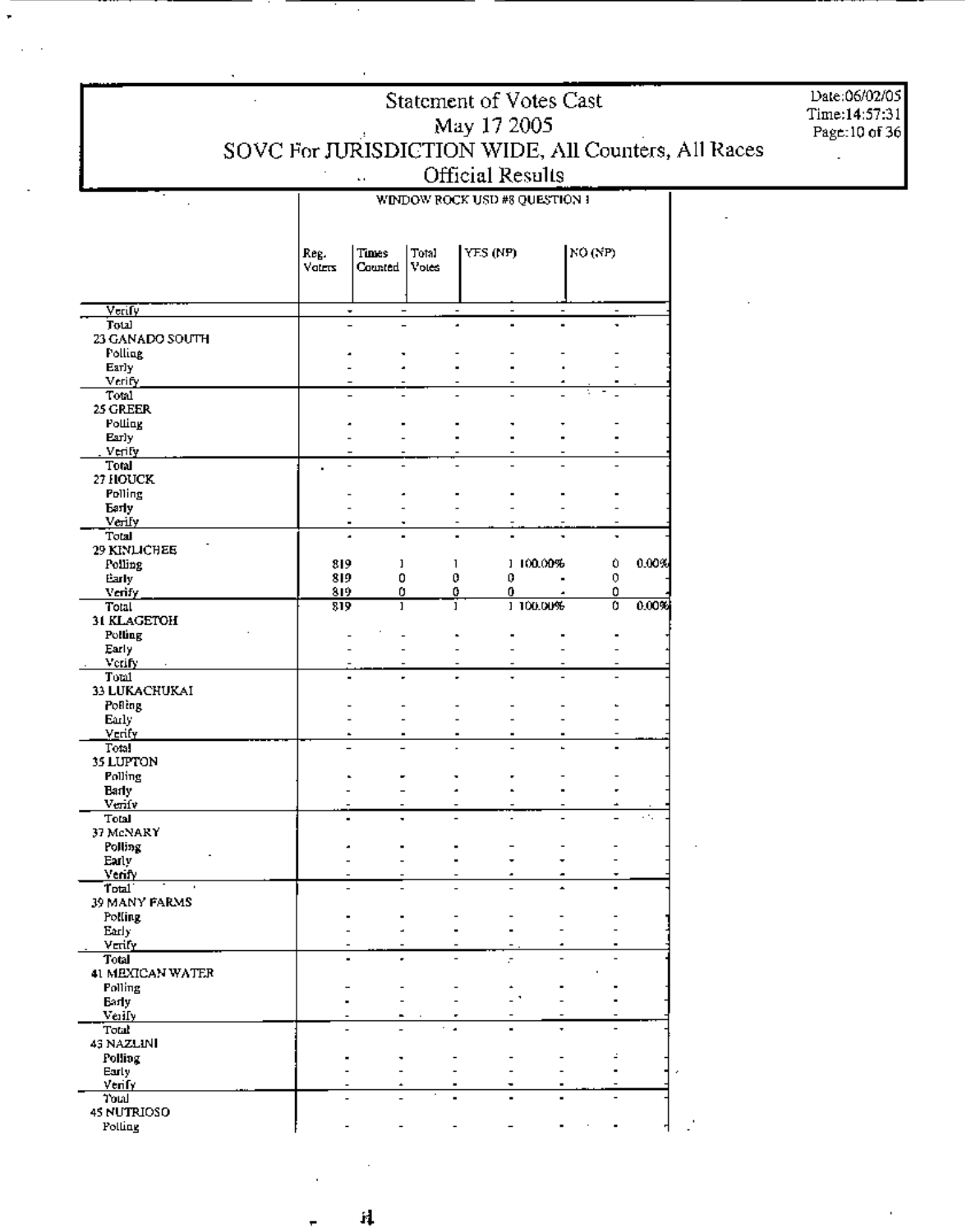# Statement of Votes Cast
## May 17 2005
## SOVC For JURISDICTION WIDE, All Counters, All Races
## Official Results

Date:06/02/05
Time:14:57:31

**WINDOW ROCK USD #8 QUESTION 1**

| | Reg. Voters | Times Counted | Total Votes | YES (NP) | | NO (NP) | |
|---|---|---|---|---|---|---|---|
| Verify | - | - | - | - | - | - | |
| Total | - | - | - | - | - | - | |
| **23 GANADO SOUTH** | | | | | | | |
| Polling | - | - | - | - | - | - | |
| Early | - | - | - | - | - | - | |
| Verify | - | - | - | - | - | - | |
| Total | - | - | - | - | - | - | |
| **25 GREER** | | | | | | | |
| Polling | - | - | - | - | - | - | |
| Early | - | - | - | - | - | - | |
| Verify | - | - | - | - | - | - | |
| Total | - | - | - | - | - | - | |
| **27 HOUCK** | | | | | | | |
| Polling | - | - | - | - | - | - | |
| Early | - | - | - | - | - | - | |
| Verify | - | - | - | - | - | - | |
| Total | - | - | - | - | - | - | |
| **29 KINLICHEE** | | | | | | | |
| Polling | 819 | 1 | 1 | 1 | 100.00% | 0 | 0.00% |
| Early | 819 | 0 | 0 | 0 | - | 0 | - |
| Verify | 819 | 0 | 0 | 0 | - | 0 | - |
| Total | 819 | 1 | 1 | 1 | 100.00% | 0 | 0.00% |
| **31 KLAGETOH** | | | | | | | |
| Polling | - | - | - | - | - | - | |
| Early | - | - | - | - | - | - | |
| Verify | - | - | - | - | - | - | |
| Total | - | - | - | - | - | - | |
| **33 LUKACHUKAI** | | | | | | | |
| Polling | - | - | - | - | - | - | |
| Early | - | - | - | - | - | - | |
| Verify | - | - | - | - | - | - | |
| Total | - | - | - | - | - | - | |
| **35 LUPTON** | | | | | | | |
| Polling | - | - | - | - | - | - | |
| Early | - | - | - | - | - | - | |
| Verify | - | - | - | - | - | - | |
| Total | - | - | - | - | - | - | |
| **37 McNARY** | | | | | | | |
| Polling | - | - | - | - | - | - | |
| Early | - | - | - | - | - | - | |
| Verify | - | - | - | - | - | - | |
| Total | - | - | - | - | - | - | |
| **39 MANY FARMS** | | | | | | | |
| Polling | - | - | - | - | - | - | |
| Early | - | - | - | - | - | - | |
| Verify | - | - | - | - | - | - | |
| Total | - | - | - | - | - | - | |
| **41 MEXICAN WATER** | | | | | | | |
| Polling | - | - | - | - | - | - | |
| Early | - | - | - | - | - | - | |
| Verify | - | - | - | - | - | - | |
| Total | - | - | - | - | - | - | |
| **43 NAZLINI** | | | | | | | |
| Polling | - | - | - | - | - | - | |
| Early | - | - | - | - | - | - | |
| Verify | - | - | - | - | - | - | |
| Total | - | - | - | - | - | - | |
| **45 NUTRIOSO** | | | | | | | |
| Polling | - | - | - | - | - | - | |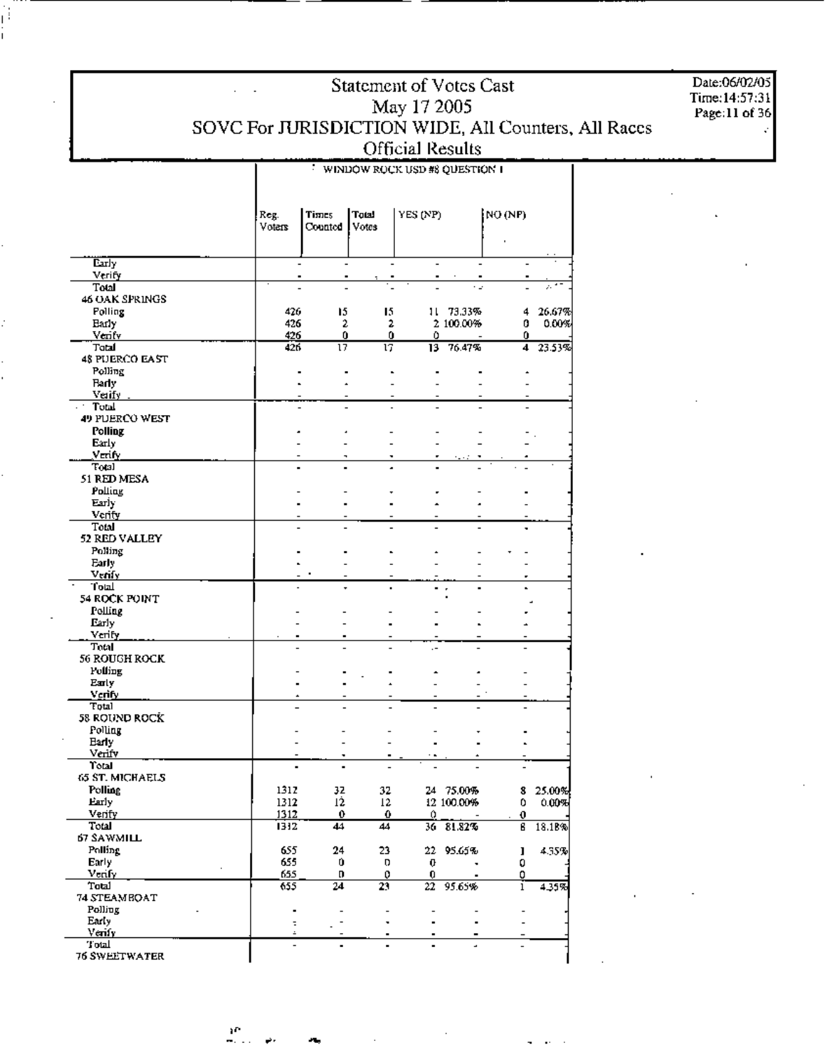# Statement of Votes Cast

May 17 2005

SOVC For JURISDICTION WIDE, All Counters, All Races

Official Results

Date:06/02/05
Time:14:57:31
Page:11 of 36

| | WINDOW ROCK USD #8 QUESTION 1 | | | | | | |
|---|---|---|---|---|---|---|---|
| | Reg. Voters | Times Counted | Total Votes | YES (NP) | | NO (NP) | |
| Early | - | - | - | - | - | - | - |
| Verify | - | - | - | - | - | - | - |
| Total | - | - | - | - | - | - | - |
| **46 OAK SPRINGS** | | | | | | | |
| Polling | 426 | 15 | 15 | 11 | 73.33% | 4 | 26.67% |
| Early | 426 | 2 | 2 | 2 | 100.00% | 0 | 0.00% |
| Verify | 426 | 0 | 0 | 0 | - | 0 | - |
| Total | 426 | 17 | 17 | 13 | 76.47% | 4 | 23.53% |
| **48 PUERCO EAST** | | | | | | | |
| Polling | - | - | - | - | - | - | - |
| Early | - | - | - | - | - | - | - |
| Verify | - | - | - | - | - | - | - |
| Total | - | - | - | - | - | - | - |
| **49 PUERCO WEST** | | | | | | | |
| Polling | - | - | - | - | - | - | - |
| Early | - | - | - | - | - | - | - |
| Verify | - | - | - | - | - | - | - |
| Total | - | - | - | - | - | - | - |
| **51 RED MESA** | | | | | | | |
| Polling | - | - | - | - | - | - | - |
| Early | - | - | - | - | - | - | - |
| Verify | - | - | - | - | - | - | - |
| Total | - | - | - | - | - | - | - |
| **52 RED VALLEY** | | | | | | | |
| Polling | - | - | - | - | - | - | - |
| Early | - | - | - | - | - | - | - |
| Verify | - | - | - | - | - | - | - |
| Total | - | - | - | - | - | - | - |
| **54 ROCK POINT** | | | | | | | |
| Polling | - | - | - | - | - | - | - |
| Early | - | - | - | - | - | - | - |
| Verify | - | - | - | - | - | - | - |
| Total | - | - | - | - | - | - | - |
| **56 ROUGH ROCK** | | | | | | | |
| Polling | - | - | - | - | - | - | - |
| Early | - | - | - | - | - | - | - |
| Verify | - | - | - | - | - | - | - |
| Total | - | - | - | - | - | - | - |
| **58 ROUND ROCK** | | | | | | | |
| Polling | - | - | - | - | - | - | - |
| Early | - | - | - | - | - | - | - |
| Verify | - | - | - | - | - | - | - |
| Total | - | - | - | - | - | - | - |
| **65 ST. MICHAELS** | | | | | | | |
| Polling | 1312 | 32 | 32 | 24 | 75.00% | 8 | 25.00% |
| Early | 1312 | 12 | 12 | 12 | 100.00% | 0 | 0.00% |
| Verify | 1312 | 0 | 0 | 0 | - | 0 | - |
| Total | 1312 | 44 | 44 | 36 | 81.82% | 8 | 18.18% |
| **67 SAWMILL** | | | | | | | |
| Polling | 655 | 24 | 23 | 22 | 95.65% | 1 | 4.35% |
| Early | 655 | 0 | 0 | 0 | - | 0 | - |
| Verify | 655 | 0 | 0 | 0 | - | 0 | - |
| Total | 655 | 24 | 23 | 22 | 95.65% | 1 | 4.35% |
| **74 STEAMBOAT** | | | | | | | |
| Polling | - | - | - | - | - | - | - |
| Early | - | - | - | - | - | - | - |
| Verify | - | - | - | - | - | - | - |
| Total | - | - | - | - | - | - | - |
| **76 SWEETWATER** | | | | | | | |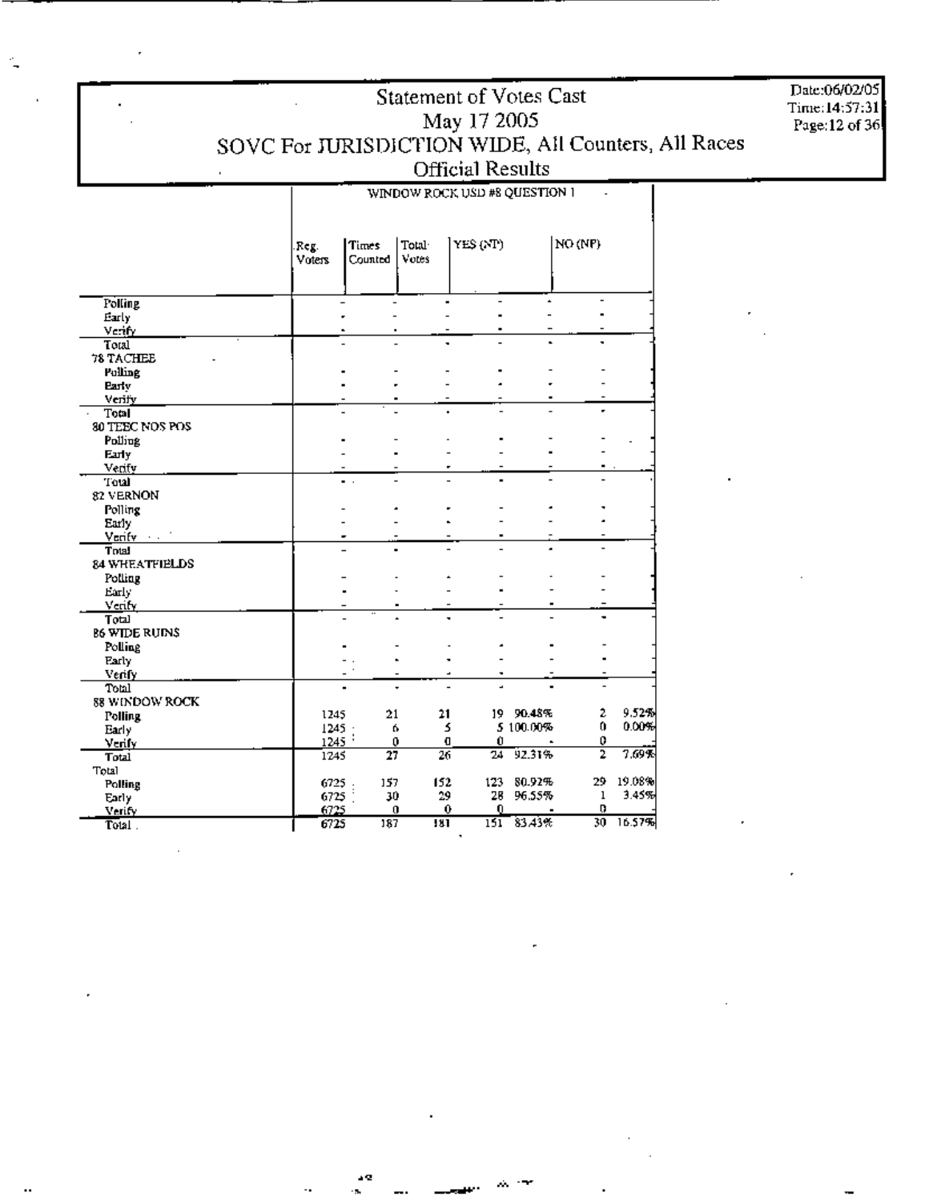# Statement of Votes Cast
## May 17 2005
## SOVC For JURISDICTION WIDE, All Counters, All Races
## Official Results

Date:06/02/05
Time:14:57:31

WINDOW ROCK USD #8 QUESTION 1

| | Reg. Voters | Times Counted | Total Votes | YES (NP) | | NO (NP) | |
|---|---|---|---|---|---|---|---|
| Polling | - | - | - | - | - | - | - |
| Early | - | - | - | - | - | - | - |
| Verify | - | - | - | - | - | - | - |
| Total | - | - | - | - | - | - | - |
| **78 TACHEE** | | | | | | | |
| Polling | - | - | - | - | - | - | - |
| Early | - | - | - | - | - | - | - |
| Verify | - | - | - | - | - | - | - |
| Total | - | - | - | - | - | - | - |
| **80 TEEC NOS POS** | | | | | | | |
| Polling | - | - | - | - | - | - | - |
| Early | - | - | - | - | - | - | - |
| Verify | - | - | - | - | - | - | - |
| Total | - | - | - | - | - | - | - |
| **82 VERNON** | | | | | | | |
| Polling | - | - | - | - | - | - | - |
| Early | - | - | - | - | - | - | - |
| Verify | - | - | - | - | - | - | - |
| Total | - | - | - | - | - | - | - |
| **84 WHEATFIELDS** | | | | | | | |
| Polling | - | - | - | - | - | - | - |
| Early | - | - | - | - | - | - | - |
| Verify | - | - | - | - | - | - | - |
| Total | - | - | - | - | - | - | - |
| **86 WIDE RUINS** | | | | | | | |
| Polling | - | - | - | - | - | - | - |
| Early | - | - | - | - | - | - | - |
| Verify | - | - | - | - | - | - | - |
| Total | - | - | - | - | - | - | - |
| **88 WINDOW ROCK** | | | | | | | |
| Polling | 1245 | 21 | 21 | 19 | 90.48% | 2 | 9.52% |
| Early | 1245 | 6 | 5 | 5 | 100.00% | 0 | 0.00% |
| Verify | 1245 | 0 | 0 | 0 | - | 0 | - |
| Total | 1245 | 27 | 26 | 24 | 92.31% | 2 | 7.69% |
| **Total** | | | | | | | |
| Polling | 6725 | 157 | 152 | 123 | 80.92% | 29 | 19.08% |
| Early | 6725 | 30 | 29 | 28 | 96.55% | 1 | 3.45% |
| Verify | 6725 | 0 | 0 | 0 | - | 0 | - |
| Total | 6725 | 187 | 181 | 151 | 83.43% | 30 | 16.57% |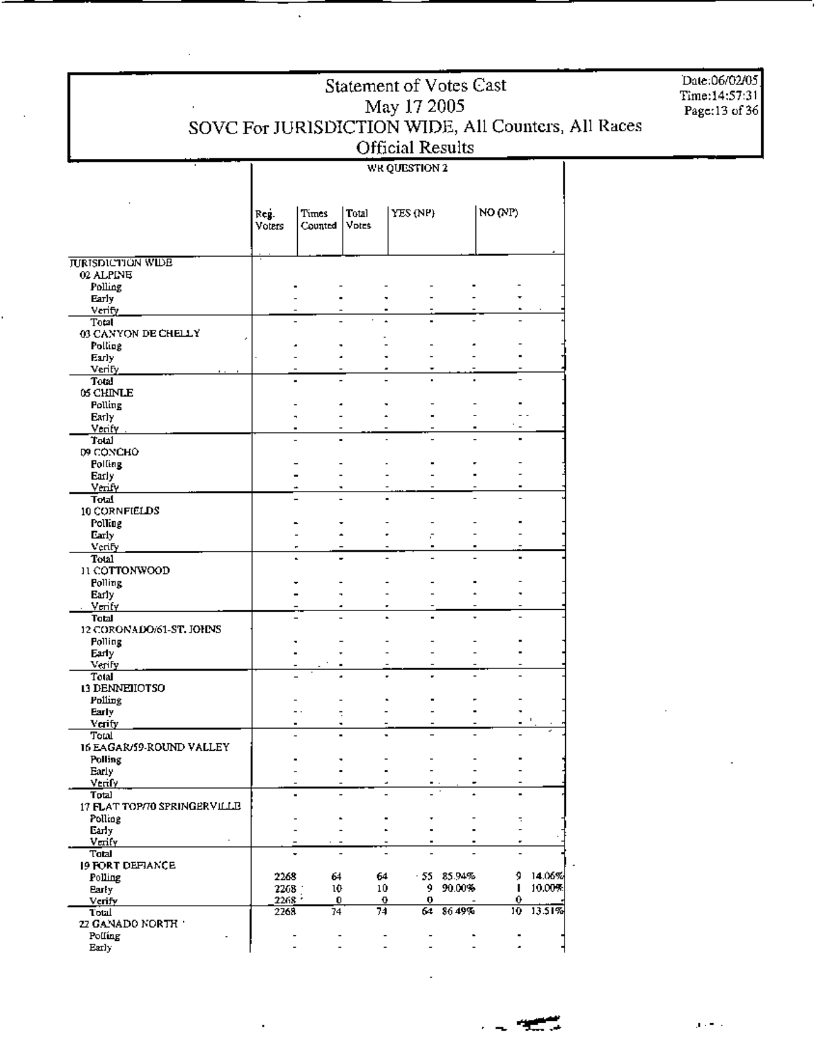# Statement of Votes Cast
## May 17 2005
## SOVC For JURISDICTION WIDE, All Counters, All Races
## Official Results

Date:06/02/05
Time:14:57:31

**WR QUESTION 2**

| | Reg. Voters | Times Counted | Total Votes | YES (NP) | | NO (NP) | |
|---|---|---|---|---|---|---|---|
| JURISDICTION WIDE | | | | | | | |
| 02 ALPINE | | | | | | | |
| Polling | - | - | - | - | - | - | |
| Early | - | - | - | - | - | - | |
| Verify | - | - | - | - | - | - | |
| Total | - | - | - | - | - | - | |
| 03 CANYON DE CHELLY | | | | | | | |
| Polling | - | - | - | - | - | - | |
| Early | - | - | - | - | - | - | |
| Verify | - | - | - | - | - | - | |
| Total | - | - | - | - | - | - | |
| 05 CHINLE | | | | | | | |
| Polling | - | - | - | - | - | - | |
| Early | - | - | - | - | - | - | |
| Verify | - | - | - | - | - | - | |
| Total | - | - | - | - | - | - | |
| 09 CONCHO | | | | | | | |
| Polling | - | - | - | - | - | - | |
| Early | - | - | - | - | - | - | |
| Verify | - | - | - | - | - | - | |
| Total | - | - | - | - | - | - | |
| 10 CORNFIELDS | | | | | | | |
| Polling | - | - | - | - | - | - | |
| Early | - | - | - | - | - | - | |
| Verify | - | - | - | - | - | - | |
| Total | - | - | - | - | - | - | |
| 11 COTTONWOOD | | | | | | | |
| Polling | - | - | - | - | - | - | |
| Early | - | - | - | - | - | - | |
| Verify | - | - | - | - | - | - | |
| Total | - | - | - | - | - | - | |
| 12 CORONADO/61-ST. JOHNS | | | | | | | |
| Polling | - | - | - | - | - | - | |
| Early | - | - | - | - | - | - | |
| Verify | - | - | - | - | - | - | |
| Total | - | - | - | - | - | - | |
| 13 DENNEHOTSO | | | | | | | |
| Polling | - | - | - | - | - | - | |
| Early | - | - | - | - | - | - | |
| Verify | - | - | - | - | - | - | |
| Total | - | - | - | - | - | - | |
| 16 EAGAR/59-ROUND VALLEY | | | | | | | |
| Polling | - | - | - | - | - | - | |
| Early | - | - | - | - | - | - | |
| Verify | - | - | - | - | - | - | |
| Total | - | - | - | - | - | - | |
| 17 FLAT TOP/70 SPRINGERVILLE | | | | | | | |
| Polling | - | - | - | - | - | - | |
| Early | - | - | - | - | - | - | |
| Verify | - | - | - | - | - | - | |
| Total | - | - | - | - | - | - | |
| 19 FORT DEFIANCE | | | | | | | |
| Polling | 2268 | 64 | 64 | 55 | 85.94% | 9 | 14.06% |
| Early | 2268 | 10 | 10 | 9 | 90.00% | 1 | 10.00% |
| Verify | 2268 | 0 | 0 | 0 | - | 0 | - |
| Total | 2268 | 74 | 74 | 64 | 86.49% | 10 | 13.51% |
| 22 GANADO NORTH | | | | | | | |
| Polling | - | - | - | - | - | - | |
| Early | - | - | - | - | - | - | |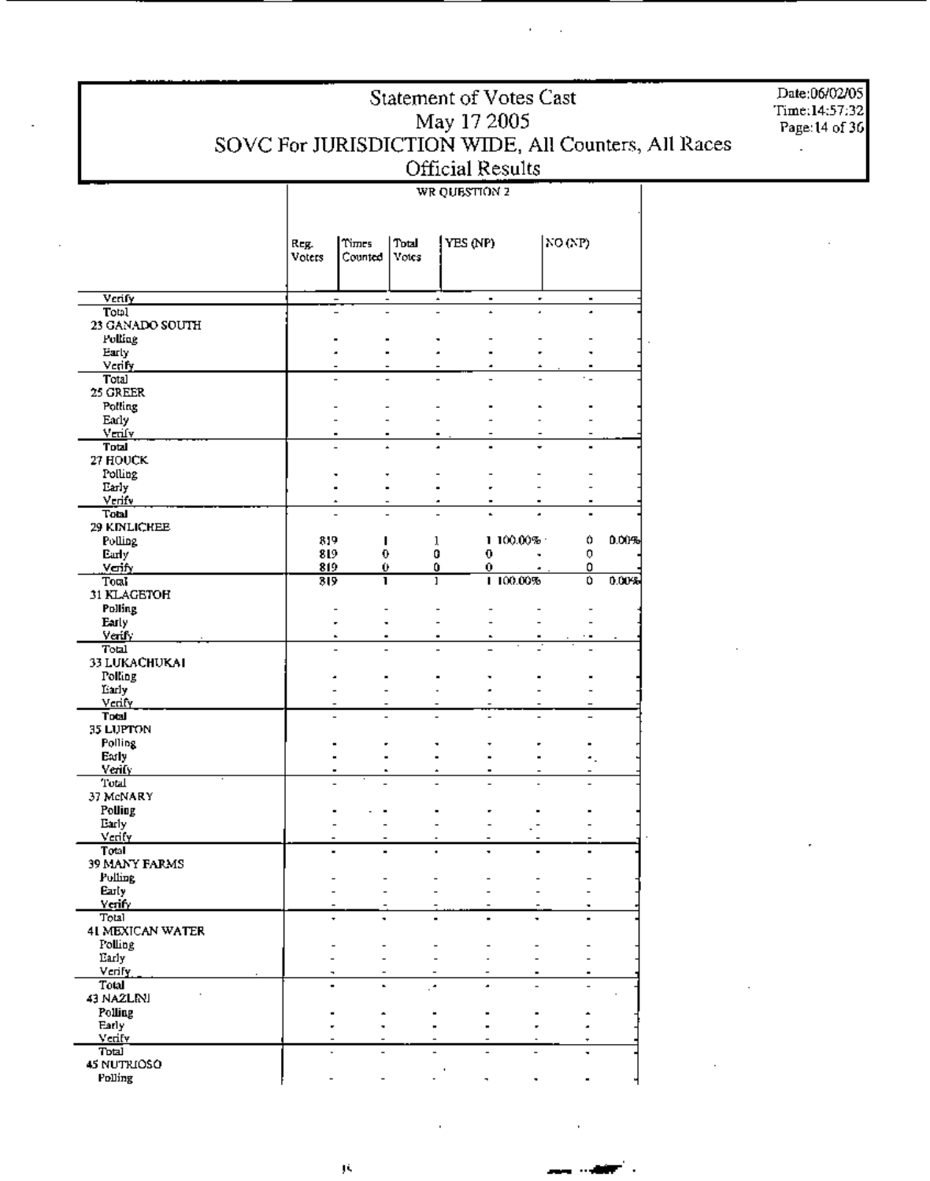# Statement of Votes Cast

## May 17 2005

## SOVC For JURISDICTION WIDE, All Counters, All Races

## Official Results

Date:06/02/05
Time:14:57:32

**WR QUESTION 2**

| | Reg. Voters | Times Counted | Total Votes | YES (NP) | | NO (NP) | |
|---|---|---|---|---|---|---|---|
| Verify | - | - | - | - | - | - | - |
| Total | - | - | - | - | - | - | - |
| **23 GANADO SOUTH** | | | | | | | |
| Polling | - | - | - | - | - | - | - |
| Early | - | - | - | - | - | - | - |
| Verify | - | - | - | - | - | - | - |
| Total | - | - | - | - | - | - | - |
| **25 GREER** | | | | | | | |
| Polling | - | - | - | - | - | - | - |
| Early | - | - | - | - | - | - | - |
| Verify | - | - | - | - | - | - | - |
| Total | - | - | - | - | - | - | - |
| **27 HOUCK** | | | | | | | |
| Polling | - | - | - | - | - | - | - |
| Early | - | - | - | - | - | - | - |
| Verify | - | - | - | - | - | - | - |
| Total | - | - | - | - | - | - | - |
| **29 KINLICHEE** | | | | | | | |
| Polling | 819 | 1 | 1 | 1 | 100.00% | 0 | 0.00% |
| Early | 819 | 0 | 0 | 0 | - | 0 | - |
| Verify | 819 | 0 | 0 | 0 | - | 0 | - |
| Total | 819 | 1 | 1 | 1 | 100.00% | 0 | 0.00% |
| **31 KLAGETOH** | | | | | | | |
| Polling | - | - | - | - | - | - | - |
| Early | - | - | - | - | - | - | - |
| Verify | - | - | - | - | - | - | - |
| Total | - | - | - | - | - | - | - |
| **33 LUKACHUKAI** | | | | | | | |
| Polling | - | - | - | - | - | - | - |
| Early | - | - | - | - | - | - | - |
| Verify | - | - | - | - | - | - | - |
| Total | - | - | - | - | - | - | - |
| **35 LUPTON** | | | | | | | |
| Polling | - | - | - | - | - | - | - |
| Early | - | - | - | - | - | - | - |
| Verify | - | - | - | - | - | - | - |
| Total | - | - | - | - | - | - | - |
| **37 McNARY** | | | | | | | |
| Polling | - | - | - | - | - | - | - |
| Early | - | - | - | - | - | - | - |
| Verify | - | - | - | - | - | - | - |
| Total | - | - | - | - | - | - | - |
| **39 MANY FARMS** | | | | | | | |
| Polling | - | - | - | - | - | - | - |
| Early | - | - | - | - | - | - | - |
| Verify | - | - | - | - | - | - | - |
| Total | - | - | - | - | - | - | - |
| **41 MEXICAN WATER** | | | | | | | |
| Polling | - | - | - | - | - | - | - |
| Early | - | - | - | - | - | - | - |
| Verify | - | - | - | - | - | - | - |
| Total | - | - | - | - | - | - | - |
| **43 NAZLINI** | | | | | | | |
| Polling | - | - | - | - | - | - | - |
| Early | - | - | - | - | - | - | - |
| Verify | - | - | - | - | - | - | - |
| Total | - | - | - | - | - | - | - |
| **45 NUTRIOSO** | | | | | | | |
| Polling | - | - | - | - | - | - | - |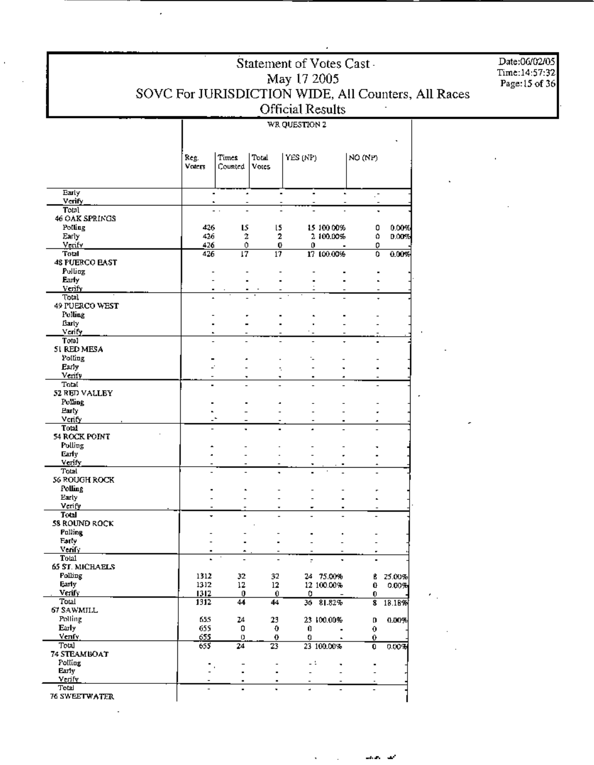# Statement of Votes Cast

May 17 2005

SOVC For JURISDICTION WIDE, All Counters, All Races

Official Results

Date:06/02/05
Time:14:57:32

WR QUESTION 2

| | Reg. Voters | Times Counted | Total Votes | YES (NP) | | NO (NP) | |
|---|---|---|---|---|---|---|---|
| Early | - | - | - | - | - | - | |
| Verify | - | - | - | - | - | - | |
| Total | - | - | - | - | - | - | |
| **46 OAK SPRINGS** | | | | | | | |
| Polling | 426 | 15 | 15 | 15 | 100.00% | 0 | 0.00% |
| Early | 426 | 2 | 2 | 2 | 100.00% | 0 | 0.00% |
| Verify | 426 | 0 | 0 | 0 | - | 0 | - |
| Total | 426 | 17 | 17 | 17 | 100.00% | 0 | 0.00% |
| **48 PUERCO EAST** | | | | | | | |
| Polling | - | - | - | - | - | - | - |
| Early | - | - | - | - | - | - | - |
| Verify | - | - | - | - | - | - | - |
| Total | - | - | - | - | - | - | - |
| **49 PUERCO WEST** | | | | | | | |
| Polling | - | - | - | - | - | - | - |
| Early | - | - | - | - | - | - | - |
| Verify | - | - | - | - | - | - | - |
| Total | - | - | - | - | - | - | - |
| **51 RED MESA** | | | | | | | |
| Polling | - | - | - | - | - | - | - |
| Early | - | - | - | - | - | - | - |
| Verify | - | - | - | - | - | - | - |
| Total | - | - | - | - | - | - | - |
| **52 RED VALLEY** | | | | | | | |
| Polling | - | - | - | - | - | - | - |
| Early | - | - | - | - | - | - | - |
| Verify | - | - | - | - | - | - | - |
| Total | - | - | - | - | - | - | - |
| **54 ROCK POINT** | | | | | | | |
| Polling | - | - | - | - | - | - | - |
| Early | - | - | - | - | - | - | - |
| Verify | - | - | - | - | - | - | - |
| Total | - | - | - | - | - | - | - |
| **56 ROUGH ROCK** | | | | | | | |
| Polling | - | - | - | - | - | - | - |
| Early | - | - | - | - | - | - | - |
| Verify | - | - | - | - | - | - | - |
| Total | - | - | - | - | - | - | - |
| **58 ROUND ROCK** | | | | | | | |
| Polling | - | - | - | - | - | - | - |
| Early | - | - | - | - | - | - | - |
| Verify | - | - | - | - | - | - | - |
| Total | - | - | - | - | - | - | - |
| **65 ST. MICHAELS** | | | | | | | |
| Polling | 1312 | 32 | 32 | 24 | 75.00% | 8 | 25.00% |
| Early | 1312 | 12 | 12 | 12 | 100.00% | 0 | 0.00% |
| Verify | 1312 | 0 | 0 | 0 | - | 0 | - |
| Total | 1312 | 44 | 44 | 36 | 81.82% | 8 | 18.18% |
| **67 SAWMILL** | | | | | | | |
| Polling | 655 | 24 | 23 | 23 | 100.00% | 0 | 0.00% |
| Early | 655 | 0 | 0 | 0 | - | 0 | - |
| Verify | 655 | 0 | 0 | 0 | - | 0 | - |
| Total | 655 | 24 | 23 | 23 | 100.00% | 0 | 0.00% |
| **74 STEAMBOAT** | | | | | | | |
| Polling | - | - | - | - | - | - | - |
| Early | - | - | - | - | - | - | - |
| Verify | - | - | - | - | - | - | - |
| Total | - | - | - | - | - | - | - |
| **76 SWEETWATER** | | | | | | | |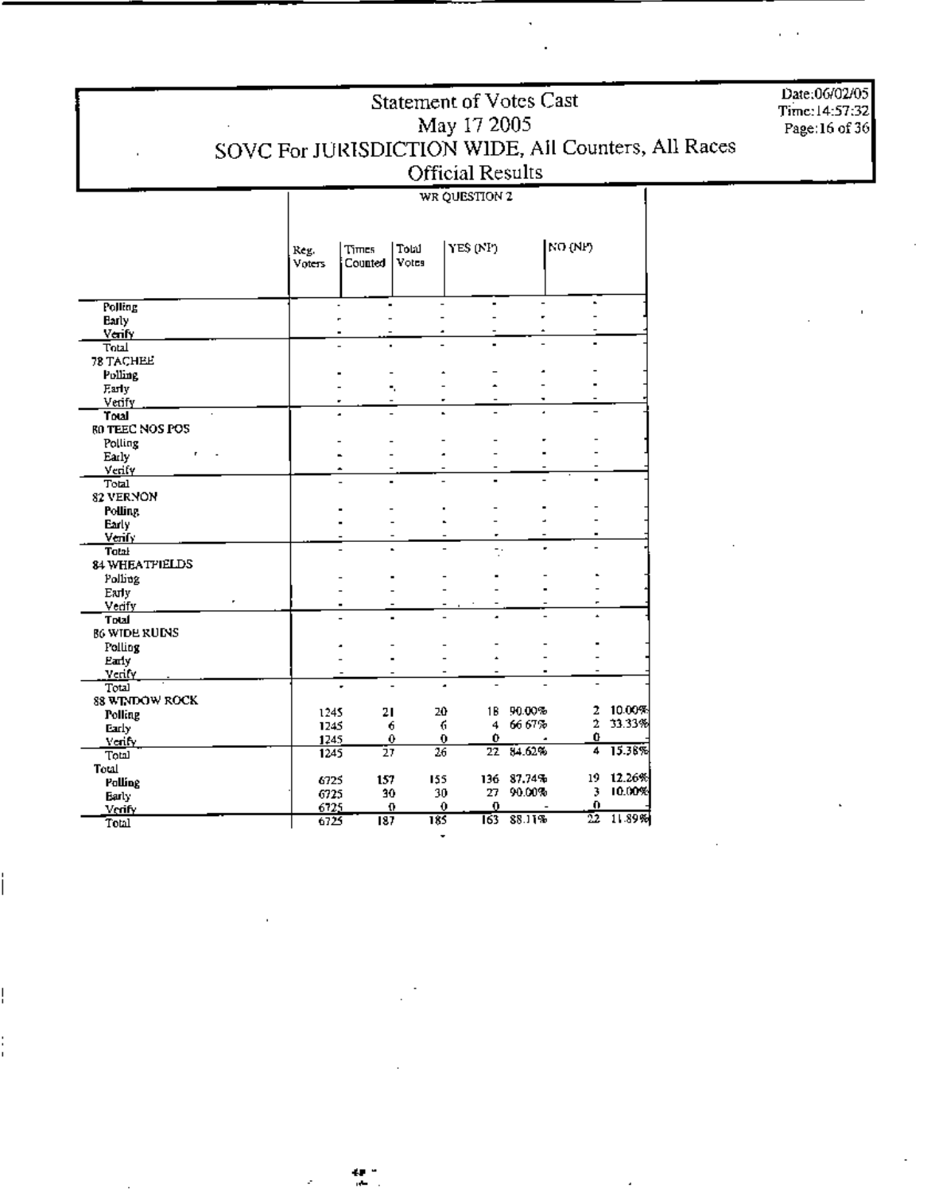# Statement of Votes Cast

## May 17 2005

## SOVC For JURISDICTION WIDE, All Counters, All Races

## Official Results

| | WR QUESTION 2 | | | | | | |
|---|---|---|---|---|---|---|---|
| | Reg. Voters | Times Counted | Total Votes | YES (NP) | | NO (NP) | |
| Polling | - | - | - | - | - | - | |
| Early | - | - | - | - | - | - | |
| Verify | - | - | - | - | - | - | |
| Total | - | - | - | - | - | - | |
| **78 TACHEE** | | | | | | | |
| Polling | - | - | - | - | - | - | |
| Early | - | - | - | - | - | - | |
| Verify | - | - | - | - | - | - | |
| Total | - | - | - | - | - | - | |
| **80 TEEC NOS POS** | | | | | | | |
| Polling | - | - | - | - | - | - | |
| Early | - | - | - | - | - | - | |
| Verify | - | - | - | - | - | - | |
| Total | - | - | - | - | - | - | |
| **82 VERNON** | | | | | | | |
| Polling | - | - | - | - | - | - | |
| Early | - | - | - | - | - | - | |
| Verify | - | - | - | - | - | - | |
| Total | - | - | - | - | - | - | |
| **84 WHEATFIELDS** | | | | | | | |
| Polling | - | - | - | - | - | - | |
| Early | - | - | - | - | - | - | |
| Verify | - | - | - | - | - | - | |
| Total | - | - | - | - | - | - | |
| **86 WIDE RUINS** | | | | | | | |
| Polling | - | - | - | - | - | - | |
| Early | - | - | - | - | - | - | |
| Verify | - | - | - | - | - | - | |
| Total | - | - | - | - | - | - | |
| **88 WINDOW ROCK** | | | | | | | |
| Polling | 1245 | 21 | 20 | 18 | 90.00% | 2 | 10.00% |
| Early | 1245 | 6 | 6 | 4 | 66.67% | 2 | 33.33% |
| Verify | 1245 | 0 | 0 | 0 | - | 0 | - |
| Total | 1245 | 27 | 26 | 22 | 84.62% | 4 | 15.38% |
| **Total** | | | | | | | |
| Polling | 6725 | 157 | 155 | 136 | 87.74% | 19 | 12.26% |
| Early | 6725 | 30 | 30 | 27 | 90.00% | 3 | 10.00% |
| Verify | 6725 | 0 | 0 | 0 | - | 0 | - |
| Total | 6725 | 187 | 185 | 163 | 88.11% | 22 | 11.89% |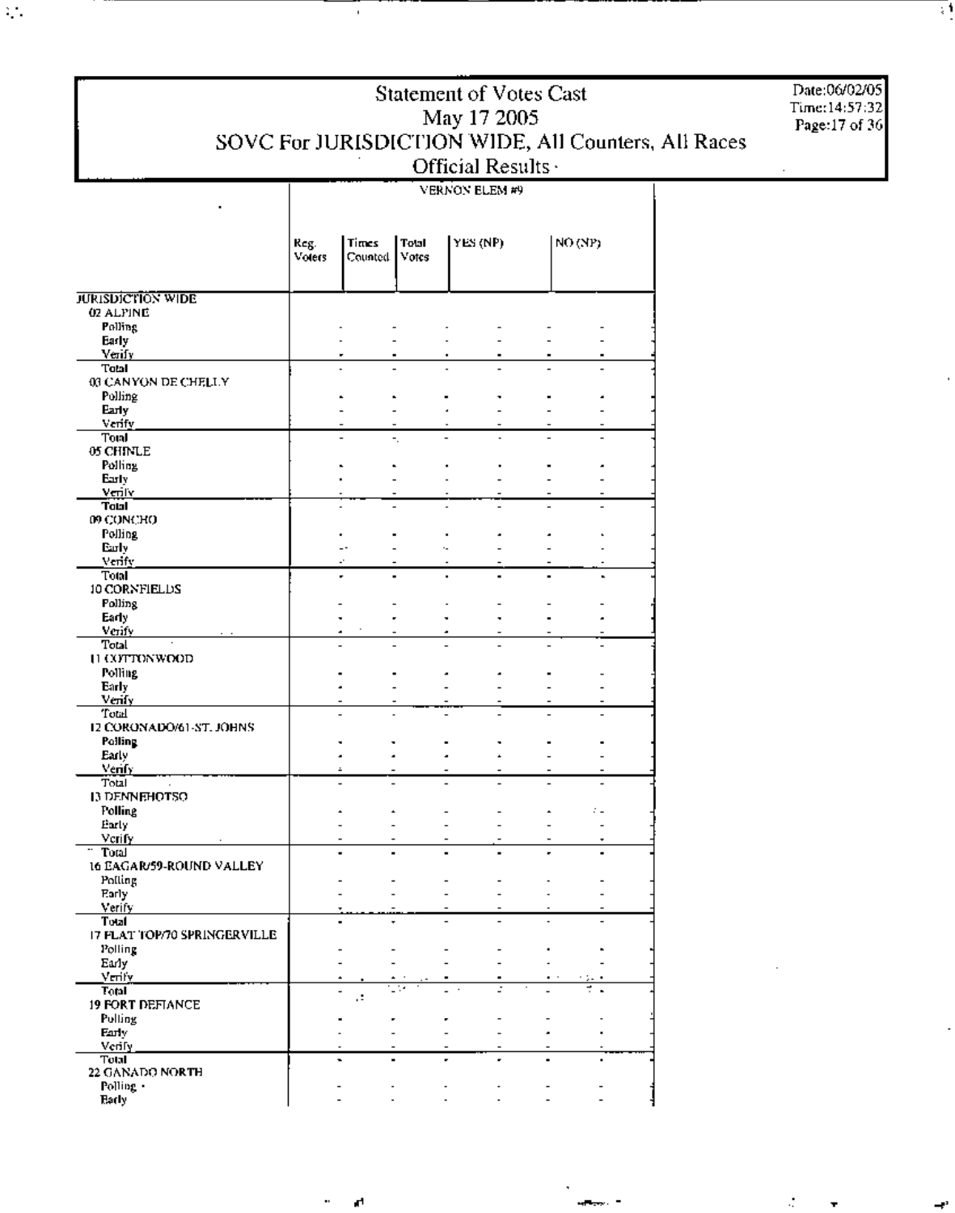# Statement of Votes Cast
## May 17 2005
## SOVC For JURISDICTION WIDE, All Counters, All Races
### Official Results

Date:06/02/05
Time:14:57:32

| | VERNON ELEM #9 | | | | | | |
|---|---|---|---|---|---|---|---|
| | Reg. Voters | Times Counted | Total Votes | YES (NP) | | NO (NP) | |
| **JURISDICTION WIDE** | | | | | | | |
| 02 ALPINE | | | | | | | |
| Polling | | - | - | - | - | - | - |
| Early | | - | - | - | - | - | - |
| Verify | | - | - | - | - | - | - |
| Total | | - | - | - | - | - | - |
| 03 CANYON DE CHELLY | | | | | | | |
| Polling | | - | - | - | - | - | - |
| Early | | - | - | - | - | - | - |
| Verify | | - | - | - | - | - | - |
| Total | | - | - | - | - | - | - |
| 05 CHINLE | | | | | | | |
| Polling | | - | - | - | - | - | - |
| Early | | - | - | - | - | - | - |
| Verify | | - | - | - | - | - | - |
| Total | | - | - | - | - | - | - |
| 09 CONCHO | | | | | | | |
| Polling | | - | - | - | - | - | - |
| Early | | - | - | - | - | - | - |
| Verify | | - | - | - | - | - | - |
| Total | | - | - | - | - | - | - |
| 10 CORNFIELDS | | | | | | | |
| Polling | | - | - | - | - | - | - |
| Early | | - | - | - | - | - | - |
| Verify | | - | - | - | - | - | - |
| Total | | - | - | - | - | - | - |
| 11 COTTONWOOD | | | | | | | |
| Polling | | - | - | - | - | - | - |
| Early | | - | - | - | - | - | - |
| Verify | | - | - | - | - | - | - |
| Total | | - | - | - | - | - | - |
| 12 CORONADO/61-ST. JOHNS | | | | | | | |
| Polling | | - | - | - | - | - | - |
| Early | | - | - | - | - | - | - |
| Verify | | - | - | - | - | - | - |
| Total | | - | - | - | - | - | - |
| 13 DENNEHOTSO | | | | | | | |
| Polling | | - | - | - | - | - | - |
| Early | | - | - | - | - | - | - |
| Verify | | - | - | - | - | - | - |
| Total | | - | - | - | - | - | - |
| 16 EAGAR/59-ROUND VALLEY | | | | | | | |
| Polling | | - | - | - | - | - | - |
| Early | | - | - | - | - | - | - |
| Verify | | - | - | - | - | - | - |
| Total | | - | - | - | - | - | - |
| 17 FLAT TOP/70 SPRINGERVILLE | | | | | | | |
| Polling | | - | - | - | - | - | - |
| Early | | - | - | - | - | - | - |
| Verify | | - | - | - | - | - | - |
| Total | | - | - | - | - | - | - |
| 19 FORT DEFIANCE | | | | | | | |
| Polling | | - | - | - | - | - | - |
| Early | | - | - | - | - | - | - |
| Verify | | - | - | - | - | - | - |
| Total | | - | - | - | - | - | - |
| 22 GANADO NORTH | | | | | | | |
| Polling | | - | - | - | - | - | - |
| Early | | - | - | - | - | - | - |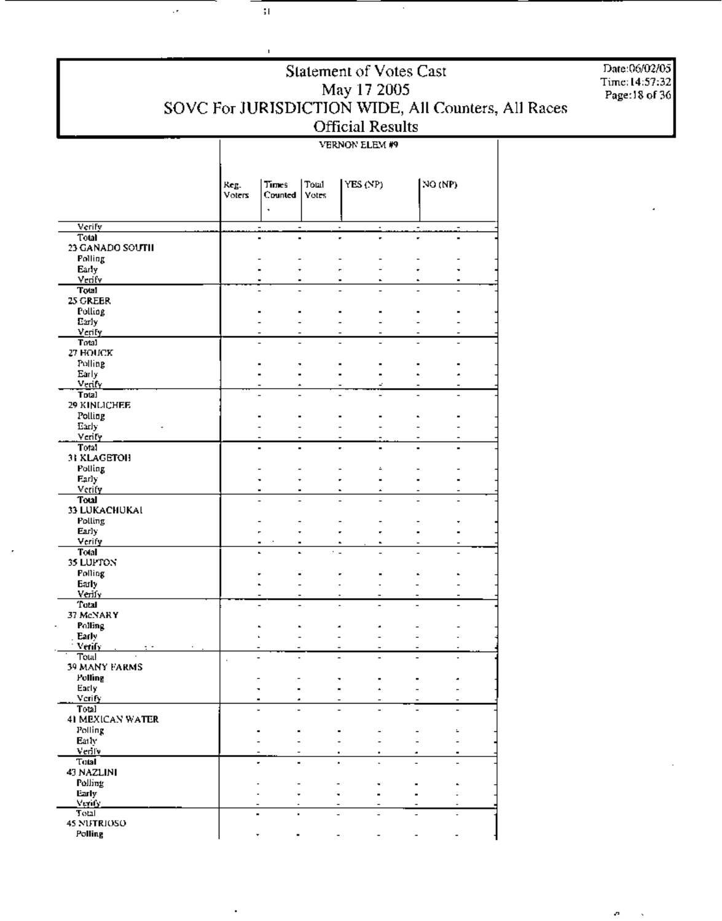# Statement of Votes Cast
## May 17 2005
## SOVC For JURISDICTION WIDE, All Counters, All Races
## Official Results

Date:06/02/05
Time:14:57:32

| | VERNON ELEM #9 | | | | |
|---|---|---|---|---|---|
| | Reg. Voters | Times Counted | Total Votes | YES (NP) | NO (NP) |
| Verify | - | - | - | - | - |
| Total | - | - | - | - | - |
| **23 GANADO SOUTH** | | | | | |
| Polling | - | - | - | - | - |
| Early | - | - | - | - | - |
| Verify | - | - | - | - | - |
| Total | - | - | - | - | - |
| **25 GREER** | | | | | |
| Polling | - | - | - | - | - |
| Early | - | - | - | - | - |
| Verify | - | - | - | - | - |
| Total | - | - | - | - | - |
| **27 HOUCK** | | | | | |
| Polling | - | - | - | - | - |
| Early | - | - | - | - | - |
| Verify | - | - | - | - | - |
| Total | - | - | - | - | - |
| **29 KINLICHEE** | | | | | |
| Polling | - | - | - | - | - |
| Early | - | - | - | - | - |
| Verify | - | - | - | - | - |
| Total | - | - | - | - | - |
| **31 KLAGETOH** | | | | | |
| Polling | - | - | - | - | - |
| Early | - | - | - | - | - |
| Verify | - | - | - | - | - |
| Total | - | - | - | - | - |
| **33 LUKACHUKAI** | | | | | |
| Polling | - | - | - | - | - |
| Early | - | - | - | - | - |
| Verify | - | - | - | - | - |
| Total | - | - | - | - | - |
| **35 LUPTON** | | | | | |
| Polling | - | - | - | - | - |
| Early | - | - | - | - | - |
| Verify | - | - | - | - | - |
| Total | - | - | - | - | - |
| **37 McNARY** | | | | | |
| Polling | - | - | - | - | - |
| Early | - | - | - | - | - |
| Verify | - | - | - | - | - |
| Total | - | - | - | - | - |
| **39 MANY FARMS** | | | | | |
| Polling | - | - | - | - | - |
| Early | - | - | - | - | - |
| Verify | - | - | - | - | - |
| Total | - | - | - | - | - |
| **41 MEXICAN WATER** | | | | | |
| Polling | - | - | - | - | - |
| Early | - | - | - | - | - |
| Verify | - | - | - | - | - |
| Total | - | - | - | - | - |
| **43 NAZLINI** | | | | | |
| Polling | - | - | - | - | - |
| Early | - | - | - | - | - |
| Verify | - | - | - | - | - |
| Total | - | - | - | - | - |
| **45 NUTRIOSO** | | | | | |
| Polling | - | - | - | - | - |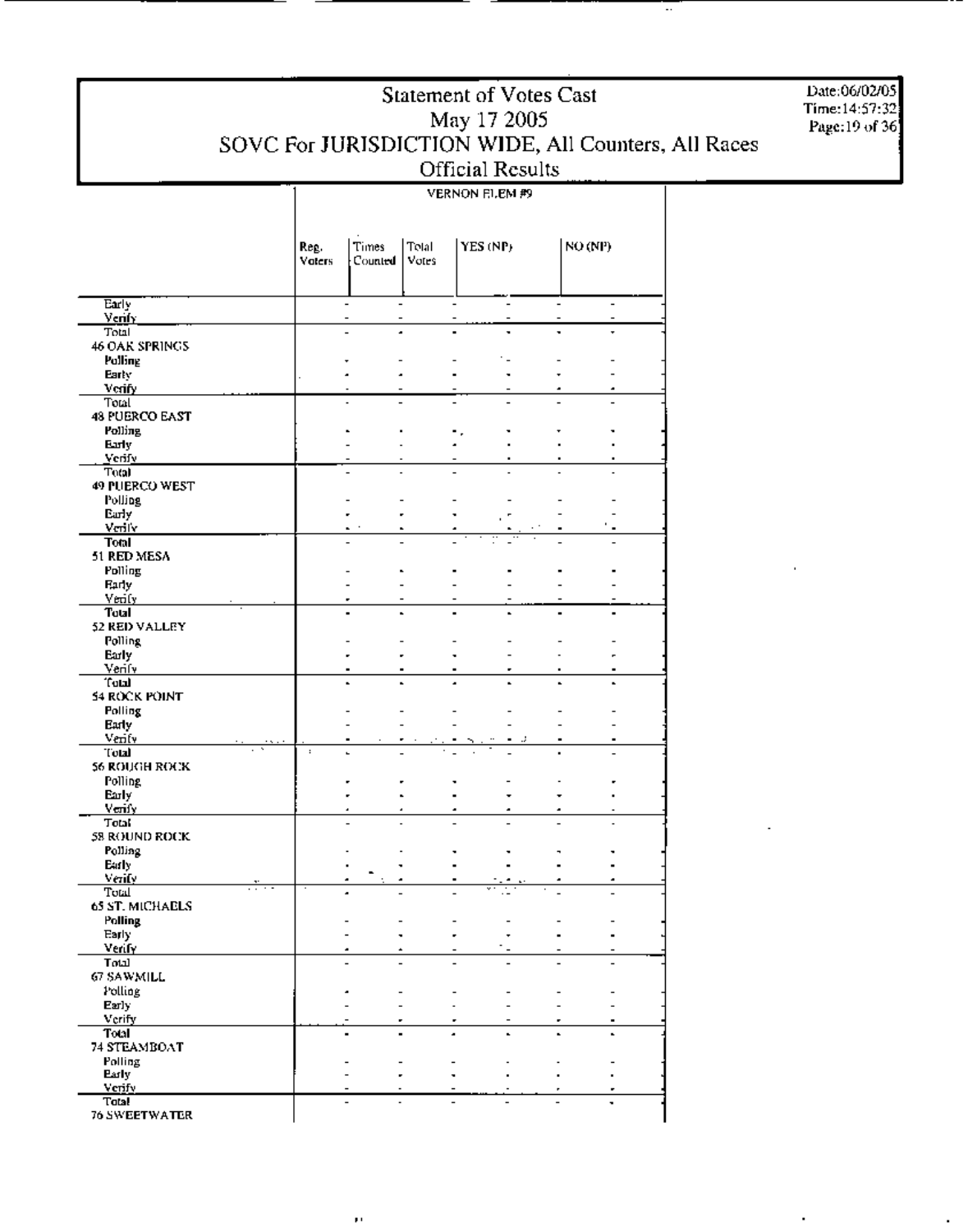# Statement of Votes Cast
## May 17 2005
## SOVC For JURISDICTION WIDE, All Counters, All Races
## Official Results

Date:06/02/05
Time:14:57:32

| | VERNON ELEM #9 | | | | | | |
|---|---|---|---|---|---|---|---|
| | Reg. Voters | Times Counted | Total Votes | YES (NP) | | NO (NP) | |
| Early | | - | - | - | - | - | - |
| Verify | | - | - | - | - | - | - |
| Total | | - | - | - | - | - | - |
| **46 OAK SPRINGS** | | | | | | | |
| Polling | | - | - | - | - | - | - |
| Early | | - | - | - | - | - | - |
| Verify | | - | - | - | - | - | - |
| Total | | - | - | - | - | - | - |
| **48 PUERCO EAST** | | | | | | | |
| Polling | | - | - | - | - | - | - |
| Early | | - | - | - | - | - | - |
| Verify | | - | - | - | - | - | - |
| Total | | - | - | - | - | - | - |
| **49 PUERCO WEST** | | | | | | | |
| Polling | | - | - | - | - | - | - |
| Early | | - | - | - | - | - | - |
| Verify | | - | - | - | - | - | - |
| Total | | - | - | - | - | - | - |
| **51 RED MESA** | | | | | | | |
| Polling | | - | - | - | - | - | - |
| Early | | - | - | - | - | - | - |
| Verify | | - | - | - | - | - | - |
| Total | | - | - | - | - | - | - |
| **52 RED VALLEY** | | | | | | | |
| Polling | | - | - | - | - | - | - |
| Early | | - | - | - | - | - | - |
| Verify | | - | - | - | - | - | - |
| Total | | - | - | - | - | - | - |
| **54 ROCK POINT** | | | | | | | |
| Polling | | - | - | - | - | - | - |
| Early | | - | - | - | - | - | - |
| Verify | | - | - | - | - | - | - |
| Total | | - | - | - | - | - | - |
| **56 ROUGH ROCK** | | | | | | | |
| Polling | | - | - | - | - | - | - |
| Early | | - | - | - | - | - | - |
| Verify | | - | - | - | - | - | - |
| Total | | - | - | - | - | - | - |
| **58 ROUND ROCK** | | | | | | | |
| Polling | | - | - | - | - | - | - |
| Early | | - | - | - | - | - | - |
| Verify | | - | - | - | - | - | - |
| Total | | - | - | - | - | - | - |
| **65 ST. MICHAELS** | | | | | | | |
| Polling | | - | - | - | - | - | - |
| Early | | - | - | - | - | - | - |
| Verify | | - | - | - | - | - | - |
| Total | | - | - | - | - | - | - |
| **67 SAWMILL** | | | | | | | |
| Polling | | - | - | - | - | - | - |
| Early | | - | - | - | - | - | - |
| Verify | | - | - | - | - | - | - |
| Total | | - | - | - | - | - | - |
| **74 STEAMBOAT** | | | | | | | |
| Polling | | - | - | - | - | - | - |
| Early | | - | - | - | - | - | - |
| Verify | | - | - | - | - | - | - |
| Total | | - | - | - | - | - | - |
| **76 SWEETWATER** | | | | | | | |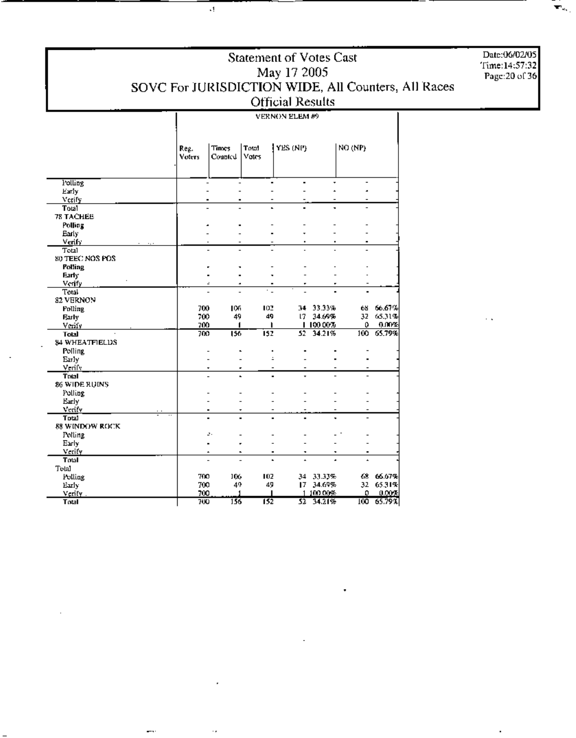# Statement of Votes Cast
## May 17 2005
## SOVC For JURISDICTION WIDE, All Counters, All Races
## Official Results

Date:06/02/05
Time:14:57:32

| | VERNON ELEM #9 | | | | | | |
|---|---|---|---|---|---|---|---|
| | Reg. Voters | Times Counted | Total Votes | YES (NP) | | NO (NP) | |
| Polling | - | - | - | - | - | - | |
| Early | - | - | - | - | - | - | |
| Verify | - | - | - | - | - | - | |
| Total | - | - | - | - | - | - | |
| **78 TACHEE** | | | | | | | |
| Polling | - | - | - | - | - | - | |
| Early | - | - | - | - | - | - | |
| Verify | - | - | - | - | - | - | |
| Total | - | - | - | - | - | - | |
| **80 TEEC NOS POS** | | | | | | | |
| Polling | - | - | - | - | - | - | |
| Early | - | - | - | - | - | - | |
| Verify | - | - | - | - | - | - | |
| Total | - | - | - | - | - | - | |
| **82 VERNON** | | | | | | | |
| Polling | 700 | 106 | 102 | 34 | 33.33% | 68 | 66.67% |
| Early | 700 | 49 | 49 | 17 | 34.69% | 32 | 65.31% |
| Verify | 700 | 1 | 1 | 1 | 100.00% | 0 | 0.00% |
| Total | 700 | 156 | 152 | 52 | 34.21% | 100 | 65.79% |
| **84 WHEATFIELDS** | | | | | | | |
| Polling | - | - | - | - | - | - | |
| Early | - | - | - | - | - | - | |
| Verify | - | - | - | - | - | - | |
| Total | - | - | - | - | - | - | |
| **86 WIDE RUINS** | | | | | | | |
| Polling | - | - | - | - | - | - | |
| Early | - | - | - | - | - | - | |
| Verify | - | - | - | - | - | - | |
| Total | - | - | - | - | - | - | |
| **88 WINDOW ROCK** | | | | | | | |
| Polling | - | - | - | - | - | - | |
| Early | - | - | - | - | - | - | |
| Verify | - | - | - | - | - | - | |
| Total | - | - | - | - | - | - | |
| **Total** | | | | | | | |
| Polling | 700 | 106 | 102 | 34 | 33.33% | 68 | 66.67% |
| Early | 700 | 49 | 49 | 17 | 34.69% | 32 | 65.31% |
| Verify | 700 | 1 | 1 | 1 | 100.00% | 0 | 0.00% |
| Total | 700 | 156 | 152 | 52 | 34.21% | 100 | 65.79% |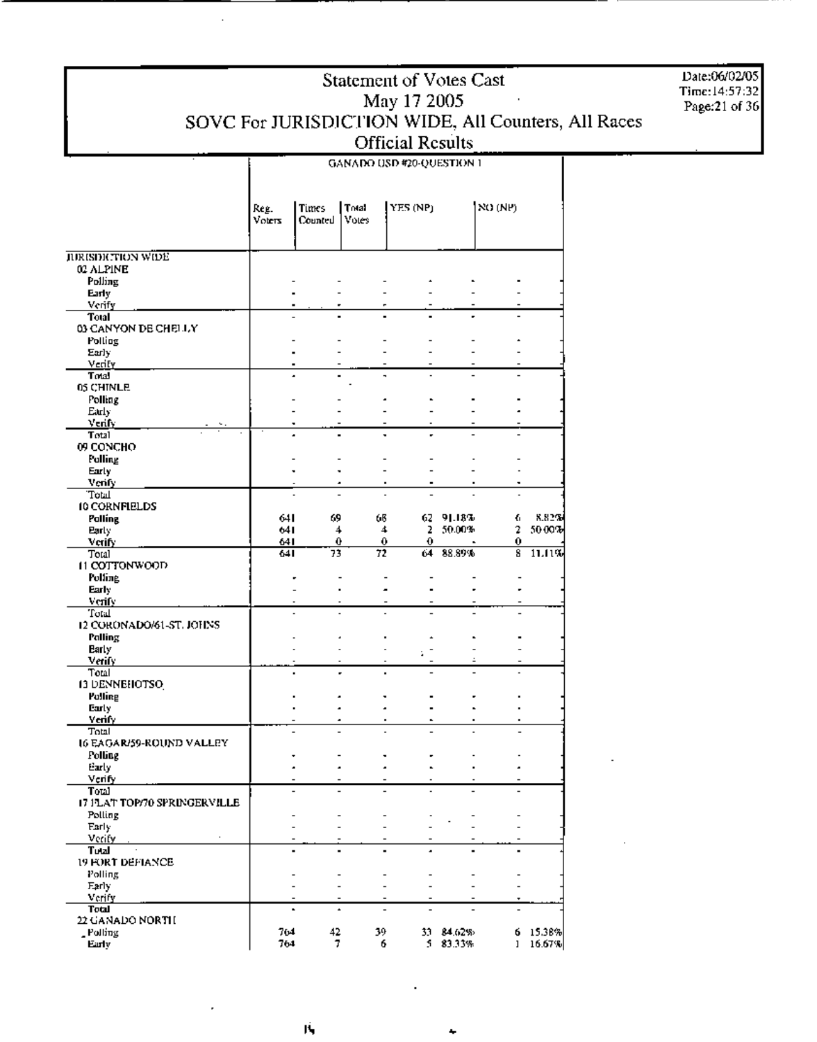# Statement of Votes Cast
## May 17 2005
## SOVC For JURISDICTION WIDE, All Counters, All Races
## Official Results

Date:06/02/05
Time:14:57:32

GANADO USD #20-QUESTION 1

| | Reg. Voters | Times Counted | Total Votes | YES (NP) | | NO (NP) | |
|---|---|---|---|---|---|---|---|
| **JURISDICTION WIDE** | | | | | | | |
| **02 ALPINE** | | | | | | | |
| Polling | - | - | - | - | - | - | |
| Early | - | - | - | - | - | - | |
| Verify | - | - | - | - | - | - | |
| Total | - | - | - | - | - | - | |
| **03 CANYON DE CHELLY** | | | | | | | |
| Polling | - | - | - | - | - | - | |
| Early | - | - | - | - | - | - | |
| Verify | - | - | - | - | - | - | |
| Total | - | - | - | - | - | - | |
| **05 CHINLE** | | | | | | | |
| Polling | - | - | - | - | - | - | |
| Early | - | - | - | - | - | - | |
| Verify | - | - | - | - | - | - | |
| Total | - | - | - | - | - | - | |
| **09 CONCHO** | | | | | | | |
| Polling | - | - | - | - | - | - | |
| Early | - | - | - | - | - | - | |
| Verify | - | - | - | - | - | - | |
| Total | - | - | - | - | - | - | |
| **10 CORNFIELDS** | | | | | | | |
| Polling | 641 | 69 | 68 | 62 | 91.18% | 6 | 8.82% |
| Early | 641 | 4 | 4 | 2 | 50.00% | 2 | 50.00% |
| Verify | 641 | 0 | 0 | 0 | - | 0 | - |
| Total | 641 | 73 | 72 | 64 | 88.89% | 8 | 11.11% |
| **11 COTTONWOOD** | | | | | | | |
| Polling | - | - | - | - | - | - | |
| Early | - | - | - | - | - | - | |
| Verify | - | - | - | - | - | - | |
| Total | - | - | - | - | - | - | |
| **12 CORONADO/61-ST. JOHNS** | | | | | | | |
| Polling | - | - | - | - | - | - | |
| Early | - | - | - | - | - | - | |
| Verify | - | - | - | - | - | - | |
| Total | - | - | - | - | - | - | |
| **13 DENNEHOTSO** | | | | | | | |
| Polling | - | - | - | - | - | - | |
| Early | - | - | - | - | - | - | |
| Verify | - | - | - | - | - | - | |
| Total | - | - | - | - | - | - | |
| **16 EAGAR/59-ROUND VALLEY** | | | | | | | |
| Polling | - | - | - | - | - | - | |
| Early | - | - | - | - | - | - | |
| Verify | - | - | - | - | - | - | |
| Total | - | - | - | - | - | - | |
| **17 FLAT TOP/70 SPRINGERVILLE** | | | | | | | |
| Polling | - | - | - | - | - | - | |
| Early | - | - | - | - | - | - | |
| Verify | - | - | - | - | - | - | |
| Total | - | - | - | - | - | - | |
| **19 FORT DEFIANCE** | | | | | | | |
| Polling | - | - | - | - | - | - | |
| Early | - | - | - | - | - | - | |
| Verify | - | - | - | - | - | - | |
| Total | - | - | - | - | - | - | |
| **22 GANADO NORTH** | | | | | | | |
| Polling | 764 | 42 | 39 | 33 | 84.62% | 6 | 15.38% |
| Early | 764 | 7 | 6 | 5 | 83.33% | 1 | 16.67% |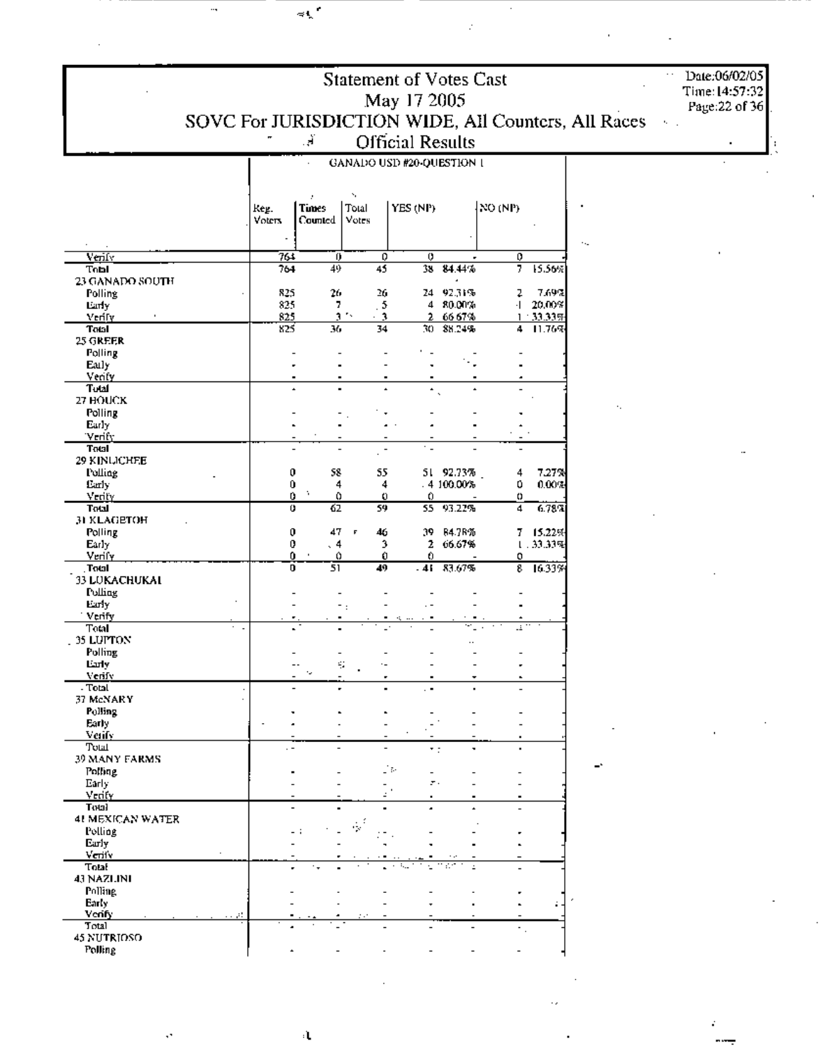# Statement of Votes Cast

May 17 2005

SOVC For JURISDICTION WIDE, All Counters, All Races

Official Results

| | GANADO USD #20-QUESTION 1 | | | | | | |
|---|---|---|---|---|---|---|---|
| | Reg. Voters | Times Counted | Total Votes | YES (NP) | | NO (NP) | |
| Verify | 764 | 0 | 0 | 0 | - | 0 | |
| Total | 764 | 49 | 45 | 38 | 84.44% | 7 | 15.56% |
| **23 GANADO SOUTH** | | | | | | | |
| Polling | 825 | 26 | 26 | 24 | 92.31% | 2 | 7.69% |
| Early | 825 | 7 | 5 | 4 | 80.00% | 1 | 20.00% |
| Verify | 825 | 3 | 3 | 2 | 66.67% | 1 | 33.33% |
| Total | 825 | 36 | 34 | 30 | 88.24% | 4 | 11.76% |
| **25 GREER** | | | | | | | |
| Polling | - | - | - | - | - | - | |
| Early | - | - | - | - | - | - | |
| Verify | - | - | - | - | - | - | |
| Total | - | - | - | - | - | - | |
| **27 HOUCK** | | | | | | | |
| Polling | - | - | - | - | - | - | |
| Early | - | - | - | - | - | - | |
| Verify | - | - | - | - | - | - | |
| Total | - | - | - | - | - | - | |
| **29 KINLICHEE** | | | | | | | |
| Polling | 0 | 58 | 55 | 51 | 92.73% | 4 | 7.27% |
| Early | 0 | 4 | 4 | 4 | 100.00% | 0 | 0.00% |
| Verify | 0 | 0 | 0 | 0 | - | 0 | |
| Total | 0 | 62 | 59 | 55 | 93.22% | 4 | 6.78% |
| **31 KLAGETOH** | | | | | | | |
| Polling | 0 | 47 | 46 | 39 | 84.78% | 7 | 15.22% |
| Early | 0 | 4 | 3 | 2 | 66.67% | 1 | 33.33% |
| Verify | 0 | 0 | 0 | 0 | - | 0 | |
| Total | 0 | 51 | 49 | 41 | 83.67% | 8 | 16.33% |
| **33 LUKACHUKAI** | | | | | | | |
| Polling | - | - | - | - | - | - | |
| Early | - | - | - | - | - | - | |
| Verify | - | - | - | - | - | - | |
| Total | - | - | - | - | - | - | |
| **35 LUPTON** | | | | | | | |
| Polling | - | - | - | - | - | - | |
| Early | - | - | - | - | - | - | |
| Verify | - | - | - | - | - | - | |
| Total | - | - | - | - | - | - | |
| **37 McNARY** | | | | | | | |
| Polling | - | - | - | - | - | - | |
| Early | - | - | - | - | - | - | |
| Verify | - | - | - | - | - | - | |
| Total | - | - | - | - | - | - | |
| **39 MANY FARMS** | | | | | | | |
| Polling | - | - | - | - | - | - | |
| Early | - | - | - | - | - | - | |
| Verify | - | - | - | - | - | - | |
| Total | - | - | - | - | - | - | |
| **41 MEXICAN WATER** | | | | | | | |
| Polling | - | - | - | - | - | - | |
| Early | - | - | - | - | - | - | |
| Verify | - | - | - | - | - | - | |
| Total | - | - | - | - | - | - | |
| **43 NAZLINI** | | | | | | | |
| Polling | - | - | - | - | - | - | |
| Early | - | - | - | - | - | - | |
| Verify | - | - | - | - | - | - | |
| Total | - | - | - | - | - | - | |
| **45 NUTRIOSO** | | | | | | | |
| Polling | - | - | - | - | - | - | |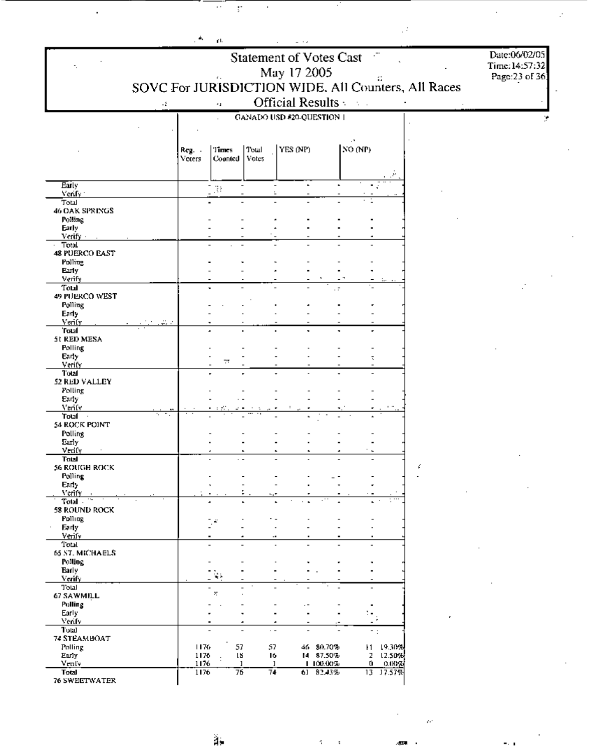# Statement of Votes Cast

May 17 2005

SOVC For JURISDICTION WIDE, All Counters, All Races

Official Results

Date:06/02/05
Time:14:57:32

| | GANADO USD #20-QUESTION 1 | | | | | | |
|---|---|---|---|---|---|---|---|
| | Reg. Voters | Times Counted | Total Votes | YES (NP) | | NO (NP) | |
| Early | - | - | - | - | - | - | - |
| Verify | - | - | - | - | - | - | - |
| Total | - | - | - | - | - | - | - |
| **46 OAK SPRINGS** | | | | | | | |
| Polling | - | - | - | - | - | - | - |
| Early | - | - | - | - | - | - | - |
| Verify | - | - | - | - | - | - | - |
| Total | - | - | - | - | - | - | - |
| **48 PUERCO EAST** | | | | | | | |
| Polling | - | - | - | - | - | - | - |
| Early | - | - | - | - | - | - | - |
| Verify | - | - | - | - | - | - | - |
| Total | - | - | - | - | - | - | - |
| **49 PUERCO WEST** | | | | | | | |
| Polling | - | - | - | - | - | - | - |
| Early | - | - | - | - | - | - | - |
| Verify | - | - | - | - | - | - | - |
| Total | - | - | - | - | - | - | - |
| **51 RED MESA** | | | | | | | |
| Polling | - | - | - | - | - | - | - |
| Early | - | - | - | - | - | - | - |
| Verify | - | - | - | - | - | - | - |
| Total | - | - | - | - | - | - | - |
| **52 RED VALLEY** | | | | | | | |
| Polling | - | - | - | - | - | - | - |
| Early | - | - | - | - | - | - | - |
| Verify | - | - | - | - | - | - | - |
| Total | - | - | - | - | - | - | - |
| **54 ROCK POINT** | | | | | | | |
| Polling | - | - | - | - | - | - | - |
| Early | - | - | - | - | - | - | - |
| Verify | - | - | - | - | - | - | - |
| Total | - | - | - | - | - | - | - |
| **56 ROUGH ROCK** | | | | | | | |
| Polling | - | - | - | - | - | - | - |
| Early | - | - | - | - | - | - | - |
| Verify | - | - | - | - | - | - | - |
| Total | - | - | - | - | - | - | - |
| **58 ROUND ROCK** | | | | | | | |
| Polling | - | - | - | - | - | - | - |
| Early | - | - | - | - | - | - | - |
| Verify | - | - | - | - | - | - | - |
| Total | - | - | - | - | - | - | - |
| **65 ST. MICHAELS** | | | | | | | |
| Polling | - | - | - | - | - | - | - |
| Early | - | - | - | - | - | - | - |
| Verify | - | - | - | - | - | - | - |
| Total | - | - | - | - | - | - | - |
| **67 SAWMILL** | | | | | | | |
| Polling | - | - | - | - | - | - | - |
| Early | - | - | - | - | - | - | - |
| Verify | - | - | - | - | - | - | - |
| Total | - | - | - | - | - | - | - |
| **74 STEAMBOAT** | | | | | | | |
| Polling | 1176 | 57 | 57 | 46 | 80.70% | 11 | 19.30% |
| Early | 1176 | 18 | 16 | 14 | 87.50% | 2 | 12.50% |
| Verify | 1176 | 1 | 1 | 1 | 100.00% | 0 | 0.00% |
| **Total** | 1176 | 76 | 74 | 61 | 82.43% | 13 | 17.57% |
| **76 SWEETWATER** | | | | | | | |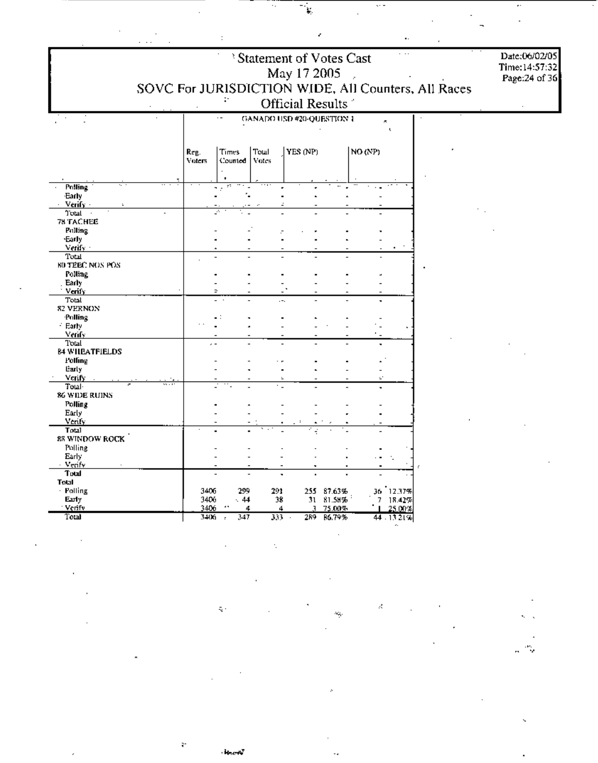# Statement of Votes Cast
May 17 2005
SOVC For JURISDICTION WIDE, All Counters, All Races
Official Results

Date:06/02/05
Time:14:57:32

| | GANADO USD #20-QUESTION 1 | | | | | | |
|---|---|---|---|---|---|---|---|
| | Reg. Voters | Times Counted | Total Votes | YES (NP) | | NO (NP) | |
| Polling | - | - | - | - | - | - | - |
| Early | - | - | - | - | - | - | - |
| Verify | - | - | - | - | - | - | - |
| Total | - | - | - | - | - | - | - |
| **78 TACHEE** | | | | | | | |
| Polling | - | - | - | - | - | - | - |
| Early | - | - | - | - | - | - | - |
| Verify | - | - | - | - | - | - | - |
| Total | - | - | - | - | - | - | - |
| **80 TEEC NOS POS** | | | | | | | |
| Polling | - | - | - | - | - | - | - |
| Early | - | - | - | - | - | - | - |
| Verify | - | - | - | - | - | - | - |
| Total | - | - | - | - | - | - | - |
| **82 VERNON** | | | | | | | |
| Polling | - | - | - | - | - | - | - |
| Early | - | - | - | - | - | - | - |
| Verify | - | - | - | - | - | - | - |
| Total | - | - | - | - | - | - | - |
| **84 WHEATFIELDS** | | | | | | | |
| Polling | - | - | - | - | - | - | - |
| Early | - | - | - | - | - | - | - |
| Verify | - | - | - | - | - | - | - |
| Total | - | - | - | - | - | - | - |
| **86 WIDE RUINS** | | | | | | | |
| Polling | - | - | - | - | - | - | - |
| Early | - | - | - | - | - | - | - |
| Verify | - | - | - | - | - | - | - |
| Total | - | - | - | - | - | - | - |
| **88 WINDOW ROCK** | | | | | | | |
| Polling | - | - | - | - | - | - | - |
| Early | - | - | - | - | - | - | - |
| Verify | - | - | - | - | - | - | - |
| Total | - | - | - | - | - | - | - |
| **Total** | | | | | | | |
| Polling | 3406 | 299 | 291 | 255 | 87.63% | 36 | 12.37% |
| Early | 3406 | 44 | 38 | 31 | 81.58% | 7 | 18.42% |
| Verify | 3406 | 4 | 4 | 3 | 75.00% | 1 | 25.00% |
| Total | 3406 | 347 | 333 | 289 | 86.79% | 44 | 13.21% |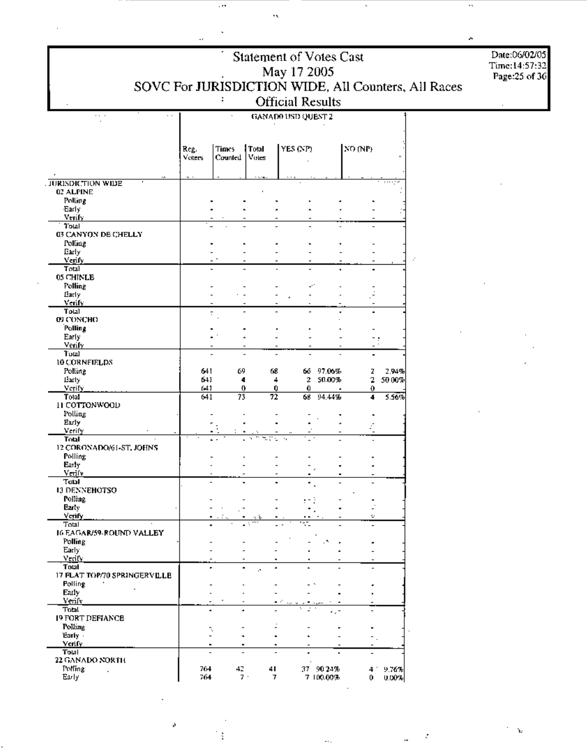# Statement of Votes Cast
## May 17 2005
## SOVC For JURISDICTION WIDE, All Counters, All Races
## Official Results

Date:06/02/05
Time:14:57:32

**GANADO USD QUEST 2**

| | Reg. Voters | Times Counted | Total Votes | YES (NP) | | NO (NP) | |
|---|---|---|---|---|---|---|---|
| JURISDICTION WIDE | | | | | | | |
| 02 ALPINE | | | | | | | |
| Polling | - | - | - | - | - | - | |
| Early | - | - | - | - | - | - | |
| Verify | - | - | - | - | - | - | |
| Total | - | - | - | - | - | - | |
| 03 CANYON DE CHELLY | | | | | | | |
| Polling | - | - | - | - | - | - | |
| Early | - | - | - | - | - | - | |
| Verify | - | - | - | - | - | - | |
| Total | - | - | - | - | - | - | |
| 05 CHINLE | | | | | | | |
| Polling | - | - | - | - | - | - | |
| Early | - | - | - | - | - | - | |
| Verify | - | - | - | - | - | - | |
| Total | - | - | - | - | - | - | |
| 09 CONCHO | | | | | | | |
| Polling | - | - | - | - | - | - | |
| Early | - | - | - | - | - | - | |
| Verify | - | - | - | - | - | - | |
| Total | - | - | - | - | - | - | |
| 10 CORNFIELDS | | | | | | | |
| Polling | 641 | 69 | 68 | 66 | 97.06% | 2 | 2.94% |
| Early | 641 | 4 | 4 | 2 | 50.00% | 2 | 50.00% |
| Verify | 641 | 0 | 0 | 0 | - | 0 | |
| Total | 641 | 73 | 72 | 68 | 94.44% | 4 | 5.56% |
| 11 COTTONWOOD | | | | | | | |
| Polling | - | - | - | - | - | - | |
| Early | - | - | - | - | - | - | |
| Verify | - | - | - | - | - | - | |
| Total | - | - | - | - | - | - | |
| 12 CORONADO/61-ST. JOHNS | | | | | | | |
| Polling | - | - | - | - | - | - | |
| Early | - | - | - | - | - | - | |
| Verify | - | - | - | - | - | - | |
| Total | - | - | - | - | - | - | |
| 13 DENNEHOTSO | | | | | | | |
| Polling | - | - | - | - | - | - | |
| Early | - | - | - | - | - | - | |
| Verify | - | - | - | - | - | - | |
| Total | - | - | - | - | - | - | |
| 16 EAGAR/59-ROUND VALLEY | | | | | | | |
| Polling | - | - | - | - | - | - | |
| Early | - | - | - | - | - | - | |
| Verify | - | - | - | - | - | - | |
| Total | - | - | - | - | - | - | |
| 17 FLAT TOP/70 SPRINGERVILLE | | | | | | | |
| Polling | - | - | - | - | - | - | |
| Early | - | - | - | - | - | - | |
| Verify | - | - | - | - | - | - | |
| Total | - | - | - | - | - | - | |
| 19 FORT DEFIANCE | | | | | | | |
| Polling | - | - | - | - | - | - | |
| Early | - | - | - | - | - | - | |
| Verify | - | - | - | - | - | - | |
| Total | - | - | - | - | - | - | |
| 22 GANADO NORTH | | | | | | | |
| Polling | 764 | 42 | 41 | 37 | 90.24% | 4 | 9.76% |
| Early | 764 | 7 | 7 | 7 | 100.00% | 0 | 0.00% |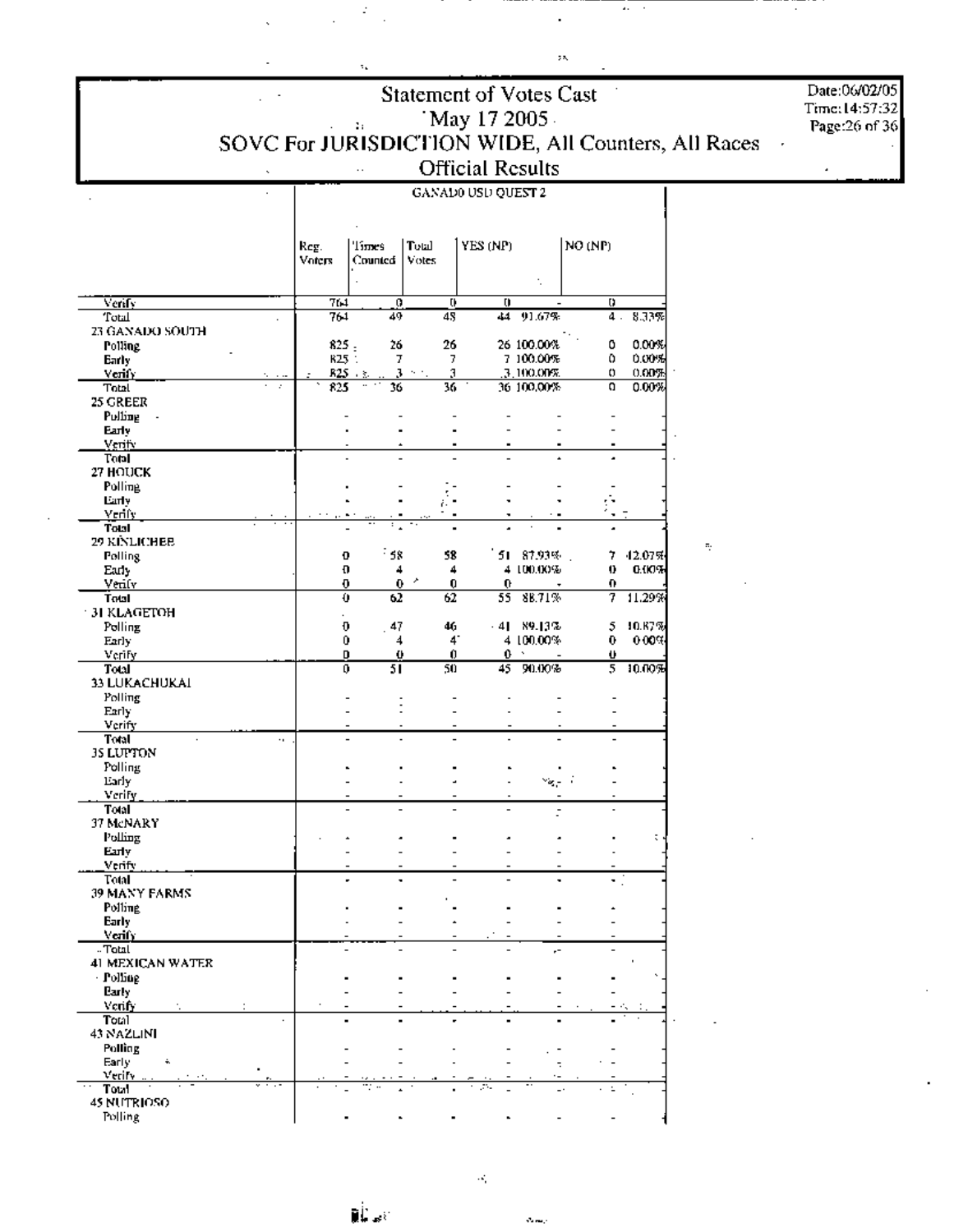# Statement of Votes Cast

May 17 2005

SOVC For JURISDICTION WIDE, All Counters, All Races

Official Results

Date:06/02/05
Time:14:57:32

| | GANADO USD QUEST 2 | | | | | | |
|---|---|---|---|---|---|---|---|
| | Reg. Voters | Times Counted | Total Votes | YES (NP) | | NO (NP) | |
| Verify | 764 | 0 | 0 | 0 | - | 0 | |
| Total | 764 | 49 | 48 | 44 | 91.67% | 4 | 8.33% |
| 23 GANADO SOUTH | | | | | | | |
| Polling | 825 | 26 | 26 | 26 | 100.00% | 0 | 0.00% |
| Early | 825 | 7 | 7 | 7 | 100.00% | 0 | 0.00% |
| Verify | 825 | 3 | 3 | 3 | 100.00% | 0 | 0.00% |
| Total | 825 | 36 | 36 | 36 | 100.00% | 0 | 0.00% |
| 25 GREER | | | | | | | |
| Polling | - | - | - | - | - | - | |
| Early | - | - | - | - | - | - | |
| Verify | - | - | - | - | - | - | |
| Total | - | - | - | - | - | - | |
| 27 HOUCK | | | | | | | |
| Polling | - | - | - | - | - | - | |
| Early | - | - | - | - | - | - | |
| Verify | - | - | - | - | - | - | |
| Total | - | - | - | - | - | - | |
| 29 KINLICHEE | | | | | | | |
| Polling | 0 | 58 | 58 | 51 | 87.93% | 7 | 12.07% |
| Early | 0 | 4 | 4 | 4 | 100.00% | 0 | 0.00% |
| Verify | 0 | 0 | 0 | 0 | - | 0 | |
| Total | 0 | 62 | 62 | 55 | 88.71% | 7 | 11.29% |
| 31 KLAGETOH | | | | | | | |
| Polling | 0 | 47 | 46 | 41 | 89.13% | 5 | 10.87% |
| Early | 0 | 4 | 4 | 4 | 100.00% | 0 | 0.00% |
| Verify | 0 | 0 | 0 | 0 | - | 0 | |
| Total | 0 | 51 | 50 | 45 | 90.00% | 5 | 10.00% |
| 33 LUKACHUKAI | | | | | | | |
| Polling | - | - | - | - | - | - | |
| Early | - | - | - | - | - | - | |
| Verify | - | - | - | - | - | - | |
| Total | - | - | - | - | - | - | |
| 35 LUPTON | | | | | | | |
| Polling | - | - | - | - | - | - | |
| Early | - | - | - | - | - | - | |
| Verify | - | - | - | - | - | - | |
| Total | - | - | - | - | - | - | |
| 37 McNARY | | | | | | | |
| Polling | - | - | - | - | - | - | |
| Early | - | - | - | - | - | - | |
| Verify | - | - | - | - | - | - | |
| Total | - | - | - | - | - | - | |
| 39 MANY FARMS | | | | | | | |
| Polling | - | - | - | - | - | - | |
| Early | - | - | - | - | - | - | |
| Verify | - | - | - | - | - | - | |
| Total | - | - | - | - | - | - | |
| 41 MEXICAN WATER | | | | | | | |
| Polling | - | - | - | - | - | - | |
| Early | - | - | - | - | - | - | |
| Verify | - | - | - | - | - | - | |
| Total | - | - | - | - | - | - | |
| 43 NAZLINI | | | | | | | |
| Polling | - | - | - | - | - | - | |
| Early | - | - | - | - | - | - | |
| Verify | - | - | - | - | - | - | |
| Total | - | - | - | - | - | - | |
| 45 NUTRIOSO | | | | | | | |
| Polling | - | - | - | - | - | - | |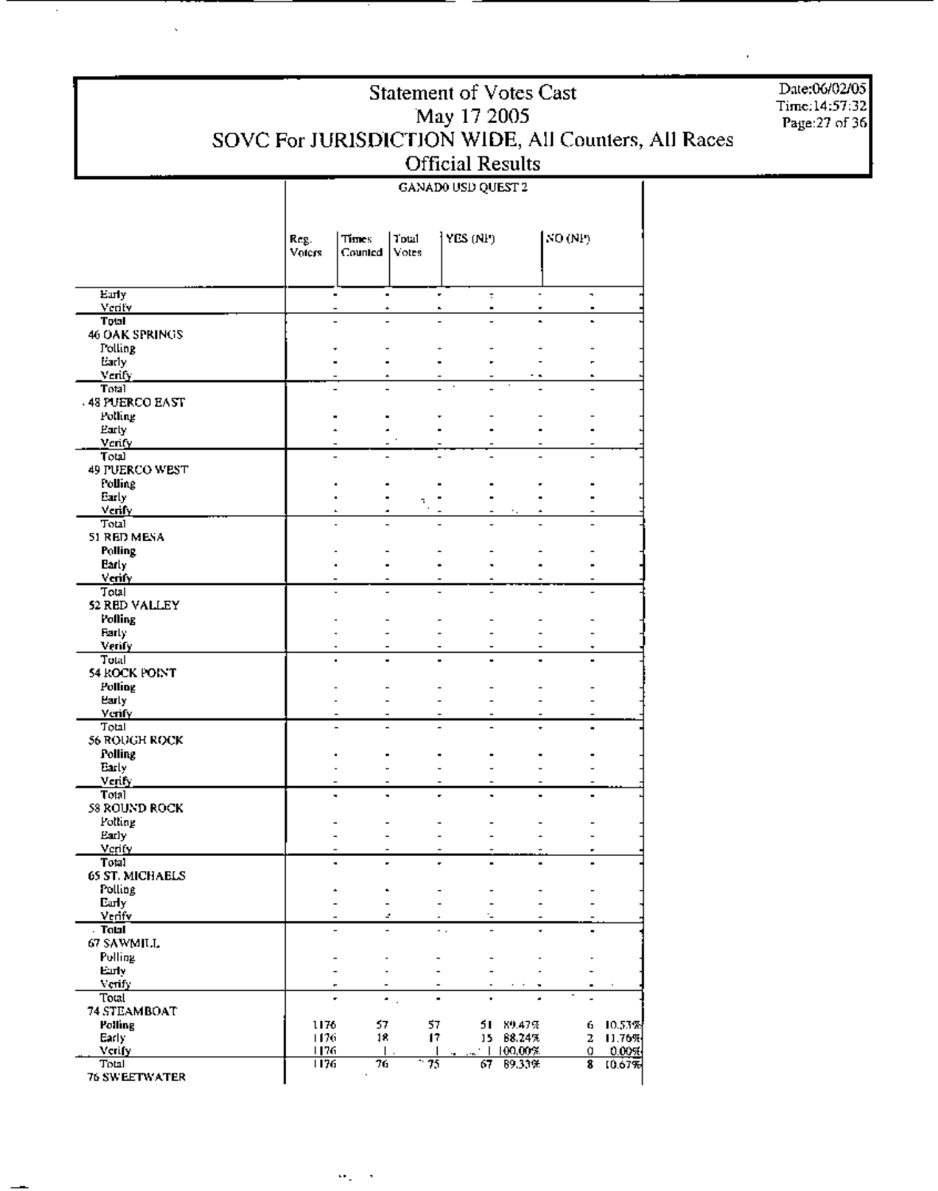# Statement of Votes Cast
## May 17 2005
## SOVC For JURISDICTION WIDE, All Counters, All Races
## Official Results

Date:06/02/05
Time:14:57:32

GANADO USD QUEST 2

| | Reg. Voters | Times Counted | Total Votes | YES (NP) | | NO (NP) | |
|---|---|---|---|---|---|---|---|
| Early | - | - | - | - | - | - | |
| Verify | - | - | - | - | - | - | |
| Total | - | - | - | - | - | - | |
| 46 OAK SPRINGS | | | | | | | |
| Polling | - | - | - | - | - | - | |
| Early | - | - | - | - | - | - | |
| Verify | - | - | - | - | - | - | |
| Total | - | - | - | - | - | - | |
| 48 PUERCO EAST | | | | | | | |
| Polling | - | - | - | - | - | - | |
| Early | - | - | - | - | - | - | |
| Verify | - | - | - | - | - | - | |
| Total | - | - | - | - | - | - | |
| 49 PUERCO WEST | | | | | | | |
| Polling | - | - | - | - | - | - | |
| Early | - | - | - | - | - | - | |
| Verify | - | - | - | - | - | - | |
| Total | - | - | - | - | - | - | |
| 51 RED MESA | | | | | | | |
| Polling | - | - | - | - | - | - | |
| Early | - | - | - | - | - | - | |
| Verify | - | - | - | - | - | - | |
| Total | - | - | - | - | - | - | |
| 52 RED VALLEY | | | | | | | |
| Polling | - | - | - | - | - | - | |
| Early | - | - | - | - | - | - | |
| Verify | - | - | - | - | - | - | |
| Total | - | - | - | - | - | - | |
| 54 ROCK POINT | | | | | | | |
| Polling | - | - | - | - | - | - | |
| Early | - | - | - | - | - | - | |
| Verify | - | - | - | - | - | - | |
| Total | - | - | - | - | - | - | |
| 56 ROUGH ROCK | | | | | | | |
| Polling | - | - | - | - | - | - | |
| Early | - | - | - | - | - | - | |
| Verify | - | - | - | - | - | - | |
| Total | - | - | - | - | - | - | |
| 58 ROUND ROCK | | | | | | | |
| Polling | - | - | - | - | - | - | |
| Early | - | - | - | - | - | - | |
| Verify | - | - | - | - | - | - | |
| Total | - | - | - | - | - | - | |
| 65 ST. MICHAELS | | | | | | | |
| Polling | - | - | - | - | - | - | |
| Early | - | - | - | - | - | - | |
| Verify | - | - | - | - | - | - | |
| Total | - | - | - | - | - | - | |
| 67 SAWMILL | | | | | | | |
| Polling | - | - | - | - | - | - | |
| Early | - | - | - | - | - | - | |
| Verify | - | - | - | - | - | - | |
| Total | - | - | - | - | - | - | |
| 74 STEAMBOAT | | | | | | | |
| Polling | 1176 | 57 | 57 | 51 | 89.47% | 6 | 10.53% |
| Early | 1176 | 18 | 17 | 15 | 88.24% | 2 | 11.76% |
| Verify | 1176 | 1 | 1 | 1 | 100.00% | 0 | 0.00% |
| Total | 1176 | 76 | 75 | 67 | 89.33% | 8 | 10.67% |
| 76 SWEETWATER | | | | | | | |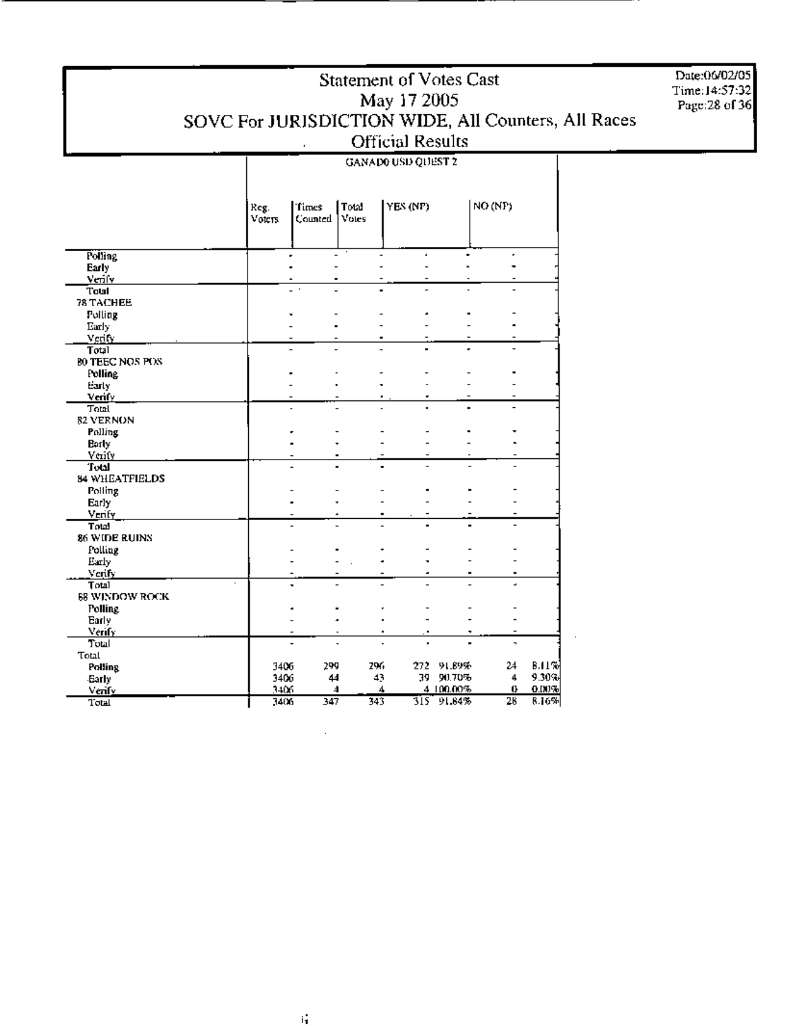# Statement of Votes Cast

## May 17 2005

## SOVC For JURISDICTION WIDE, All Counters, All Races

## Official Results

Date:06/02/05
Time:14:57:32

GANADO USD QUEST 2

| | Reg. Voters | Times Counted | Total Votes | YES (NP) | | NO (NP) | |
|---|---|---|---|---|---|---|---|
| Polling | - | - | - | - | - | - | - |
| Early | - | - | - | - | - | - | - |
| Verify | - | - | - | - | - | - | - |
| Total | - | - | - | - | - | - | - |
| 78 TACHEE | | | | | | | |
| Polling | - | - | - | - | - | - | - |
| Early | - | - | - | - | - | - | - |
| Verify | - | - | - | - | - | - | - |
| Total | - | - | - | - | - | - | - |
| 80 TEEC NOS POS | | | | | | | |
| Polling | - | - | - | - | - | - | - |
| Early | - | - | - | - | - | - | - |
| Verify | - | - | - | - | - | - | - |
| Total | - | - | - | - | - | - | - |
| 82 VERNON | | | | | | | |
| Polling | - | - | - | - | - | - | - |
| Early | - | - | - | - | - | - | - |
| Verify | - | - | - | - | - | - | - |
| Total | - | - | - | - | - | - | - |
| 84 WHEATFIELDS | | | | | | | |
| Polling | - | - | - | - | - | - | - |
| Early | - | - | - | - | - | - | - |
| Verify | - | - | - | - | - | - | - |
| Total | - | - | - | - | - | - | - |
| 86 WIDE RUINS | | | | | | | |
| Polling | - | - | - | - | - | - | - |
| Early | - | - | - | - | - | - | - |
| Verify | - | - | - | - | - | - | - |
| Total | - | - | - | - | - | - | - |
| 88 WINDOW ROCK | | | | | | | |
| Polling | - | - | - | - | - | - | - |
| Early | - | - | - | - | - | - | - |
| Verify | - | - | - | - | - | - | - |
| Total | - | - | - | - | - | - | - |
| Total | | | | | | | |
| Polling | 3406 | 299 | 296 | 272 | 91.89% | 24 | 8.11% |
| Early | 3406 | 44 | 43 | 39 | 90.70% | 4 | 9.30% |
| Verify | 3406 | 4 | 4 | 4 | 100.00% | 0 | 0.00% |
| Total | 3406 | 347 | 343 | 315 | 91.84% | 28 | 8.16% |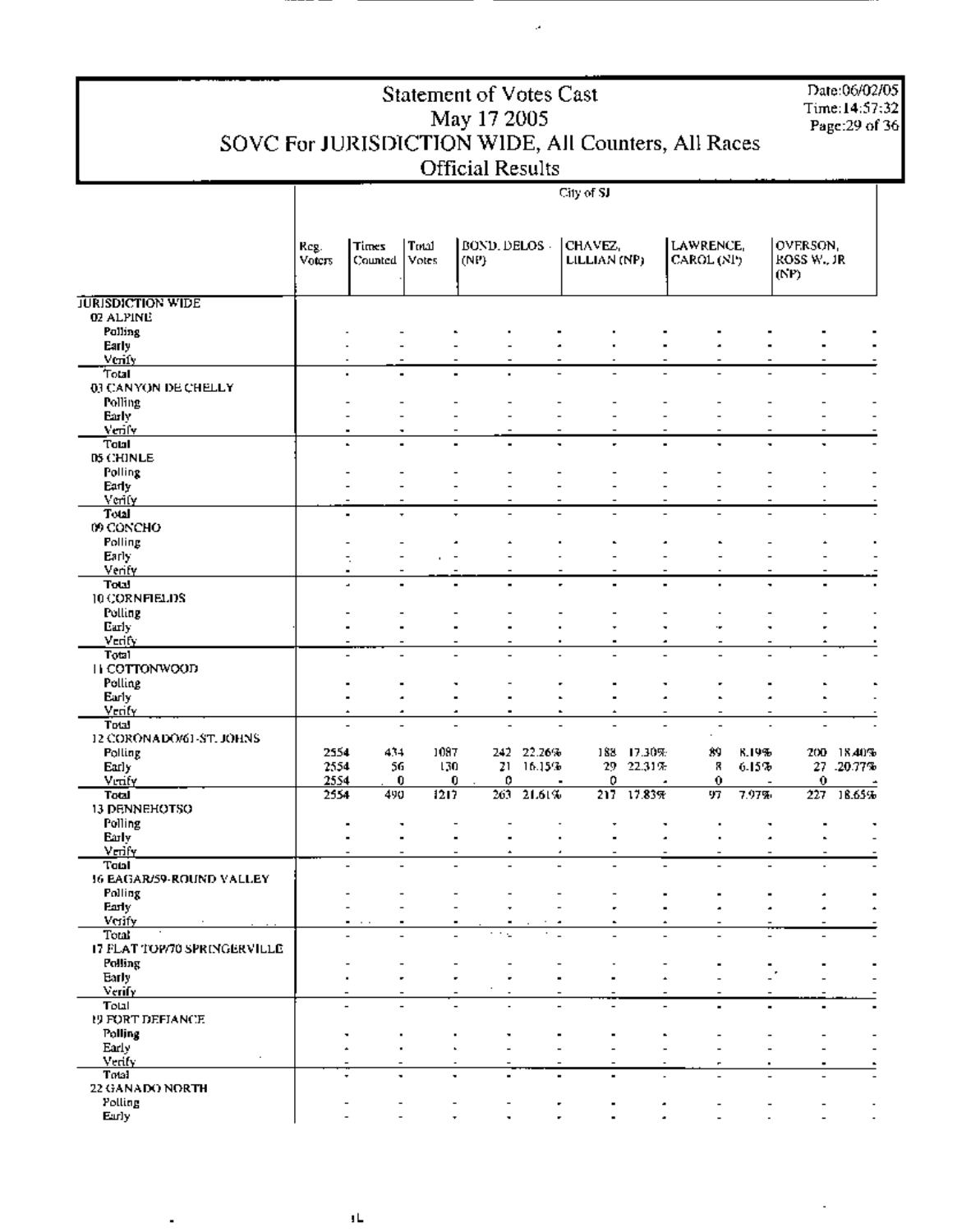# Statement of Votes Cast

May 17 2005

SOVC For JURISDICTION WIDE, All Counters, All Races

Official Results

Date:06/02/05
Time:14:57:32

City of SJ

| | Reg. Voters | Times Counted | Total Votes | BOND, DELOS (NP) | | CHAVEZ, LILLIAN (NP) | | LAWRENCE, CAROL (NP) | | OVERSON, ROSS W., JR (NP) | |
|---|---|---|---|---|---|---|---|---|---|---|---|
| **JURISDICTION WIDE** | | | | | | | | | | | |
| 02 ALPINE | | | | | | | | | | | |
| Polling | - | - | - | - | - | - | - | - | - | - | - |
| Early | - | - | - | - | - | - | - | - | - | - | - |
| Verify | - | - | - | - | - | - | - | - | - | - | - |
| Total | - | - | - | - | - | - | - | - | - | - | - |
| 03 CANYON DE CHELLY | | | | | | | | | | | |
| Polling | - | - | - | - | - | - | - | - | - | - | - |
| Early | - | - | - | - | - | - | - | - | - | - | - |
| Verify | - | - | - | - | - | - | - | - | - | - | - |
| Total | - | - | - | - | - | - | - | - | - | - | - |
| 05 CHINLE | | | | | | | | | | | |
| Polling | - | - | - | - | - | - | - | - | - | - | - |
| Early | - | - | - | - | - | - | - | - | - | - | - |
| Verify | - | - | - | - | - | - | - | - | - | - | - |
| Total | - | - | - | - | - | - | - | - | - | - | - |
| 09 CONCHO | | | | | | | | | | | |
| Polling | - | - | - | - | - | - | - | - | - | - | - |
| Early | - | - | - | - | - | - | - | - | - | - | - |
| Verify | - | - | - | - | - | - | - | - | - | - | - |
| Total | - | - | - | - | - | - | - | - | - | - | - |
| 10 CORNFIELDS | | | | | | | | | | | |
| Polling | - | - | - | - | - | - | - | - | - | - | - |
| Early | - | - | - | - | - | - | - | - | - | - | - |
| Verify | - | - | - | - | - | - | - | - | - | - | - |
| Total | - | - | - | - | - | - | - | - | - | - | - |
| 11 COTTONWOOD | | | | | | | | | | | |
| Polling | - | - | - | - | - | - | - | - | - | - | - |
| Early | - | - | - | - | - | - | - | - | - | - | - |
| Verify | - | - | - | - | - | - | - | - | - | - | - |
| Total | - | - | - | - | - | - | - | - | - | - | - |
| 12 CORONADO/61-ST. JOHNS | | | | | | | | | | | |
| Polling | 2554 | 434 | 1087 | 242 | 22.26% | 188 | 17.30% | 89 | 8.19% | 200 | 18.40% |
| Early | 2554 | 56 | 130 | 21 | 16.15% | 29 | 22.31% | 8 | 6.15% | 27 | 20.77% |
| Verify | 2554 | 0 | 0 | 0 | - | 0 | - | 0 | - | 0 | - |
| Total | 2554 | 490 | 1217 | 263 | 21.61% | 217 | 17.83% | 97 | 7.97% | 227 | 18.65% |
| 13 DENNEHOTSO | | | | | | | | | | | |
| Polling | - | - | - | - | - | - | - | - | - | - | - |
| Early | - | - | - | - | - | - | - | - | - | - | - |
| Verify | - | - | - | - | - | - | - | - | - | - | - |
| Total | - | - | - | - | - | - | - | - | - | - | - |
| 16 EAGAR/59-ROUND VALLEY | | | | | | | | | | | |
| Polling | - | - | - | - | - | - | - | - | - | - | - |
| Early | - | - | - | - | - | - | - | - | - | - | - |
| Verify | - | - | - | - | - | - | - | - | - | - | - |
| Total | - | - | - | - | - | - | - | - | - | - | - |
| 17 FLAT TOP/70 SPRINGERVILLE | | | | | | | | | | | |
| Polling | - | - | - | - | - | - | - | - | - | - | - |
| Early | - | - | - | - | - | - | - | - | - | - | - |
| Verify | - | - | - | - | - | - | - | - | - | - | - |
| Total | - | - | - | - | - | - | - | - | - | - | - |
| 19 FORT DEFIANCE | | | | | | | | | | | |
| Polling | - | - | - | - | - | - | - | - | - | - | - |
| Early | - | - | - | - | - | - | - | - | - | - | - |
| Verify | - | - | - | - | - | - | - | - | - | - | - |
| Total | - | - | - | - | - | - | - | - | - | - | - |
| 22 GANADO NORTH | | | | | | | | | | | |
| Polling | - | - | - | - | - | - | - | - | - | - | - |
| Early | - | - | - | - | - | - | - | - | - | - | - |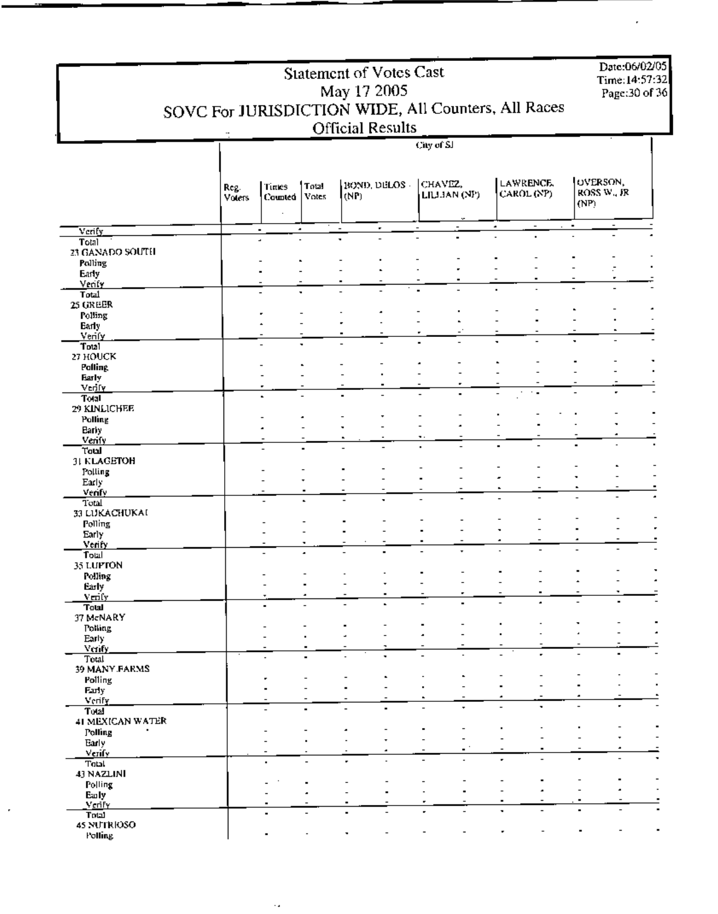# Statement of Votes Cast

May 17 2005

SOVC For JURISDICTION WIDE, All Counters, All Races

Official Results

Date:06/02/05
Time:14:57:32

| | City of SJ | | | | | | |
|---|---|---|---|---|---|---|---|
| | Reg. Voters | Times Counted | Total Votes | BOND, DELOS (NP) | CHAVEZ, LILLIAN (NP) | LAWRENCE, CAROL (NP) | OVERSON, ROSS W., JR (NP) |
| Verify | | - | - | - - | - - | - - | - - |
| Total | | - | - | - - | - - | - - | - - |
| 23 GANADO SOUTH | | | | | | | |
| Polling | | - | - | - - | - - | - - | - - |
| Early | | - | - | - - | - - | - - | - - |
| Verify | | - | - | - - | - - | - - | - - |
| Total | | - | - | - - | - - | - - | - - |
| 25 GREER | | | | | | | |
| Polling | | - | - | - - | - - | - - | - - |
| Early | | - | - | - - | - - | - - | - - |
| Verify | | - | - | - - | - - | - - | - - |
| Total | | - | - | - - | - - | - - | - - |
| 27 HOUCK | | | | | | | |
| Polling | | - | - | - - | - - | - - | - - |
| Early | | - | - | - - | - - | - - | - - |
| Verify | | - | - | - - | - - | - - | - - |
| Total | | - | - | - - | - - | - - | - - |
| 29 KINLICHEE | | | | | | | |
| Polling | | - | - | - - | - - | - - | - - |
| Early | | - | - | - - | - - | - - | - - |
| Verify | | - | - | - - | - - | - - | - - |
| Total | | - | - | - - | - - | - - | - - |
| 31 KLAGETOH | | | | | | | |
| Polling | | - | - | - - | - - | - - | - - |
| Early | | - | - | - - | - - | - - | - - |
| Verify | | - | - | - - | - - | - - | - - |
| Total | | - | - | - - | - - | - - | - - |
| 33 LUKACHUKAI | | | | | | | |
| Polling | | - | - | - - | - - | - - | - - |
| Early | | - | - | - - | - - | - - | - - |
| Verify | | - | - | - - | - - | - - | - - |
| Total | | - | - | - - | - - | - - | - - |
| 35 LUPTON | | | | | | | |
| Polling | | - | - | - - | - - | - - | - - |
| Early | | - | - | - - | - - | - - | - - |
| Verify | | - | - | - - | - - | - - | - - |
| Total | | - | - | - - | - - | - - | - - |
| 37 McNARY | | | | | | | |
| Polling | | - | - | - - | - - | - - | - - |
| Early | | - | - | - - | - - | - - | - - |
| Verify | | - | - | - - | - - | - - | - - |
| Total | | - | - | - - | - - | - - | - - |
| 39 MANY FARMS | | | | | | | |
| Polling | | - | - | - - | - - | - - | - - |
| Early | | - | - | - - | - - | - - | - - |
| Verify | | - | - | - - | - - | - - | - - |
| Total | | - | - | - - | - - | - - | - - |
| 41 MEXICAN WATER | | | | | | | |
| Polling | | - | - | - - | - - | - - | - - |
| Early | | - | - | - - | - - | - - | - - |
| Verify | | - | - | - - | - - | - - | - - |
| Total | | - | - | - - | - - | - - | - - |
| 43 NAZLINI | | | | | | | |
| Polling | | - | - | - - | - - | - - | - - |
| Early | | - | - | - - | - - | - - | - - |
| Verify | | - | - | - - | - - | - - | - - |
| Total | | - | - | - - | - - | - - | - - |
| 45 NUTRIOSO | | | | | | | |
| Polling | | - | - | - - | - - | - - | - - |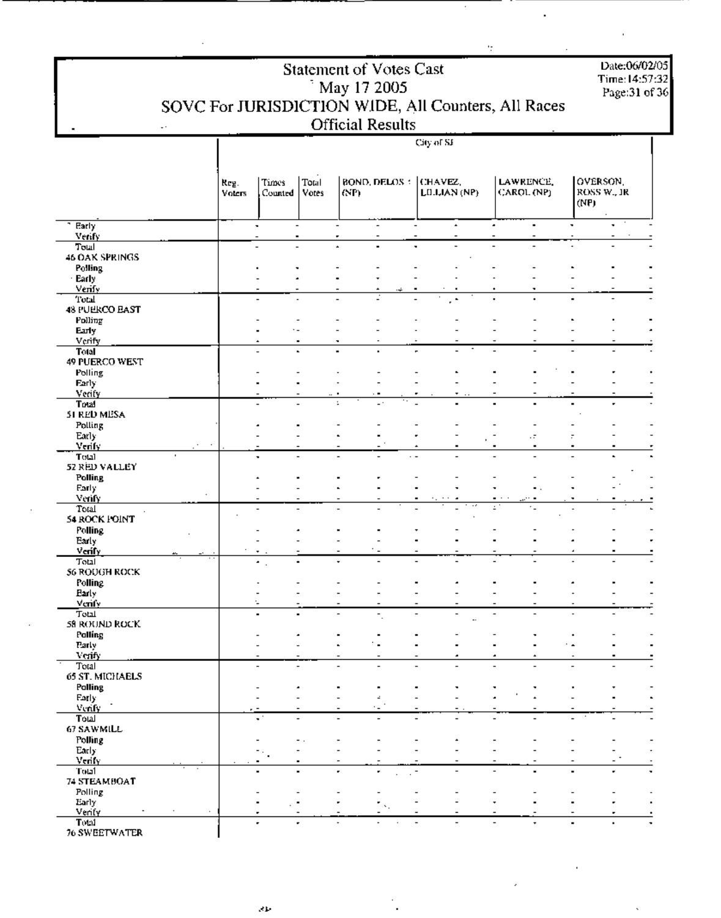# Statement of Votes Cast

May 17 2005

SOVC For JURISDICTION WIDE, All Counters, All Races

Official Results

Date:06/02/05
Time:14:57:32

| | Reg. Voters | Times Counted | Total Votes | BOND, DELOS (NP) | | CHAVEZ, LILLIAN (NP) | | LAWRENCE, CAROL (NP) | | OVERSON, ROSS W., JR (NP) | |
|---|---|---|---|---|---|---|---|---|---|---|---|
| | City of SJ | | | | | | | | | | |
| Early | | - | - | - | - | - | - | - | - | - | - |
| Verify | | - | - | - | - | - | - | - | - | - | - |
| Total | | - | - | - | - | - | - | - | - | - | - |
| **46 OAK SPRINGS** | | | | | | | | | | | |
| Polling | | - | - | - | - | - | - | - | - | - | - |
| Early | | - | - | - | - | - | - | - | - | - | - |
| Verify | | - | - | - | - | - | - | - | - | - | - |
| Total | | - | - | - | - | - | - | - | - | - | - |
| **48 PUERCO EAST** | | | | | | | | | | | |
| Polling | | - | - | - | - | - | - | - | - | - | - |
| Early | | - | - | - | - | - | - | - | - | - | - |
| Verify | | - | - | - | - | - | - | - | - | - | - |
| Total | | - | - | - | - | - | - | - | - | - | - |
| **49 PUERCO WEST** | | | | | | | | | | | |
| Polling | | - | - | - | - | - | - | - | - | - | - |
| Early | | - | - | - | - | - | - | - | - | - | - |
| Verify | | - | - | - | - | - | - | - | - | - | - |
| Total | | - | - | - | - | - | - | - | - | - | - |
| **51 RED MESA** | | | | | | | | | | | |
| Polling | | - | - | - | - | - | - | - | - | - | - |
| Early | | - | - | - | - | - | - | - | - | - | - |
| Verify | | - | - | - | - | - | - | - | - | - | - |
| Total | | - | - | - | - | - | - | - | - | - | - |
| **52 RED VALLEY** | | | | | | | | | | | |
| Polling | | - | - | - | - | - | - | - | - | - | - |
| Early | | - | - | - | - | - | - | - | - | - | - |
| Verify | | - | - | - | - | - | - | - | - | - | - |
| Total | | - | - | - | - | - | - | - | - | - | - |
| **54 ROCK POINT** | | | | | | | | | | | |
| Polling | | - | - | - | - | - | - | - | - | - | - |
| Early | | - | - | - | - | - | - | - | - | - | - |
| Verify | | - | - | - | - | - | - | - | - | - | - |
| Total | | - | - | - | - | - | - | - | - | - | - |
| **56 ROUGH ROCK** | | | | | | | | | | | |
| Polling | | - | - | - | - | - | - | - | - | - | - |
| Early | | - | - | - | - | - | - | - | - | - | - |
| Verify | | - | - | - | - | - | - | - | - | - | - |
| Total | | - | - | - | - | - | - | - | - | - | - |
| **58 ROUND ROCK** | | | | | | | | | | | |
| Polling | | - | - | - | - | - | - | - | - | - | - |
| Early | | - | - | - | - | - | - | - | - | - | - |
| Verify | | - | - | - | - | - | - | - | - | - | - |
| Total | | - | - | - | - | - | - | - | - | - | - |
| **65 ST. MICHAELS** | | | | | | | | | | | |
| Polling | | - | - | - | - | - | - | - | - | - | - |
| Early | | - | - | - | - | - | - | - | - | - | - |
| Verify | | - | - | - | - | - | - | - | - | - | - |
| Total | | - | - | - | - | - | - | - | - | - | - |
| **67 SAWMILL** | | | | | | | | | | | |
| Polling | | - | - | - | - | - | - | - | - | - | - |
| Early | | - | - | - | - | - | - | - | - | - | - |
| Verify | | - | - | - | - | - | - | - | - | - | - |
| Total | | - | - | - | - | - | - | - | - | - | - |
| **74 STEAMBOAT** | | | | | | | | | | | |
| Polling | | - | - | - | - | - | - | - | - | - | - |
| Early | | - | - | - | - | - | - | - | - | - | - |
| Verify | | - | - | - | - | - | - | - | - | - | - |
| Total | | - | - | - | - | - | - | - | - | - | - |
| **76 SWEETWATER** | | | | | | | | | | | |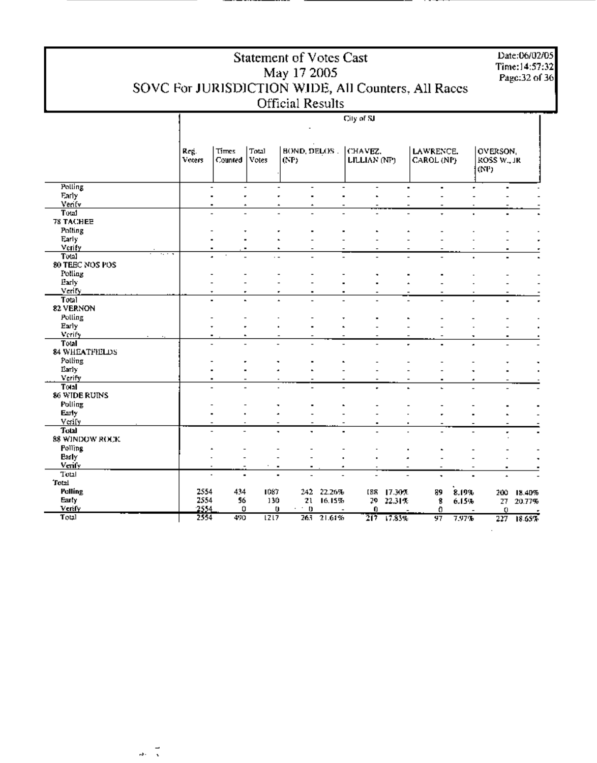# Statement of Votes Cast
## May 17 2005
## SOVC For JURISDICTION WIDE, All Counters, All Races
### Official Results

Date:06/02/05
Time:14:57:32
Page:32 of 36

| | City of SJ | | | | | | | | | | |
|---|---|---|---|---|---|---|---|---|---|---|---|
| | Reg. Voters | Times Counted | Total Votes | BOND, DELOS (NP) | | CHAVEZ, LILLIAN (NP) | | LAWRENCE, CAROL (NP) | | OVERSON, ROSS W., JR (NP) | |
| Polling | - | - | - | - | - | - | - | - | - | - | - |
| Early | - | - | - | - | - | - | - | - | - | - | - |
| Verify | - | - | - | - | - | - | - | - | - | - | - |
| Total | - | - | - | - | - | - | - | - | - | - | - |
| **78 TACHEE** | | | | | | | | | | | |
| Polling | - | - | - | - | - | - | - | - | - | - | - |
| Early | - | - | - | - | - | - | - | - | - | - | - |
| Verify | - | - | - | - | - | - | - | - | - | - | - |
| Total | - | - | - | - | - | - | - | - | - | - | - |
| **80 TEEC NOS POS** | | | | | | | | | | | |
| Polling | - | - | - | - | - | - | - | - | - | - | - |
| Early | - | - | - | - | - | - | - | - | - | - | - |
| Verify | - | - | - | - | - | - | - | - | - | - | - |
| Total | - | - | - | - | - | - | - | - | - | - | - |
| **82 VERNON** | | | | | | | | | | | |
| Polling | - | - | - | - | - | - | - | - | - | - | - |
| Early | - | - | - | - | - | - | - | - | - | - | - |
| Verify | - | - | - | - | - | - | - | - | - | - | - |
| Total | - | - | - | - | - | - | - | - | - | - | - |
| **84 WHEATFIELDS** | | | | | | | | | | | |
| Polling | - | - | - | - | - | - | - | - | - | - | - |
| Early | - | - | - | - | - | - | - | - | - | - | - |
| Verify | - | - | - | - | - | - | - | - | - | - | - |
| Total | - | - | - | - | - | - | - | - | - | - | - |
| **86 WIDE RUINS** | | | | | | | | | | | |
| Polling | - | - | - | - | - | - | - | - | - | - | - |
| Early | - | - | - | - | - | - | - | - | - | - | - |
| Verify | - | - | - | - | - | - | - | - | - | - | - |
| Total | - | - | - | - | - | - | - | - | - | - | - |
| **88 WINDOW ROCK** | | | | | | | | | | | |
| Polling | - | - | - | - | - | - | - | - | - | - | - |
| Early | - | - | - | - | - | - | - | - | - | - | - |
| Verify | - | - | - | - | - | - | - | - | - | - | - |
| Total | - | - | - | - | - | - | - | - | - | - | - |
| **Total** | | | | | | | | | | | |
| **Polling** | 2554 | 434 | 1087 | 242 | 22.26% | 188 | 17.30% | 89 | 8.19% | 200 | 18.40% |
| **Early** | 2554 | 56 | 130 | 21 | 16.15% | 29 | 22.31% | 8 | 6.15% | 27 | 20.77% |
| **Verify** | 2554 | 0 | 0 | 0 | - | 0 | - | 0 | - | 0 | - |
| **Total** | 2554 | 490 | 1217 | 263 | 21.61% | 217 | 17.83% | 97 | 7.97% | 227 | 18.65% |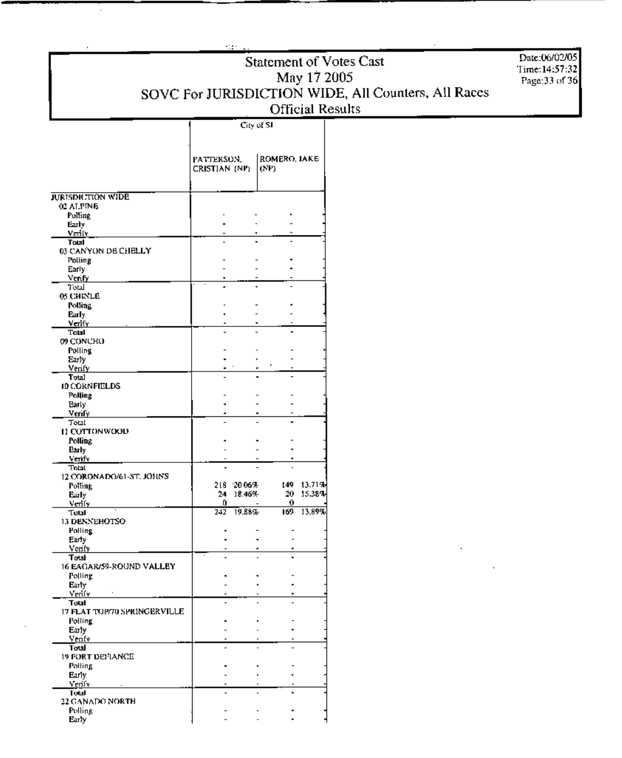# Statement of Votes Cast

## May 17 2005

## SOVC For JURISDICTION WIDE, All Counters, All Races

## Official Results

Date:06/02/05
Time:14:57:32

| | City of SJ | | | |
|---|---|---|---|---|
| | PATTERSON, CRISTIAN (NP) | | ROMERO, JAKE (NP) | |
| **JURISDICTION WIDE** | | | | |
| **02 ALPINE** | | | | |
| Polling | - | - | - | - |
| Early | - | - | - | - |
| Verify | - | - | - | - |
| Total | - | - | - | - |
| **03 CANYON DE CHELLY** | | | | |
| Polling | - | - | - | - |
| Early | - | - | - | - |
| Verify | - | - | - | - |
| Total | - | - | - | - |
| **05 CHINLE** | | | | |
| Polling | - | - | - | - |
| Early | - | - | - | - |
| Verify | - | - | - | - |
| Total | - | - | - | - |
| **09 CONCHO** | | | | |
| Polling | - | - | - | - |
| Early | - | - | - | - |
| Verify | - | - | - | - |
| Total | - | - | - | - |
| **10 CORNFIELDS** | | | | |
| Polling | - | - | - | - |
| Early | - | - | - | - |
| Verify | - | - | - | - |
| Total | - | - | - | - |
| **11 COTTONWOOD** | | | | |
| Polling | - | - | - | - |
| Early | - | - | - | - |
| Verify | - | - | - | - |
| Total | - | - | - | - |
| **12 CORONADO/61-ST. JOHNS** | | | | |
| Polling | 218 | 20.06% | 149 | 13.71% |
| Early | 24 | 18.46% | 20 | 15.38% |
| Verify | 0 | - | 0 | - |
| Total | 242 | 19.88% | 169 | 13.89% |
| **13 DENNEHOTSO** | | | | |
| Polling | - | - | - | - |
| Early | - | - | - | - |
| Verify | - | - | - | - |
| Total | - | - | - | - |
| **16 EAGAR/59-ROUND VALLEY** | | | | |
| Polling | - | - | - | - |
| Early | - | - | - | - |
| Verify | - | - | - | - |
| Total | - | - | - | - |
| **17 FLAT TOP/70 SPRINGERVILLE** | | | | |
| Polling | - | - | - | - |
| Early | - | - | - | - |
| Verify | - | - | - | - |
| Total | - | - | - | - |
| **19 FORT DEFIANCE** | | | | |
| Polling | - | - | - | - |
| Early | - | - | - | - |
| Verify | - | - | - | - |
| Total | - | - | - | - |
| **22 GANADO NORTH** | | | | |
| Polling | - | - | - | - |
| Early | - | - | - | - |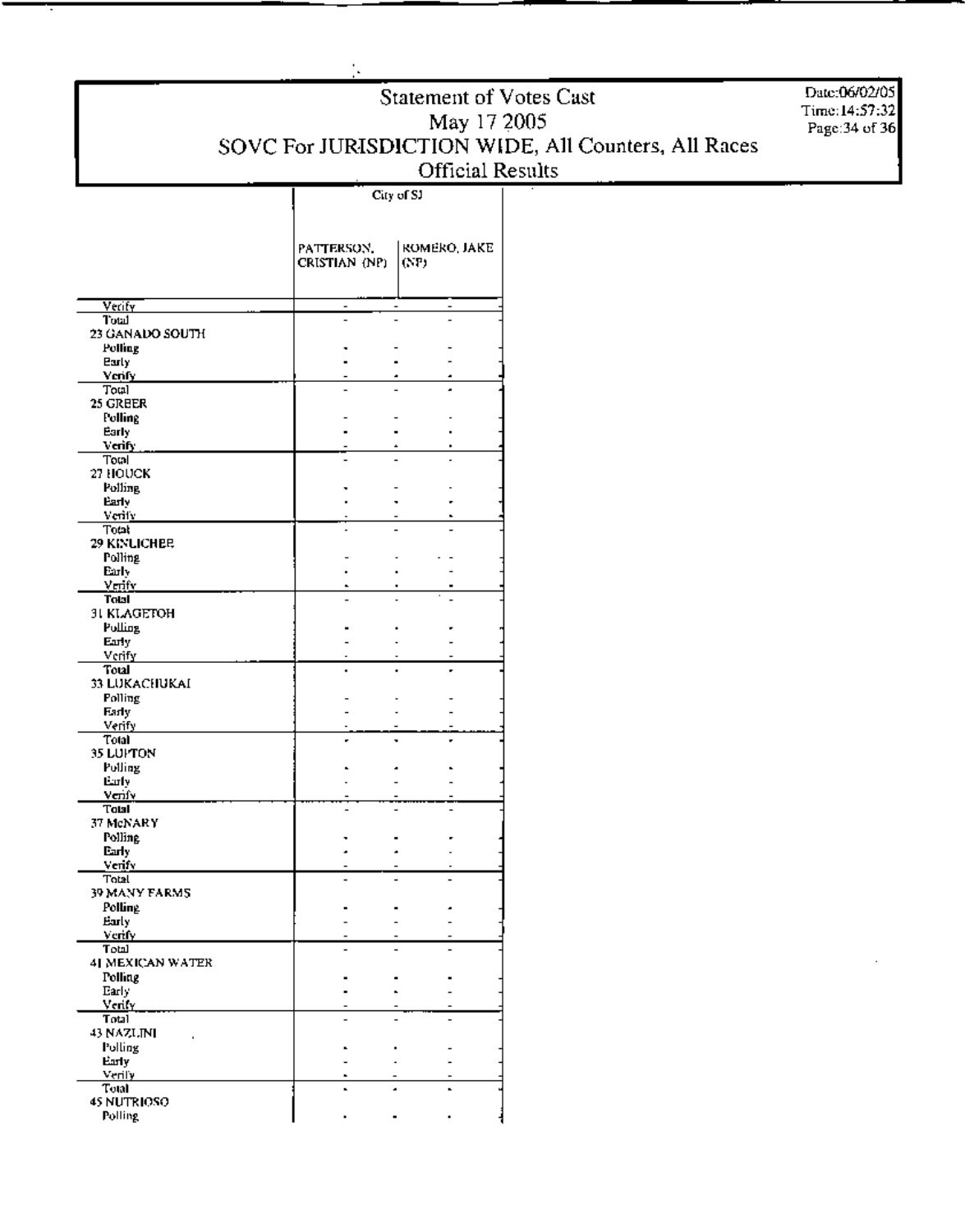# Statement of Votes Cast

## May 17 2005

## SOVC For JURISDICTION WIDE, All Counters, All Races

## Official Results

Date:06/02/05
Time:14:57:32

| | City of SJ | |
|---|---|---|
| | PATTERSON, CRISTIAN (NP) | ROMERO, JAKE (NP) |
| Verify | - | - |
| Total | - | - |
| **23 GANADO SOUTH** | | |
| Polling | - | - |
| Early | - | - |
| Verify | - | - |
| Total | - | - |
| **25 GREER** | | |
| Polling | - | - |
| Early | - | - |
| Verify | - | - |
| Total | - | - |
| **27 HOUCK** | | |
| Polling | - | - |
| Early | - | - |
| Verify | - | - |
| Total | - | - |
| **29 KINLICHEE** | | |
| Polling | - | - |
| Early | - | - |
| Verify | - | - |
| Total | - | - |
| **31 KLAGETOH** | | |
| Polling | - | - |
| Early | - | - |
| Verify | - | - |
| Total | - | - |
| **33 LUKACHUKAI** | | |
| Polling | - | - |
| Early | - | - |
| Verify | - | - |
| Total | - | - |
| **35 LUPTON** | | |
| Polling | - | - |
| Early | - | - |
| Verify | - | - |
| Total | - | - |
| **37 McNARY** | | |
| Polling | - | - |
| Early | - | - |
| Verify | - | - |
| Total | - | - |
| **39 MANY FARMS** | | |
| Polling | - | - |
| Early | - | - |
| Verify | - | - |
| Total | - | - |
| **41 MEXICAN WATER** | | |
| Polling | - | - |
| Early | - | - |
| Verify | - | - |
| Total | - | - |
| **43 NAZLINI** | | |
| Polling | - | - |
| Early | - | - |
| Verify | - | - |
| Total | - | - |
| **45 NUTRIOSO** | | |
| Polling | - | - |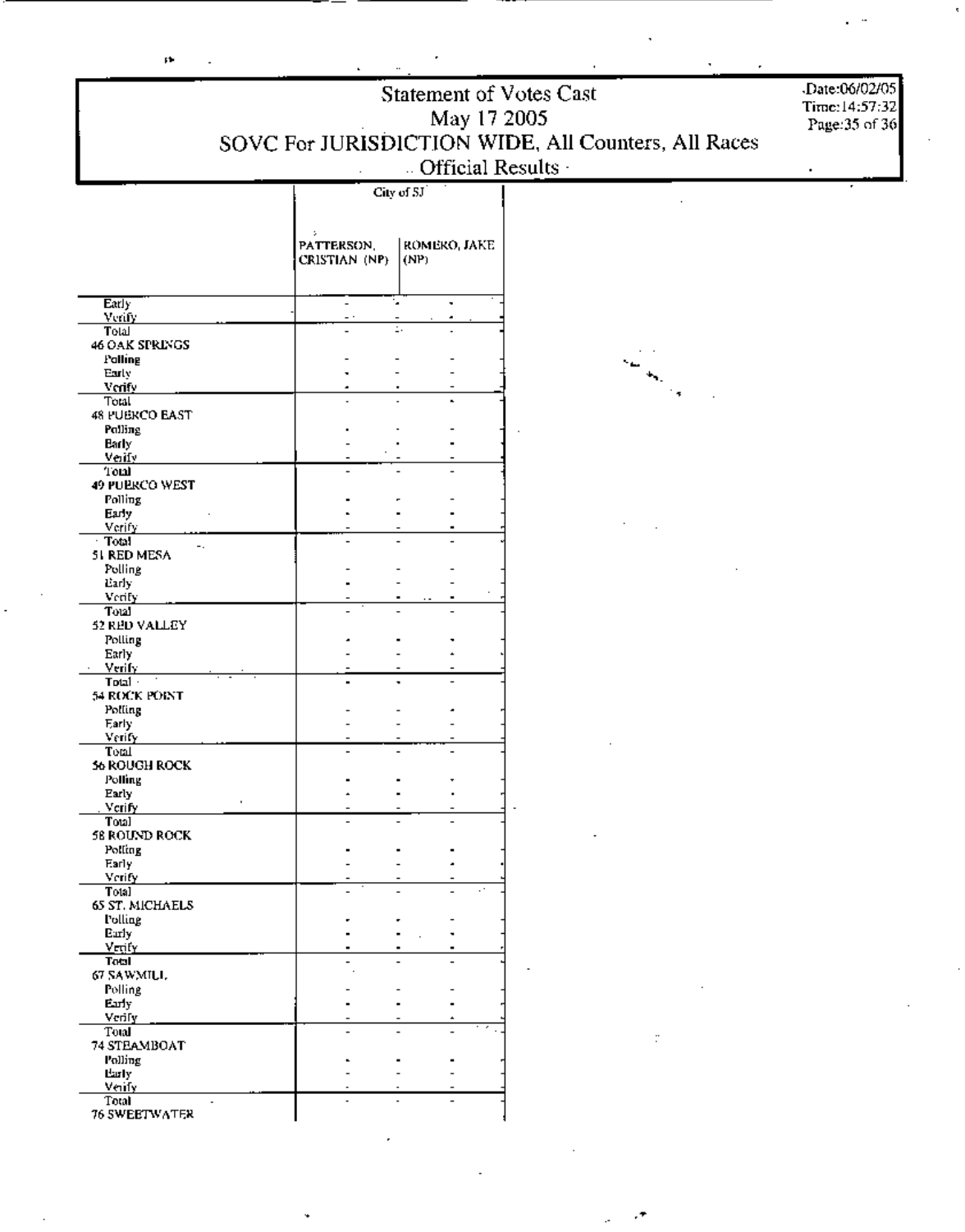# Statement of Votes Cast
## May 17 2005
## SOVC For JURISDICTION WIDE, All Counters, All Races
### Official Results

Date:06/02/05
Time:14:57:32

| | City of SJ | | |
|---|---|---|---|
| | PATTERSON, CRISTIAN (NP) | ROMERO, JAKE (NP) | |
| Early | - | - | - |
| Verify | - | - | - |
| Total | - | - | - |
| **46 OAK SPRINGS** | | | |
| Polling | - | - | - |
| Early | - | - | - |
| Verify | - | - | - |
| Total | - | - | - |
| **48 PUERCO EAST** | | | |
| Polling | - | - | - |
| Early | - | - | - |
| Verify | - | - | - |
| Total | - | - | - |
| **49 PUERCO WEST** | | | |
| Polling | - | - | - |
| Early | - | - | - |
| Verify | - | - | - |
| Total | - | - | - |
| **51 RED MESA** | | | |
| Polling | - | - | - |
| Early | - | - | - |
| Verify | - | - | - |
| Total | - | - | - |
| **52 RED VALLEY** | | | |
| Polling | - | - | - |
| Early | - | - | - |
| Verify | - | - | - |
| Total | - | - | - |
| **54 ROCK POINT** | | | |
| Polling | - | - | - |
| Early | - | - | - |
| Verify | - | - | - |
| Total | - | - | - |
| **56 ROUGH ROCK** | | | |
| Polling | - | - | - |
| Early | - | - | - |
| Verify | - | - | - |
| Total | - | - | - |
| **58 ROUND ROCK** | | | |
| Polling | - | - | - |
| Early | - | - | - |
| Verify | - | - | - |
| Total | - | - | - |
| **65 ST. MICHAELS** | | | |
| Polling | - | - | - |
| Early | - | - | - |
| Verify | - | - | - |
| Total | - | - | - |
| **67 SAWMILL** | | | |
| Polling | - | - | - |
| Early | - | - | - |
| Verify | - | - | - |
| Total | - | - | - |
| **74 STEAMBOAT** | | | |
| Polling | - | - | - |
| Early | - | - | - |
| Verify | - | - | - |
| Total | - | - | - |
| **76 SWEETWATER** | | | |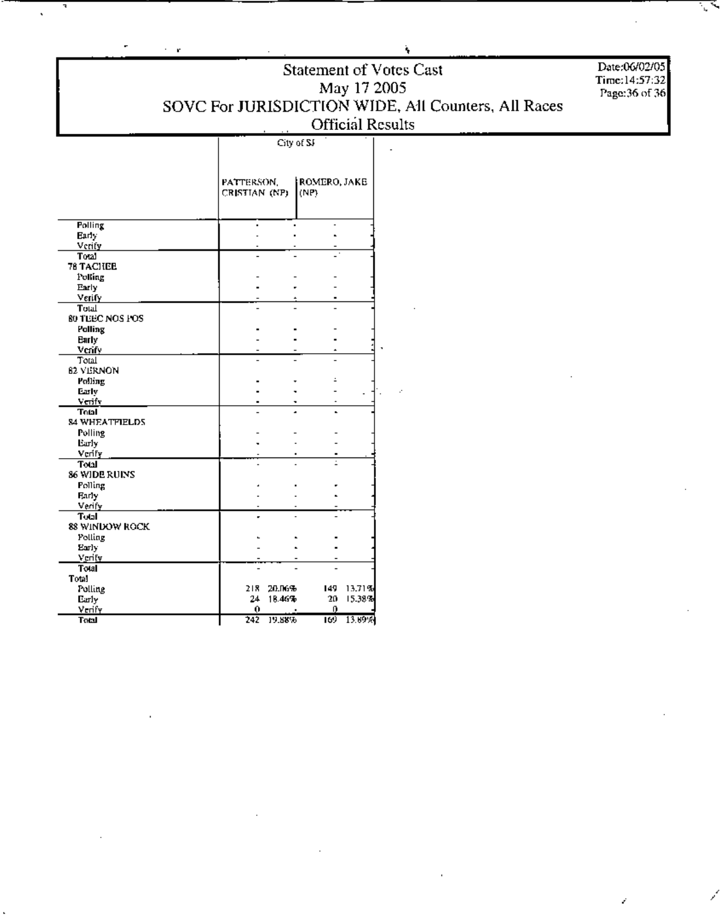# Statement of Votes Cast
## May 17 2005
## SOVC For JURISDICTION WIDE, All Counters, All Races
## Official Results

Date:06/02/05
Time:14:57:32

| | City of SJ | | | |
|---|---|---|---|---|
| | PATTERSON, CRISTIAN (NP) | | ROMERO, JAKE (NP) | |
| Polling | - | - | - | - |
| Early | - | - | - | - |
| Verify | - | - | - | - |
| Total | - | - | - | - |
| **78 TACHEE** | | | | |
| Polling | - | - | - | - |
| Early | - | - | - | - |
| Verify | - | - | - | - |
| Total | - | - | - | - |
| **80 TEEC NOS POS** | | | | |
| Polling | - | - | - | - |
| Early | - | - | - | - |
| Verify | - | - | - | - |
| Total | - | - | - | - |
| **82 VERNON** | | | | |
| Polling | - | - | - | - |
| Early | - | - | - | - |
| Verify | - | - | - | - |
| Total | - | - | - | - |
| **84 WHEATFIELDS** | | | | |
| Polling | - | - | - | - |
| Early | - | - | - | - |
| Verify | - | - | - | - |
| Total | - | - | - | - |
| **86 WIDE RUINS** | | | | |
| Polling | - | - | - | - |
| Early | - | - | - | - |
| Verify | - | - | - | - |
| Total | - | - | - | - |
| **88 WINDOW ROCK** | | | | |
| Polling | - | - | - | - |
| Early | - | - | - | - |
| Verify | - | - | - | - |
| Total | - | - | - | - |
| **Total** | | | | |
| Polling | 218 | 20.06% | 149 | 13.71% |
| Early | 24 | 18.46% | 20 | 15.38% |
| Verify | 0 | - | 0 | - |
| Total | 242 | 19.88% | 169 | 13.89% |